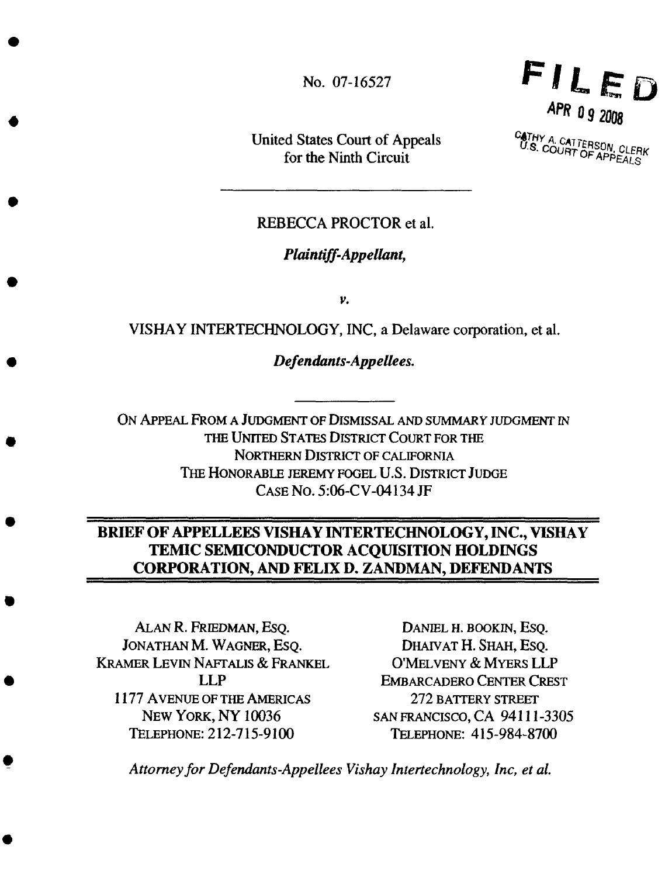No. 07-16527

**FILED**

APR 09 2008

CATHY A. CATTERSON, CLERK
U.S. COURT OF APPEALS

United States Court of Appeals
for the Ninth Circuit

---

REBECCA PROCTOR et al.

***Plaintiff-Appellant,***

*v.*

VISHAY INTERTECHNOLOGY, INC, a Delaware corporation, et al.

***Defendants-Appellees.***

---

ON APPEAL FROM A JUDGMENT OF DISMISSAL AND SUMMARY JUDGMENT IN THE UNITED STATES DISTRICT COURT FOR THE NORTHERN DISTRICT OF CALIFORNIA
THE HONORABLE JEREMY FOGEL U.S. DISTRICT JUDGE
CASE NO. 5:06-CV-04134 JF

# BRIEF OF APPELLEES VISHAY INTERTECHNOLOGY, INC., VISHAY TEMIC SEMICONDUCTOR ACQUISITION HOLDINGS CORPORATION, AND FELIX D. ZANDMAN, DEFENDANTS

ALAN R. FRIEDMAN, ESQ.
JONATHAN M. WAGNER, ESQ.
KRAMER LEVIN NAFTALIS & FRANKEL LLP
1177 AVENUE OF THE AMERICAS
NEW YORK, NY 10036
TELEPHONE: 212-715-9100

DANIEL H. BOOKIN, ESQ.
DHAIVAT H. SHAH, ESQ.
O'MELVENY & MYERS LLP
EMBARCADERO CENTER CREST
272 BATTERY STREET
SAN FRANCISCO, CA 94111-3305
TELEPHONE: 415-984-8700

*Attorney for Defendants-Appellees Vishay Intertechnology, Inc, et al.*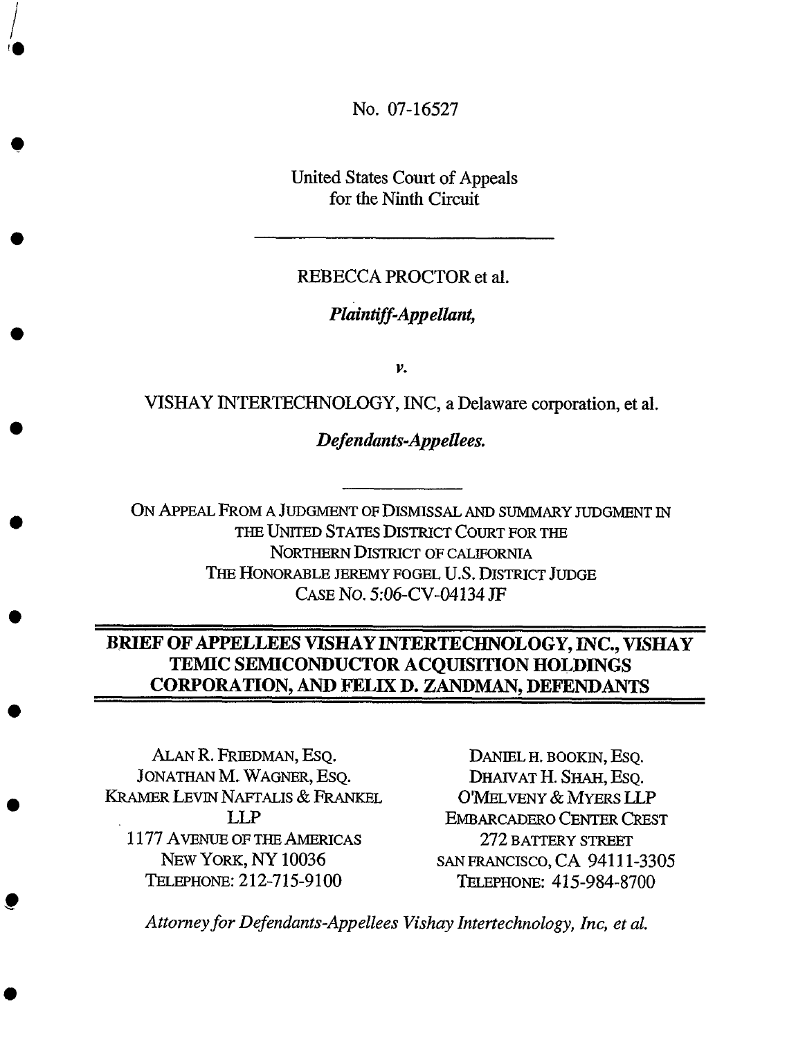No. 07-16527

United States Court of Appeals
for the Ninth Circuit

---

REBECCA PROCTOR et al.

*Plaintiff-Appellant,*

*v.*

VISHAY INTERTECHNOLOGY, INC, a Delaware corporation, et al.

*Defendants-Appellees.*

---

ON APPEAL FROM A JUDGMENT OF DISMISSAL AND SUMMARY JUDGMENT IN THE UNITED STATES DISTRICT COURT FOR THE NORTHERN DISTRICT OF CALIFORNIA
THE HONORABLE JEREMY FOGEL U.S. DISTRICT JUDGE
CASE NO. 5:06-CV-04134 JF

---

# BRIEF OF APPELLEES VISHAY INTERTECHNOLOGY, INC., VISHAY TEMIC SEMICONDUCTOR ACQUISITION HOLDINGS CORPORATION, AND FELIX D. ZANDMAN, DEFENDANTS

---

ALAN R. FRIEDMAN, ESQ.
JONATHAN M. WAGNER, ESQ.
KRAMER LEVIN NAFTALIS & FRANKEL LLP
1177 AVENUE OF THE AMERICAS
NEW YORK, NY 10036
TELEPHONE: 212-715-9100

DANIEL H. BOOKIN, ESQ.
DHAIVAT H. SHAH, ESQ.
O'MELVENY & MYERS LLP
EMBARCADERO CENTER CREST
272 BATTERY STREET
SAN FRANCISCO, CA 94111-3305
TELEPHONE: 415-984-8700

*Attorney for Defendants-Appellees Vishay Intertechnology, Inc, et al.*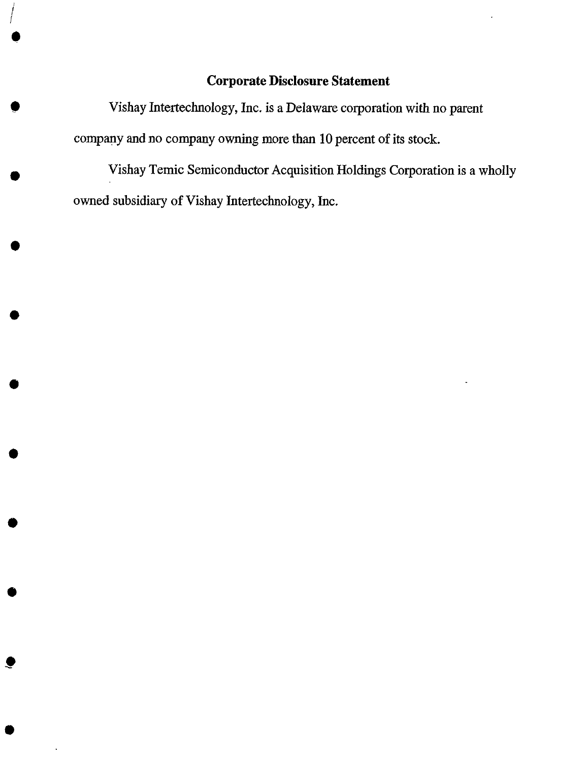## Corporate Disclosure Statement

Vishay Intertechnology, Inc. is a Delaware corporation with no parent company and no company owning more than 10 percent of its stock.

Vishay Temic Semiconductor Acquisition Holdings Corporation is a wholly owned subsidiary of Vishay Intertechnology, Inc.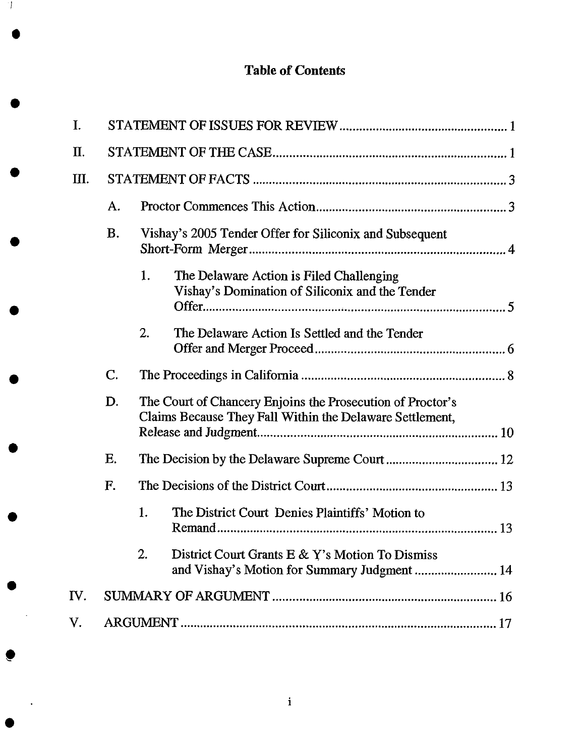# Table of Contents

I. STATEMENT OF ISSUES FOR REVIEW .......... 1

II. STATEMENT OF THE CASE .......... 1

III. STATEMENT OF FACTS .......... 3

A. Proctor Commences This Action .......... 3

B. Vishay's 2005 Tender Offer for Siliconix and Subsequent Short-Form Merger .......... 4

1. The Delaware Action is Filed Challenging Vishay's Domination of Siliconix and the Tender Offer .......... 5

2. The Delaware Action Is Settled and the Tender Offer and Merger Proceed .......... 6

C. The Proceedings in California .......... 8

D. The Court of Chancery Enjoins the Prosecution of Proctor's Claims Because They Fall Within the Delaware Settlement, Release and Judgment .......... 10

E. The Decision by the Delaware Supreme Court .......... 12

F. The Decisions of the District Court .......... 13

1. The District Court Denies Plaintiffs' Motion to Remand .......... 13

2. District Court Grants E & Y's Motion To Dismiss and Vishay's Motion for Summary Judgment .......... 14

IV. SUMMARY OF ARGUMENT .......... 16

V. ARGUMENT .......... 17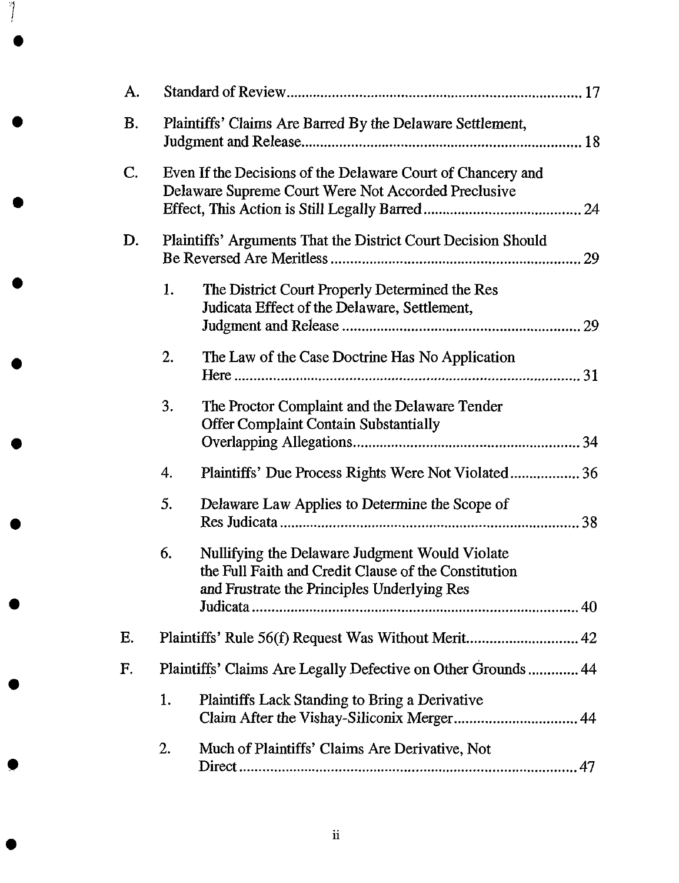A. Standard of Review .................................................................................. 17

B. Plaintiffs' Claims Are Barred By the Delaware Settlement, Judgment and Release.......................................................................... 18

C. Even If the Decisions of the Delaware Court of Chancery and Delaware Supreme Court Were Not Accorded Preclusive Effect, This Action is Still Legally Barred........................................ 24

D. Plaintiffs' Arguments That the District Court Decision Should Be Reversed Are Meritless ................................................................ 29

   1. The District Court Properly Determined the Res Judicata Effect of the Delaware, Settlement, Judgment and Release ............................................................ 29

   2. The Law of the Case Doctrine Has No Application Here ......................................................................................... 31

   3. The Proctor Complaint and the Delaware Tender Offer Complaint Contain Substantially Overlapping Allegations.......................................................... 34

   4. Plaintiffs' Due Process Rights Were Not Violated.................. 36

   5. Delaware Law Applies to Determine the Scope of Res Judicata ............................................................................ 38

   6. Nullifying the Delaware Judgment Would Violate the Full Faith and Credit Clause of the Constitution and Frustrate the Principles Underlying Res Judicata ..................................................................................... 40

E. Plaintiffs' Rule 56(f) Request Was Without Merit............................ 42

F. Plaintiffs' Claims Are Legally Defective on Other Grounds ............. 44

   1. Plaintiffs Lack Standing to Bring a Derivative Claim After the Vishay-Siliconix Merger............................... 44

   2. Much of Plaintiffs' Claims Are Derivative, Not Direct ....................................................................................... 47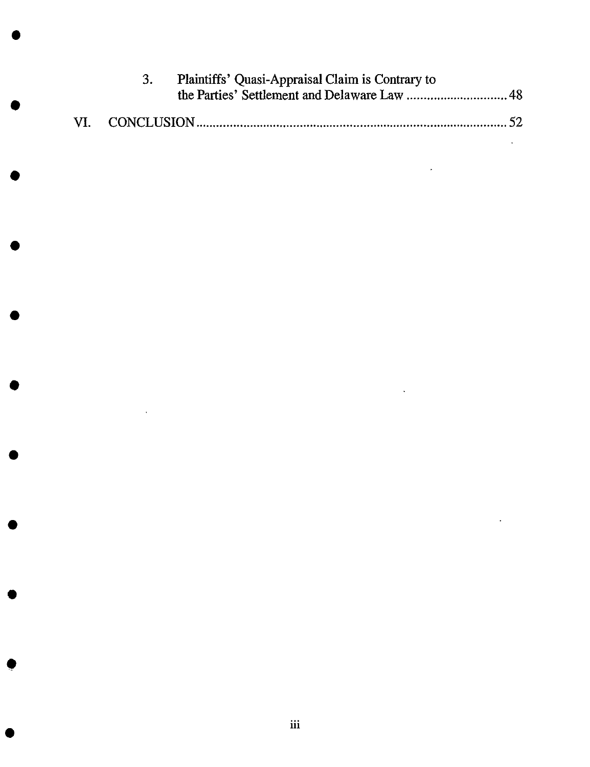3. Plaintiffs' Quasi-Appraisal Claim is Contrary to the Parties' Settlement and Delaware Law ............................ 48

VI. CONCLUSION ............................................................................................ 52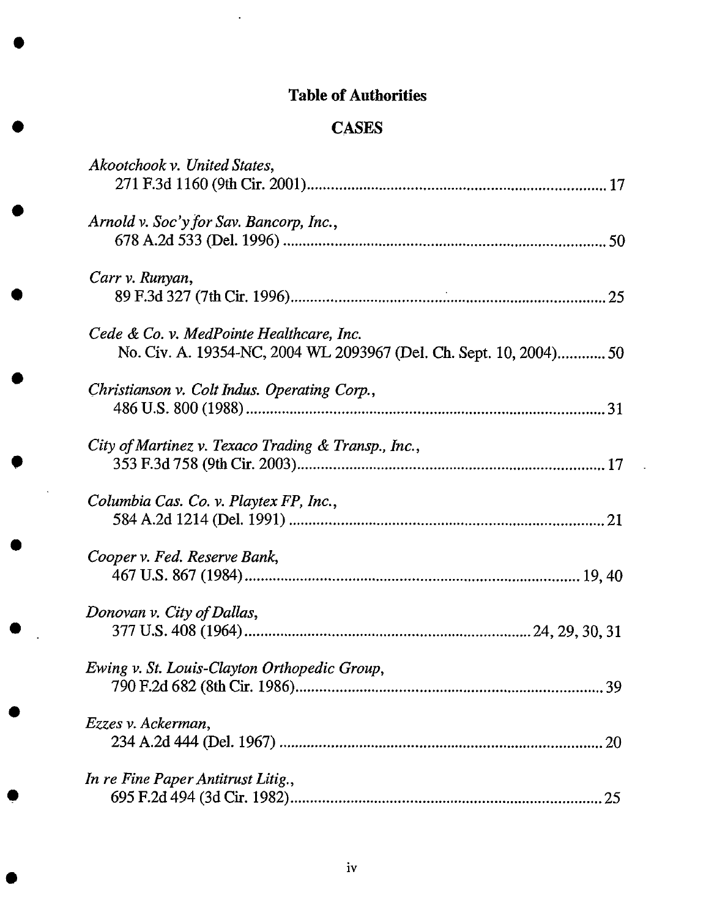# Table of Authorities

## CASES

*Akootchook v. United States*,
271 F.3d 1160 (9th Cir. 2001) .......... 17

*Arnold v. Soc'y for Sav. Bancorp, Inc.*,
678 A.2d 533 (Del. 1996) .......... 50

*Carr v. Runyan*,
89 F.3d 327 (7th Cir. 1996) .......... 25

*Cede & Co. v. MedPointe Healthcare, Inc.*
No. Civ. A. 19354-NC, 2004 WL 2093967 (Del. Ch. Sept. 10, 2004) .......... 50

*Christianson v. Colt Indus. Operating Corp.*,
486 U.S. 800 (1988) .......... 31

*City of Martinez v. Texaco Trading & Transp., Inc.*,
353 F.3d 758 (9th Cir. 2003) .......... 17

*Columbia Cas. Co. v. Playtex FP, Inc.*,
584 A.2d 1214 (Del. 1991) .......... 21

*Cooper v. Fed. Reserve Bank*,
467 U.S. 867 (1984) .......... 19, 40

*Donovan v. City of Dallas*,
377 U.S. 408 (1964) .......... 24, 29, 30, 31

*Ewing v. St. Louis-Clayton Orthopedic Group*,
790 F.2d 682 (8th Cir. 1986) .......... 39

*Ezzes v. Ackerman*,
234 A.2d 444 (Del. 1967) .......... 20

*In re Fine Paper Antitrust Litig.*,
695 F.2d 494 (3d Cir. 1982) .......... 25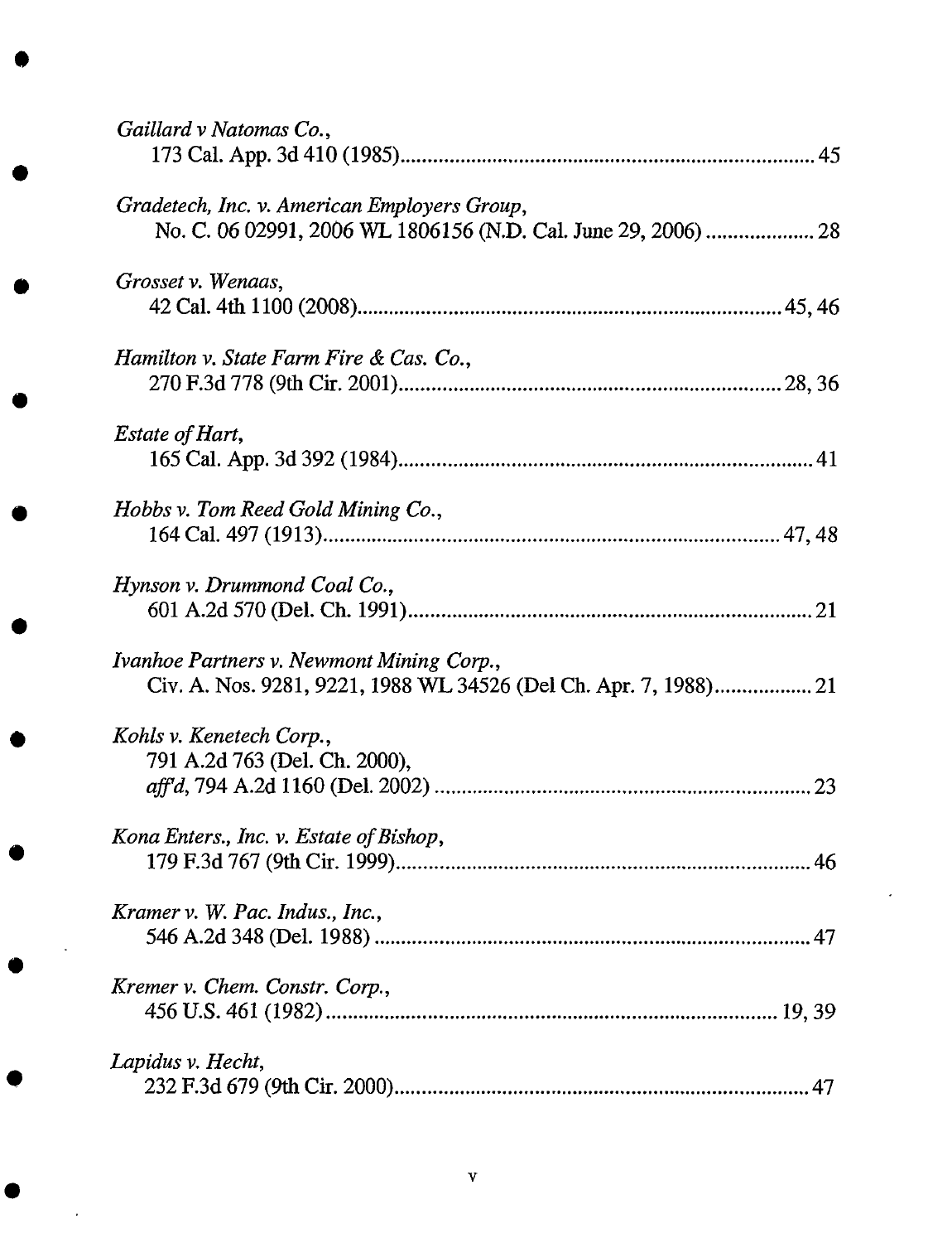*Gaillard v Natomas Co.*,
173 Cal. App. 3d 410 (1985)............................................................................45

*Gradetech, Inc. v. American Employers Group*,
No. C. 06 02991, 2006 WL 1806156 (N.D. Cal. June 29, 2006)....................28

*Grosset v. Wenaas*,
42 Cal. 4th 1100 (2008)...............................................................................45, 46

*Hamilton v. State Farm Fire & Cas. Co.*,
270 F.3d 778 (9th Cir. 2001).......................................................................28, 36

*Estate of Hart*,
165 Cal. App. 3d 392 (1984)............................................................................41

*Hobbs v. Tom Reed Gold Mining Co.*,
164 Cal. 497 (1913)....................................................................................47, 48

*Hynson v. Drummond Coal Co.*,
601 A.2d 570 (Del. Ch. 1991)..........................................................................21

*Ivanhoe Partners v. Newmont Mining Corp.*,
Civ. A. Nos. 9281, 9221, 1988 WL 34526 (Del Ch. Apr. 7, 1988)..................21

*Kohls v. Kenetech Corp.*,
791 A.2d 763 (Del. Ch. 2000),
*aff'd*, 794 A.2d 1160 (Del. 2002).....................................................................23

*Kona Enters., Inc. v. Estate of Bishop*,
179 F.3d 767 (9th Cir. 1999)............................................................................46

*Kramer v. W. Pac. Indus., Inc.*,
546 A.2d 348 (Del. 1988)................................................................................47

*Kremer v. Chem. Constr. Corp.*,
456 U.S. 461 (1982)...................................................................................19, 39

*Lapidus v. Hecht*,
232 F.3d 679 (9th Cir. 2000)............................................................................47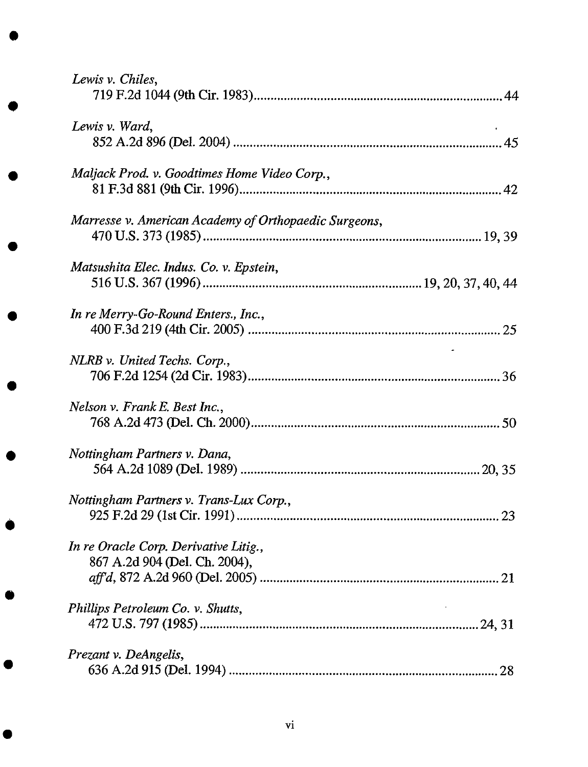*Lewis v. Chiles*,
719 F.2d 1044 (9th Cir. 1983) .......... 44

*Lewis v. Ward*,
852 A.2d 896 (Del. 2004) .......... 45

*Maljack Prod. v. Goodtimes Home Video Corp.*,
81 F.3d 881 (9th Cir. 1996) .......... 42

*Marresse v. American Academy of Orthopaedic Surgeons*,
470 U.S. 373 (1985) .......... 19, 39

*Matsushita Elec. Indus. Co. v. Epstein*,
516 U.S. 367 (1996) .......... 19, 20, 37, 40, 44

*In re Merry-Go-Round Enters., Inc.*,
400 F.3d 219 (4th Cir. 2005) .......... 25

*NLRB v. United Techs. Corp.*,
706 F.2d 1254 (2d Cir. 1983) .......... 36

*Nelson v. Frank E. Best Inc.*,
768 A.2d 473 (Del. Ch. 2000) .......... 50

*Nottingham Partners v. Dana*,
564 A.2d 1089 (Del. 1989) .......... 20, 35

*Nottingham Partners v. Trans-Lux Corp.*,
925 F.2d 29 (1st Cir. 1991) .......... 23

*In re Oracle Corp. Derivative Litig.*,
867 A.2d 904 (Del. Ch. 2004),
*aff'd*, 872 A.2d 960 (Del. 2005) .......... 21

*Phillips Petroleum Co. v. Shutts*,
472 U.S. 797 (1985) .......... 24, 31

*Prezant v. DeAngelis*,
636 A.2d 915 (Del. 1994) .......... 28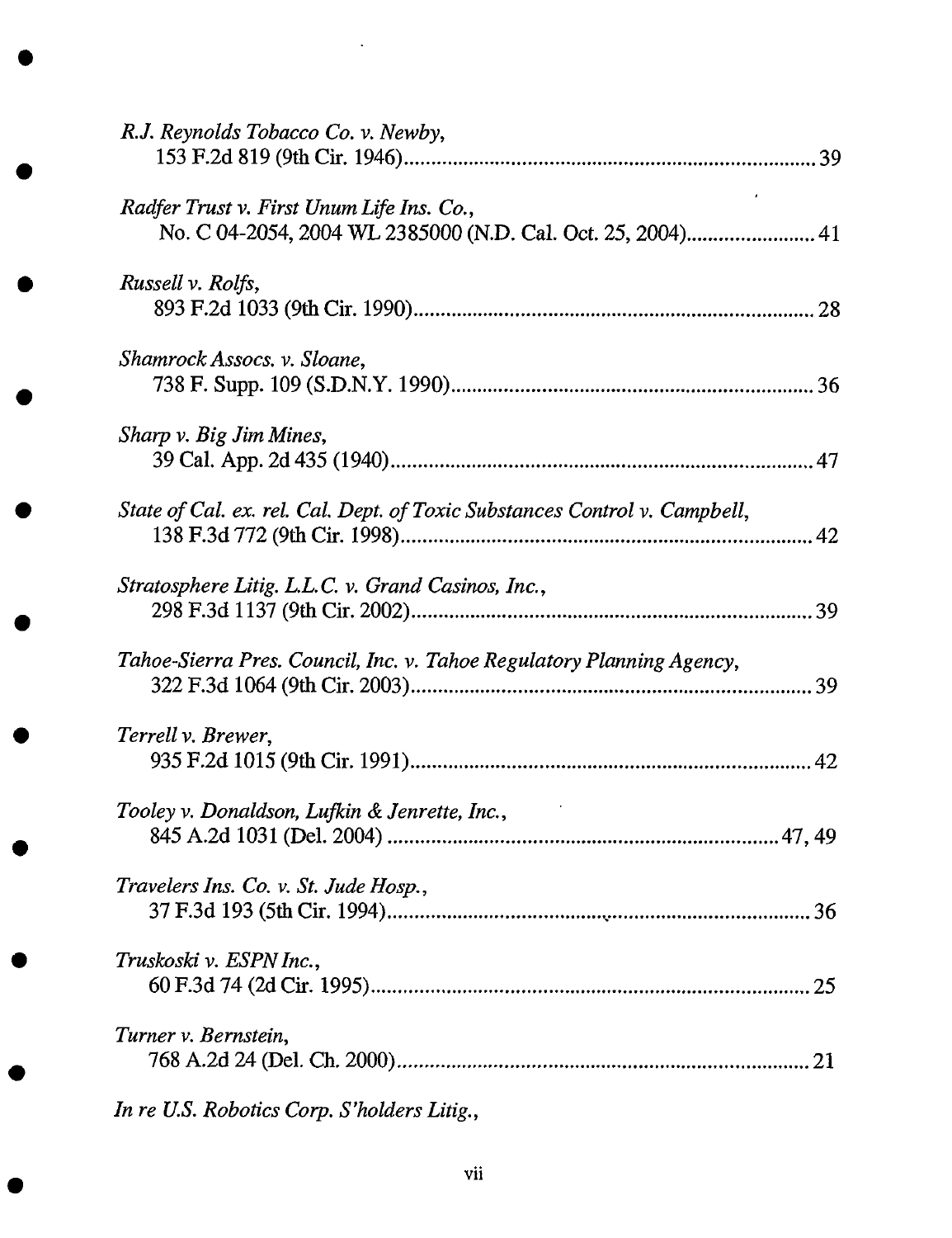*R.J. Reynolds Tobacco Co. v. Newby*,
153 F.2d 819 (9th Cir. 1946) ............................................................................ 39

*Radfer Trust v. First Unum Life Ins. Co.*,
No. C 04-2054, 2004 WL 2385000 (N.D. Cal. Oct. 25, 2004) ........................ 41

*Russell v. Rolfs*,
893 F.2d 1033 (9th Cir. 1990) .......................................................................... 28

*Shamrock Assocs. v. Sloane*,
738 F. Supp. 109 (S.D.N.Y. 1990) .................................................................... 36

*Sharp v. Big Jim Mines*,
39 Cal. App. 2d 435 (1940) ............................................................................... 47

*State of Cal. ex. rel. Cal. Dept. of Toxic Substances Control v. Campbell*,
138 F.3d 772 (9th Cir. 1998) ............................................................................ 42

*Stratosphere Litig. L.L.C. v. Grand Casinos, Inc.*,
298 F.3d 1137 (9th Cir. 2002) .......................................................................... 39

*Tahoe-Sierra Pres. Council, Inc. v. Tahoe Regulatory Planning Agency*,
322 F.3d 1064 (9th Cir. 2003) .......................................................................... 39

*Terrell v. Brewer*,
935 F.2d 1015 (9th Cir. 1991) .......................................................................... 42

*Tooley v. Donaldson, Lufkin & Jenrette, Inc.*,
845 A.2d 1031 (Del. 2004) ......................................................................... 47, 49

*Travelers Ins. Co. v. St. Jude Hosp.*,
37 F.3d 193 (5th Cir. 1994) .............................................................................. 36

*Truskoski v. ESPN Inc.*,
60 F.3d 74 (2d Cir. 1995) .................................................................................. 25

*Turner v. Bernstein*,
768 A.2d 24 (Del. Ch. 2000) ............................................................................. 21

*In re U.S. Robotics Corp. S'holders Litig.*,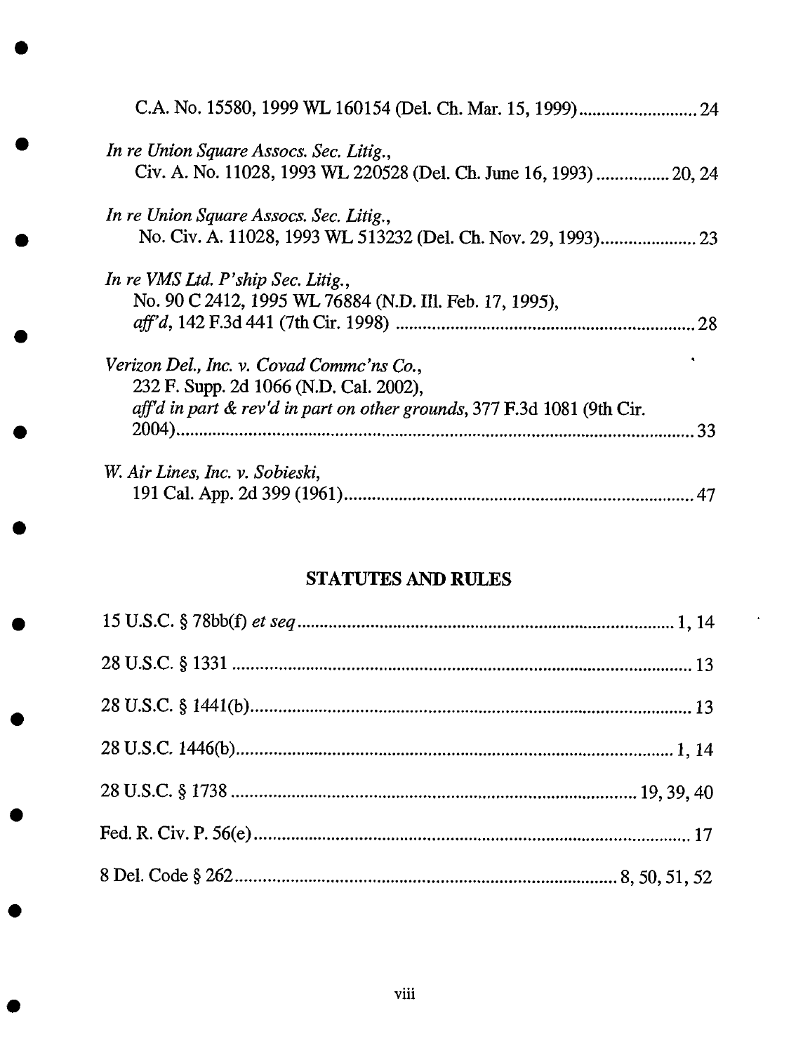C.A. No. 15580, 1999 WL 160154 (Del. Ch. Mar. 15, 1999).......................... 24

*In re Union Square Assocs. Sec. Litig.*,
Civ. A. No. 11028, 1993 WL 220528 (Del. Ch. June 16, 1993)................ 20, 24

*In re Union Square Assocs. Sec. Litig.*,
No. Civ. A. 11028, 1993 WL 513232 (Del. Ch. Nov. 29, 1993).................... 23

*In re VMS Ltd. P'ship Sec. Litig.*,
No. 90 C 2412, 1995 WL 76884 (N.D. Ill. Feb. 17, 1995),
*aff'd*, 142 F.3d 441 (7th Cir. 1998) ............................................................... 28

*Verizon Del., Inc. v. Covad Commc'ns Co.*,
232 F. Supp. 2d 1066 (N.D. Cal. 2002),
*aff'd in part & rev'd in part on other grounds*, 377 F.3d 1081 (9th Cir. 2004)........................................................................................................ 33

*W. Air Lines, Inc. v. Sobieski*,
191 Cal. App. 2d 399 (1961)........................................................................... 47

## STATUTES AND RULES

15 U.S.C. § 78bb(f) *et seq*................................................................................ 1, 14

28 U.S.C. § 1331 ..................................................................................................... 13

28 U.S.C. § 1441(b)................................................................................................. 13

28 U.S.C. 1446(b).................................................................................................. 1, 14

28 U.S.C. § 1738 ........................................................................................ 19, 39, 40

Fed. R. Civ. P. 56(e)................................................................................................ 17

8 Del. Code § 262................................................................................... 8, 50, 51, 52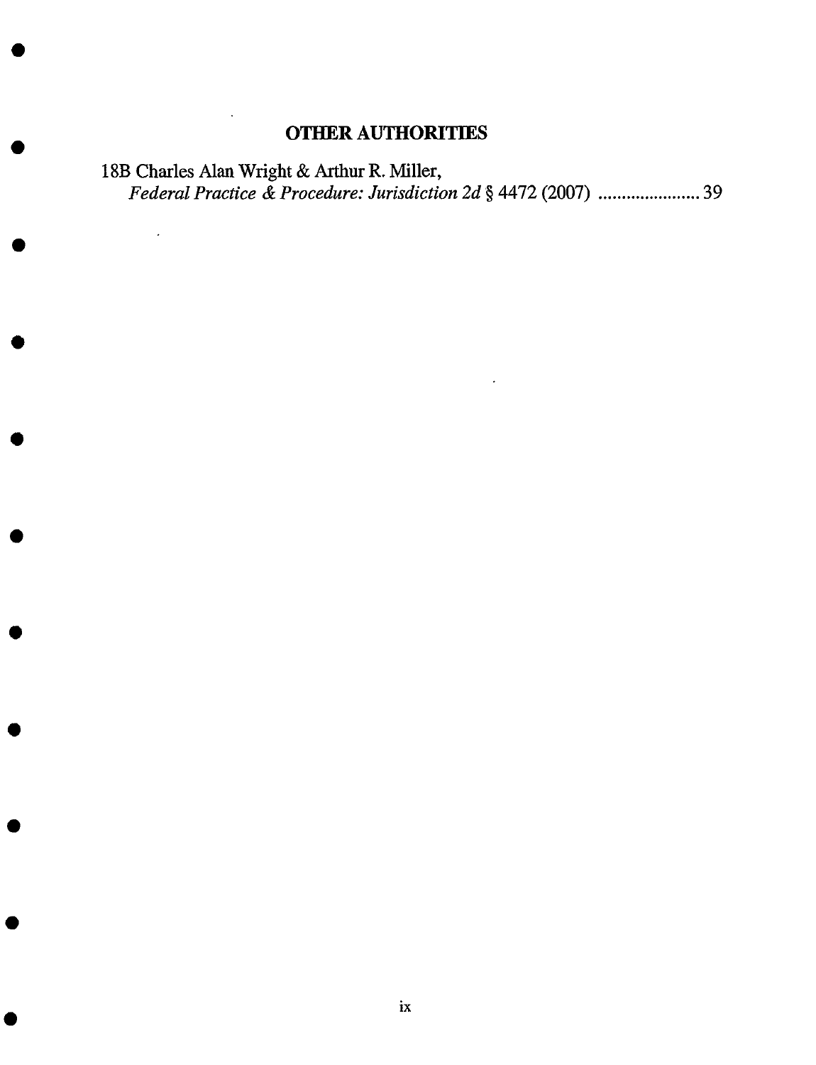## OTHER AUTHORITIES

18B Charles Alan Wright & Arthur R. Miller,
*Federal Practice & Procedure: Jurisdiction 2d* § 4472 (2007) ...................... 39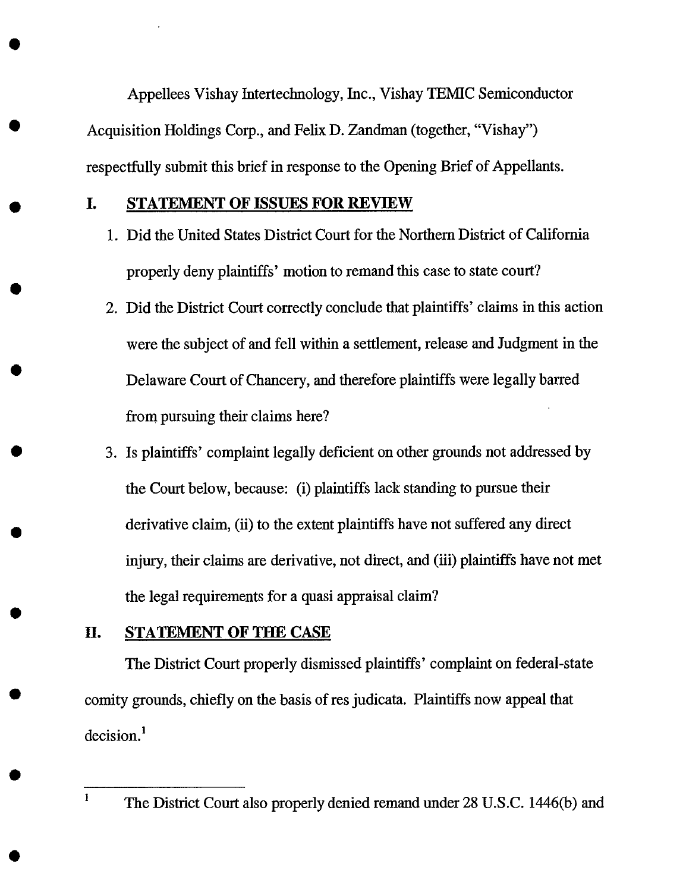Appellees Vishay Intertechnology, Inc., Vishay TEMIC Semiconductor Acquisition Holdings Corp., and Felix D. Zandman (together, "Vishay") respectfully submit this brief in response to the Opening Brief of Appellants.

## I. STATEMENT OF ISSUES FOR REVIEW

1. Did the United States District Court for the Northern District of California properly deny plaintiffs' motion to remand this case to state court?
2. Did the District Court correctly conclude that plaintiffs' claims in this action were the subject of and fell within a settlement, release and Judgment in the Delaware Court of Chancery, and therefore plaintiffs were legally barred from pursuing their claims here?
3. Is plaintiffs' complaint legally deficient on other grounds not addressed by the Court below, because: (i) plaintiffs lack standing to pursue their derivative claim, (ii) to the extent plaintiffs have not suffered any direct injury, their claims are derivative, not direct, and (iii) plaintiffs have not met the legal requirements for a quasi appraisal claim?

## II. STATEMENT OF THE CASE

The District Court properly dismissed plaintiffs' complaint on federal-state comity grounds, chiefly on the basis of res judicata. Plaintiffs now appeal that decision.[1]

---

[1] The District Court also properly denied remand under 28 U.S.C. 1446(b) and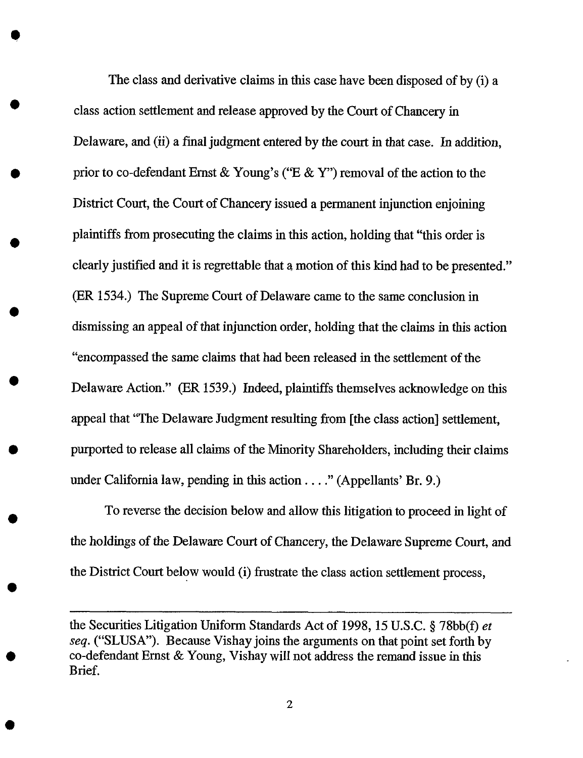The class and derivative claims in this case have been disposed of by (i) a class action settlement and release approved by the Court of Chancery in Delaware, and (ii) a final judgment entered by the court in that case. In addition, prior to co-defendant Ernst & Young's ("E & Y") removal of the action to the District Court, the Court of Chancery issued a permanent injunction enjoining plaintiffs from prosecuting the claims in this action, holding that "this order is clearly justified and it is regrettable that a motion of this kind had to be presented." (ER 1534.) The Supreme Court of Delaware came to the same conclusion in dismissing an appeal of that injunction order, holding that the claims in this action "encompassed the same claims that had been released in the settlement of the Delaware Action." (ER 1539.) Indeed, plaintiffs themselves acknowledge on this appeal that "The Delaware Judgment resulting from [the class action] settlement, purported to release all claims of the Minority Shareholders, including their claims under California law, pending in this action . . . ." (Appellants' Br. 9.)

To reverse the decision below and allow this litigation to proceed in light of the holdings of the Delaware Court of Chancery, the Delaware Supreme Court, and the District Court below would (i) frustrate the class action settlement process,

---

the Securities Litigation Uniform Standards Act of 1998, 15 U.S.C. § 78bb(f) *et seq.* ("SLUSA"). Because Vishay joins the arguments on that point set forth by co-defendant Ernst & Young, Vishay will not address the remand issue in this Brief.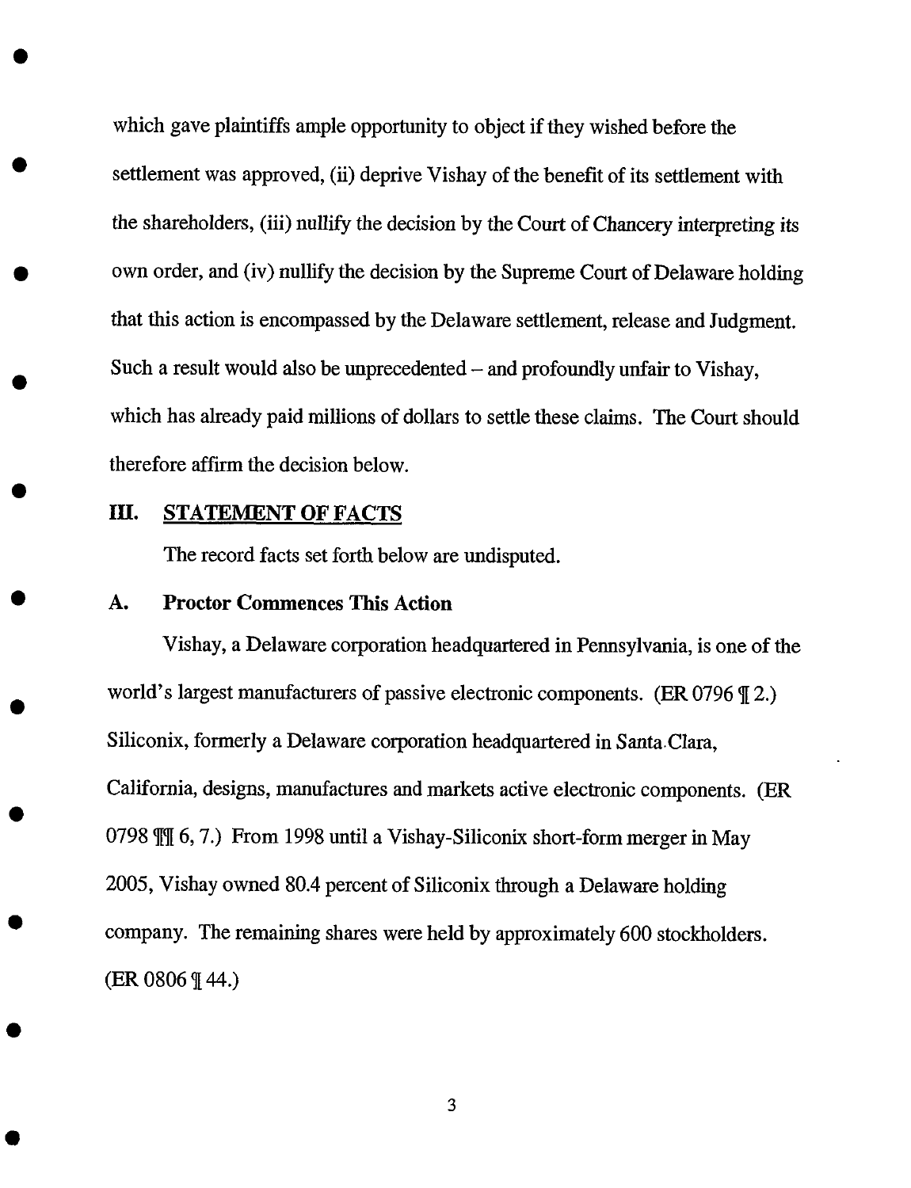which gave plaintiffs ample opportunity to object if they wished before the settlement was approved, (ii) deprive Vishay of the benefit of its settlement with the shareholders, (iii) nullify the decision by the Court of Chancery interpreting its own order, and (iv) nullify the decision by the Supreme Court of Delaware holding that this action is encompassed by the Delaware settlement, release and Judgment. Such a result would also be unprecedented – and profoundly unfair to Vishay, which has already paid millions of dollars to settle these claims. The Court should therefore affirm the decision below.

## III. STATEMENT OF FACTS

The record facts set forth below are undisputed.

### A. Proctor Commences This Action

Vishay, a Delaware corporation headquartered in Pennsylvania, is one of the world's largest manufacturers of passive electronic components. (ER 0796 ¶ 2.) Siliconix, formerly a Delaware corporation headquartered in Santa Clara, California, designs, manufactures and markets active electronic components. (ER 0798 ¶¶ 6, 7.) From 1998 until a Vishay-Siliconix short-form merger in May 2005, Vishay owned 80.4 percent of Siliconix through a Delaware holding company. The remaining shares were held by approximately 600 stockholders. (ER 0806 ¶ 44.)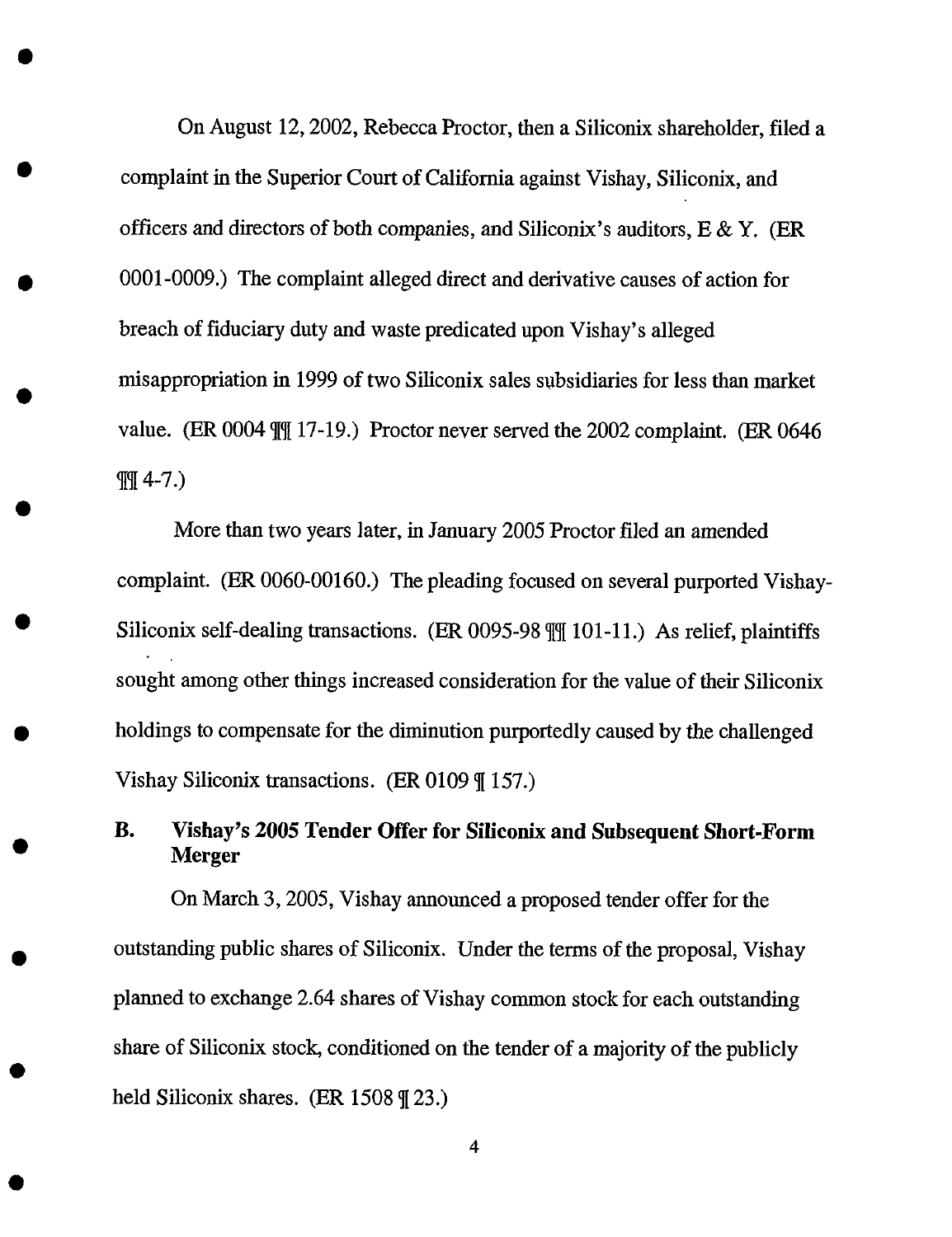On August 12, 2002, Rebecca Proctor, then a Siliconix shareholder, filed a complaint in the Superior Court of California against Vishay, Siliconix, and officers and directors of both companies, and Siliconix's auditors, E & Y. (ER 0001-0009.) The complaint alleged direct and derivative causes of action for breach of fiduciary duty and waste predicated upon Vishay's alleged misappropriation in 1999 of two Siliconix sales subsidiaries for less than market value. (ER 0004 ¶¶ 17-19.) Proctor never served the 2002 complaint. (ER 0646 ¶¶ 4-7.)

More than two years later, in January 2005 Proctor filed an amended complaint. (ER 0060-00160.) The pleading focused on several purported Vishay-Siliconix self-dealing transactions. (ER 0095-98 ¶¶ 101-11.) As relief, plaintiffs sought among other things increased consideration for the value of their Siliconix holdings to compensate for the diminution purportedly caused by the challenged Vishay Siliconix transactions. (ER 0109 ¶ 157.)

### B. Vishay's 2005 Tender Offer for Siliconix and Subsequent Short-Form Merger

On March 3, 2005, Vishay announced a proposed tender offer for the outstanding public shares of Siliconix. Under the terms of the proposal, Vishay planned to exchange 2.64 shares of Vishay common stock for each outstanding share of Siliconix stock, conditioned on the tender of a majority of the publicly held Siliconix shares. (ER 1508 ¶ 23.)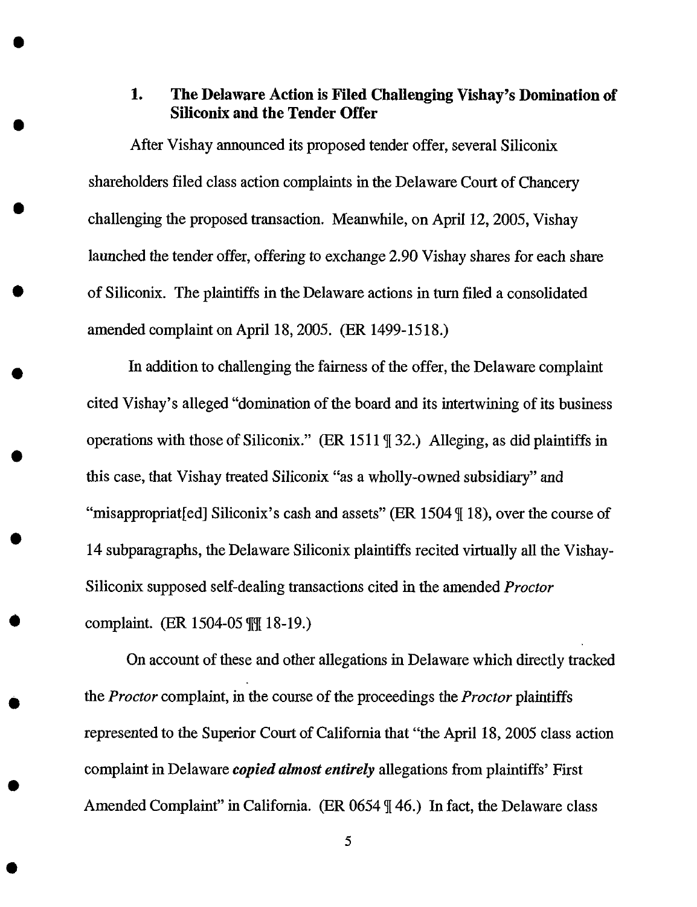### 1. The Delaware Action is Filed Challenging Vishay's Domination of Siliconix and the Tender Offer

After Vishay announced its proposed tender offer, several Siliconix shareholders filed class action complaints in the Delaware Court of Chancery challenging the proposed transaction. Meanwhile, on April 12, 2005, Vishay launched the tender offer, offering to exchange 2.90 Vishay shares for each share of Siliconix. The plaintiffs in the Delaware actions in turn filed a consolidated amended complaint on April 18, 2005. (ER 1499-1518.)

In addition to challenging the fairness of the offer, the Delaware complaint cited Vishay's alleged "domination of the board and its intertwining of its business operations with those of Siliconix." (ER 1511 ¶ 32.) Alleging, as did plaintiffs in this case, that Vishay treated Siliconix "as a wholly-owned subsidiary" and "misappropriat[ed] Siliconix's cash and assets" (ER 1504 ¶ 18), over the course of 14 subparagraphs, the Delaware Siliconix plaintiffs recited virtually all the Vishay-Siliconix supposed self-dealing transactions cited in the amended *Proctor* complaint. (ER 1504-05 ¶¶ 18-19.)

On account of these and other allegations in Delaware which directly tracked the *Proctor* complaint, in the course of the proceedings the *Proctor* plaintiffs represented to the Superior Court of California that "the April 18, 2005 class action complaint in Delaware ***copied almost entirely*** allegations from plaintiffs' First Amended Complaint" in California. (ER 0654 ¶ 46.) In fact, the Delaware class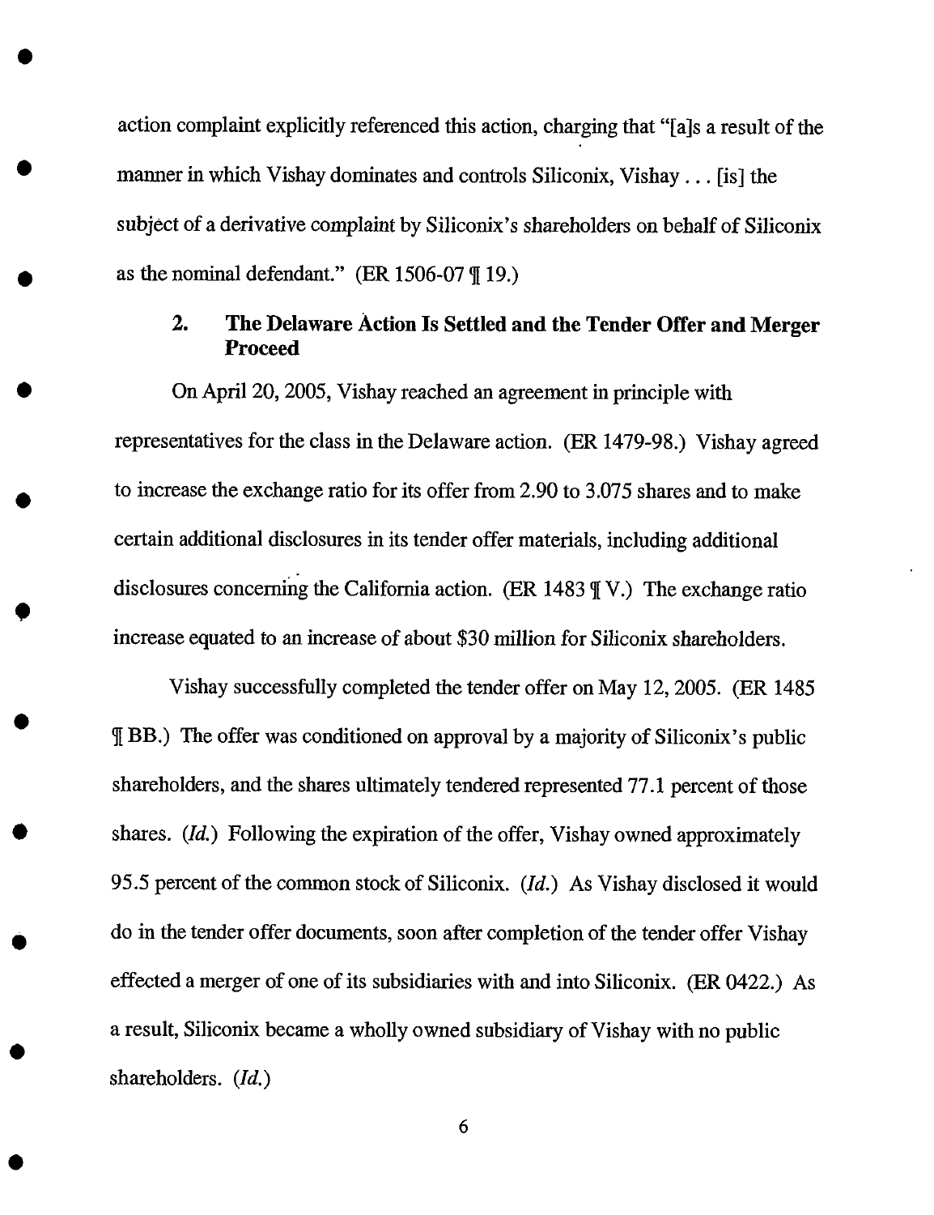action complaint explicitly referenced this action, charging that "[a]s a result of the manner in which Vishay dominates and controls Siliconix, Vishay . . . [is] the subject of a derivative complaint by Siliconix's shareholders on behalf of Siliconix as the nominal defendant." (ER 1506-07 ¶ 19.)

### 2. The Delaware Action Is Settled and the Tender Offer and Merger Proceed

On April 20, 2005, Vishay reached an agreement in principle with representatives for the class in the Delaware action. (ER 1479-98.) Vishay agreed to increase the exchange ratio for its offer from 2.90 to 3.075 shares and to make certain additional disclosures in its tender offer materials, including additional disclosures concerning the California action. (ER 1483 ¶ V.) The exchange ratio increase equated to an increase of about $30 million for Siliconix shareholders.

Vishay successfully completed the tender offer on May 12, 2005. (ER 1485 ¶ BB.) The offer was conditioned on approval by a majority of Siliconix's public shareholders, and the shares ultimately tendered represented 77.1 percent of those shares. (*Id.*) Following the expiration of the offer, Vishay owned approximately 95.5 percent of the common stock of Siliconix. (*Id.*) As Vishay disclosed it would do in the tender offer documents, soon after completion of the tender offer Vishay effected a merger of one of its subsidiaries with and into Siliconix. (ER 0422.) As a result, Siliconix became a wholly owned subsidiary of Vishay with no public shareholders. (*Id.*)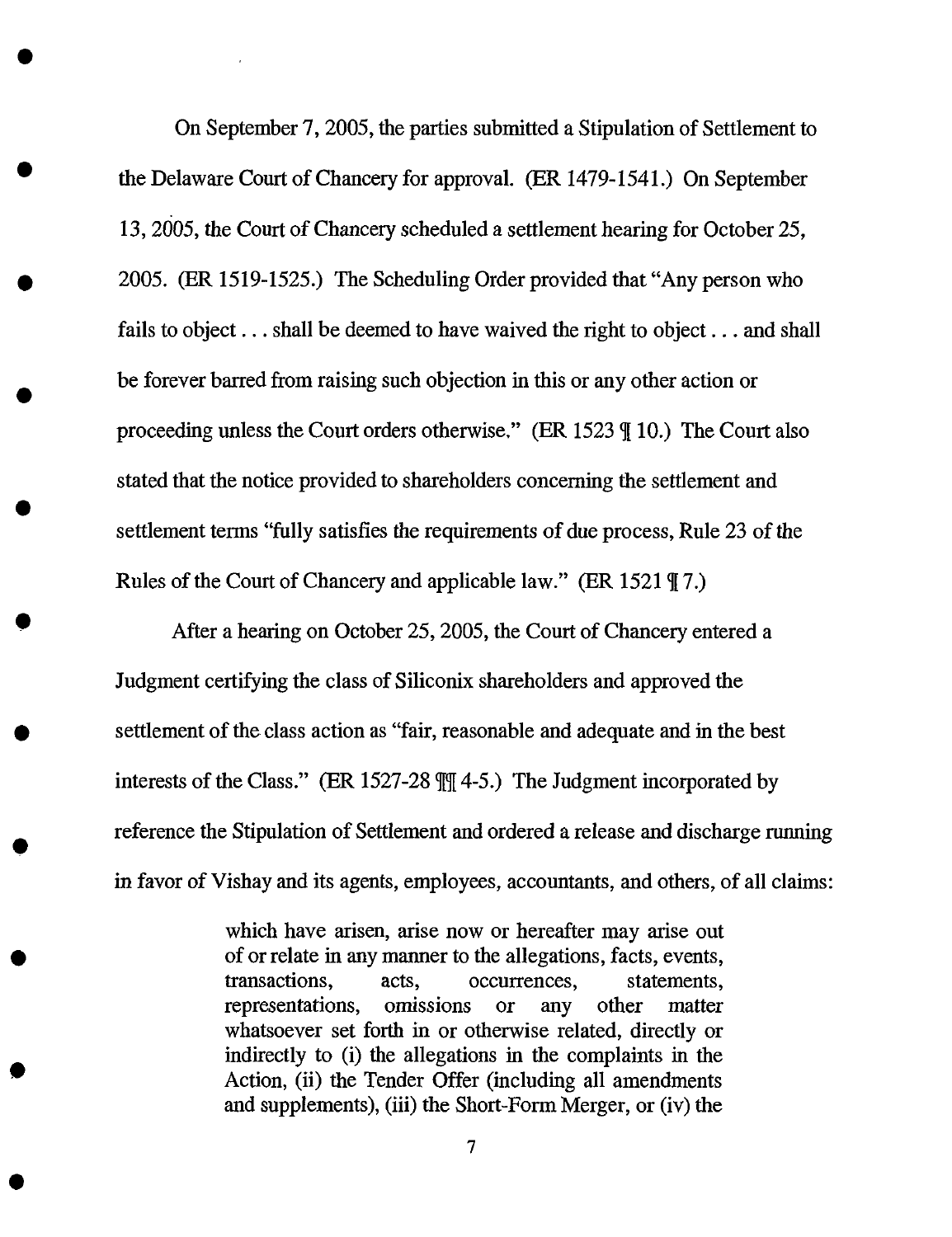On September 7, 2005, the parties submitted a Stipulation of Settlement to the Delaware Court of Chancery for approval. (ER 1479-1541.) On September 13, 2005, the Court of Chancery scheduled a settlement hearing for October 25, 2005. (ER 1519-1525.) The Scheduling Order provided that "Any person who fails to object . . . shall be deemed to have waived the right to object . . . and shall be forever barred from raising such objection in this or any other action or proceeding unless the Court orders otherwise." (ER 1523 ¶ 10.) The Court also stated that the notice provided to shareholders concerning the settlement and settlement terms "fully satisfies the requirements of due process, Rule 23 of the Rules of the Court of Chancery and applicable law." (ER 1521 ¶ 7.)

After a hearing on October 25, 2005, the Court of Chancery entered a Judgment certifying the class of Siliconix shareholders and approved the settlement of the class action as "fair, reasonable and adequate and in the best interests of the Class." (ER 1527-28 ¶¶ 4-5.) The Judgment incorporated by reference the Stipulation of Settlement and ordered a release and discharge running in favor of Vishay and its agents, employees, accountants, and others, of all claims:

> which have arisen, arise now or hereafter may arise out of or relate in any manner to the allegations, facts, events, transactions, acts, occurrences, statements, representations, omissions or any other matter whatsoever set forth in or otherwise related, directly or indirectly to (i) the allegations in the complaints in the Action, (ii) the Tender Offer (including all amendments and supplements), (iii) the Short-Form Merger, or (iv) the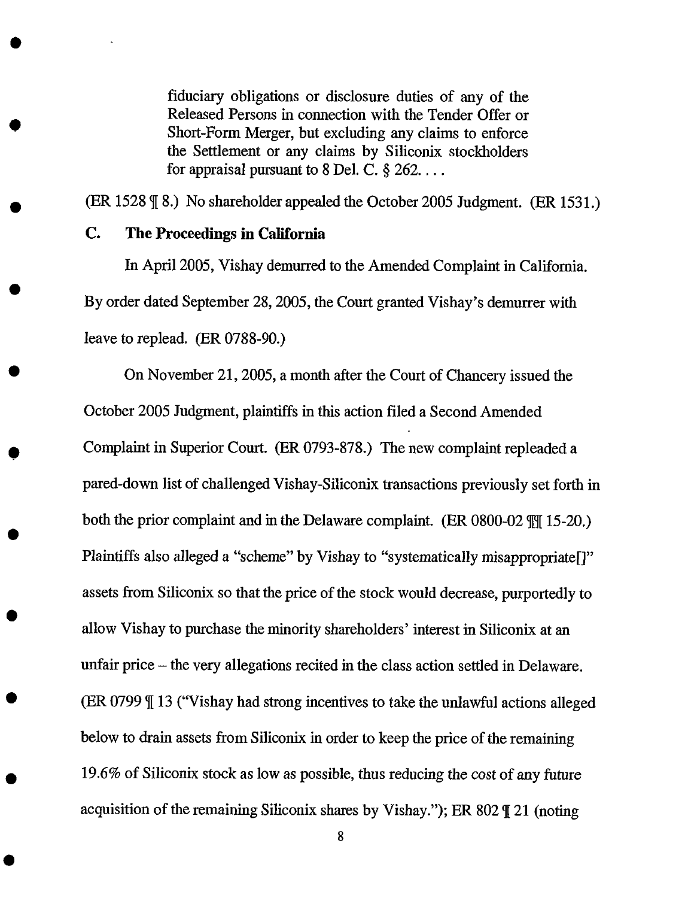> fiduciary obligations or disclosure duties of any of the Released Persons in connection with the Tender Offer or Short-Form Merger, but excluding any claims to enforce the Settlement or any claims by Siliconix stockholders for appraisal pursuant to 8 Del. C. § 262. . . .

(ER 1528 ¶ 8.) No shareholder appealed the October 2005 Judgment. (ER 1531.)

### C. The Proceedings in California

In April 2005, Vishay demurred to the Amended Complaint in California. By order dated September 28, 2005, the Court granted Vishay's demurrer with leave to replead. (ER 0788-90.)

On November 21, 2005, a month after the Court of Chancery issued the October 2005 Judgment, plaintiffs in this action filed a Second Amended Complaint in Superior Court. (ER 0793-878.) The new complaint repleaded a pared-down list of challenged Vishay-Siliconix transactions previously set forth in both the prior complaint and in the Delaware complaint. (ER 0800-02 ¶¶ 15-20.) Plaintiffs also alleged a "scheme" by Vishay to "systematically misappropriate[]" assets from Siliconix so that the price of the stock would decrease, purportedly to allow Vishay to purchase the minority shareholders' interest in Siliconix at an unfair price – the very allegations recited in the class action settled in Delaware. (ER 0799 ¶ 13 ("Vishay had strong incentives to take the unlawful actions alleged below to drain assets from Siliconix in order to keep the price of the remaining 19.6% of Siliconix stock as low as possible, thus reducing the cost of any future acquisition of the remaining Siliconix shares by Vishay."); ER 802 ¶ 21 (noting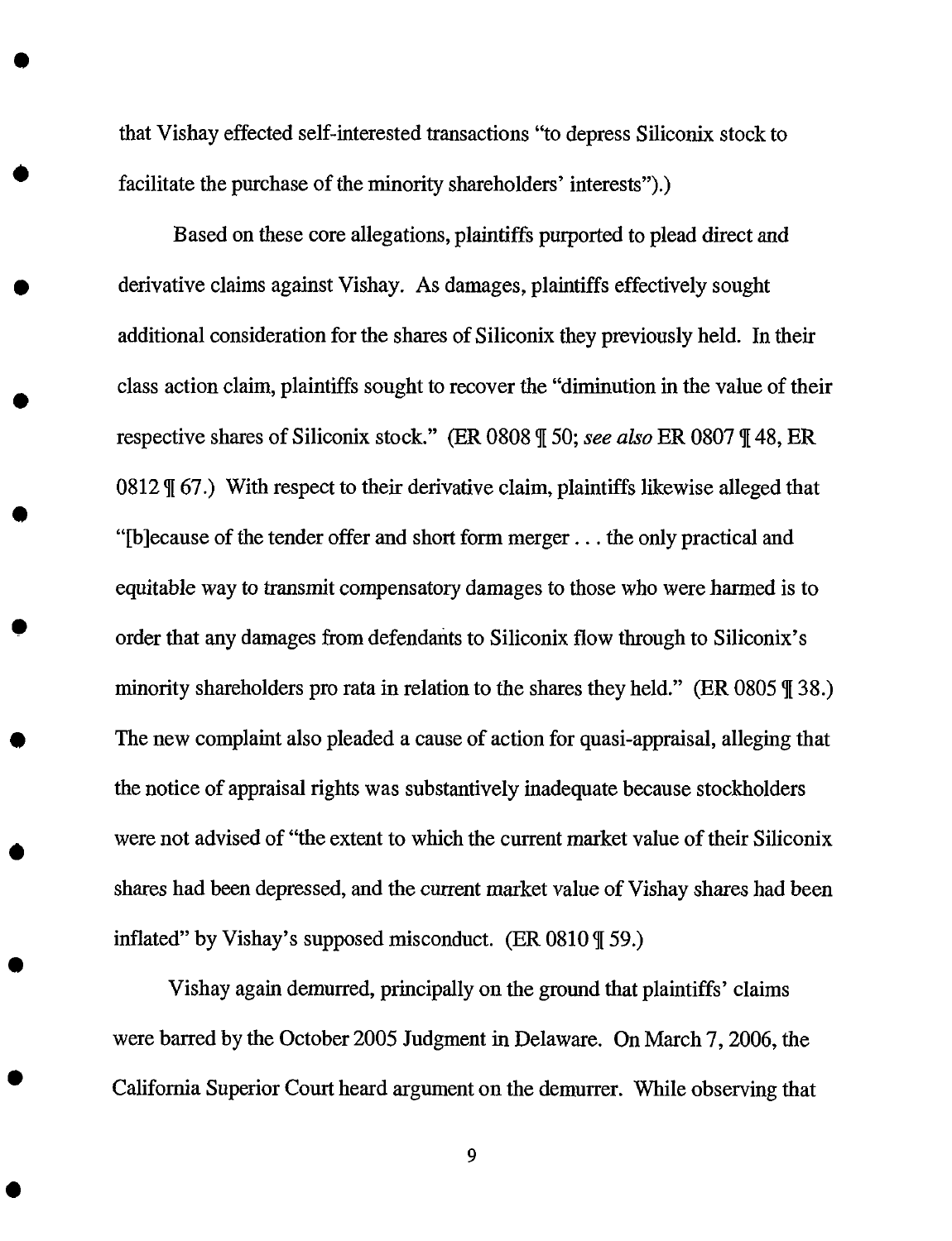that Vishay effected self-interested transactions "to depress Siliconix stock to facilitate the purchase of the minority shareholders' interests").)

Based on these core allegations, plaintiffs purported to plead direct and derivative claims against Vishay. As damages, plaintiffs effectively sought additional consideration for the shares of Siliconix they previously held. In their class action claim, plaintiffs sought to recover the "diminution in the value of their respective shares of Siliconix stock." (ER 0808 ¶ 50; *see also* ER 0807 ¶ 48, ER 0812 ¶ 67.) With respect to their derivative claim, plaintiffs likewise alleged that "[b]ecause of the tender offer and short form merger . . . the only practical and equitable way to transmit compensatory damages to those who were harmed is to order that any damages from defendants to Siliconix flow through to Siliconix's minority shareholders pro rata in relation to the shares they held." (ER 0805 ¶ 38.) The new complaint also pleaded a cause of action for quasi-appraisal, alleging that the notice of appraisal rights was substantively inadequate because stockholders were not advised of "the extent to which the current market value of their Siliconix shares had been depressed, and the current market value of Vishay shares had been inflated" by Vishay's supposed misconduct. (ER 0810 ¶ 59.)

Vishay again demurred, principally on the ground that plaintiffs' claims were barred by the October 2005 Judgment in Delaware. On March 7, 2006, the California Superior Court heard argument on the demurrer. While observing that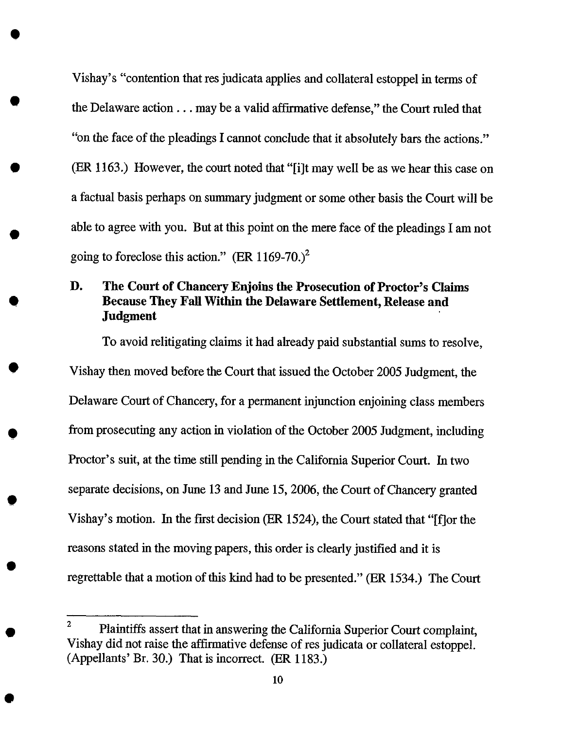Vishay's "contention that res judicata applies and collateral estoppel in terms of the Delaware action . . . may be a valid affirmative defense," the Court ruled that "on the face of the pleadings I cannot conclude that it absolutely bars the actions." (ER 1163.) However, the court noted that "[i]t may well be as we hear this case on a factual basis perhaps on summary judgment or some other basis the Court will be able to agree with you. But at this point on the mere face of the pleadings I am not going to foreclose this action." (ER 1169-70.)[2]

### D. The Court of Chancery Enjoins the Prosecution of Proctor's Claims Because They Fall Within the Delaware Settlement, Release and Judgment

To avoid relitigating claims it had already paid substantial sums to resolve, Vishay then moved before the Court that issued the October 2005 Judgment, the Delaware Court of Chancery, for a permanent injunction enjoining class members from prosecuting any action in violation of the October 2005 Judgment, including Proctor's suit, at the time still pending in the California Superior Court. In two separate decisions, on June 13 and June 15, 2006, the Court of Chancery granted Vishay's motion. In the first decision (ER 1524), the Court stated that "[f]or the reasons stated in the moving papers, this order is clearly justified and it is regrettable that a motion of this kind had to be presented." (ER 1534.) The Court

---

[2] Plaintiffs assert that in answering the California Superior Court complaint, Vishay did not raise the affirmative defense of res judicata or collateral estoppel. (Appellants' Br. 30.) That is incorrect. (ER 1183.)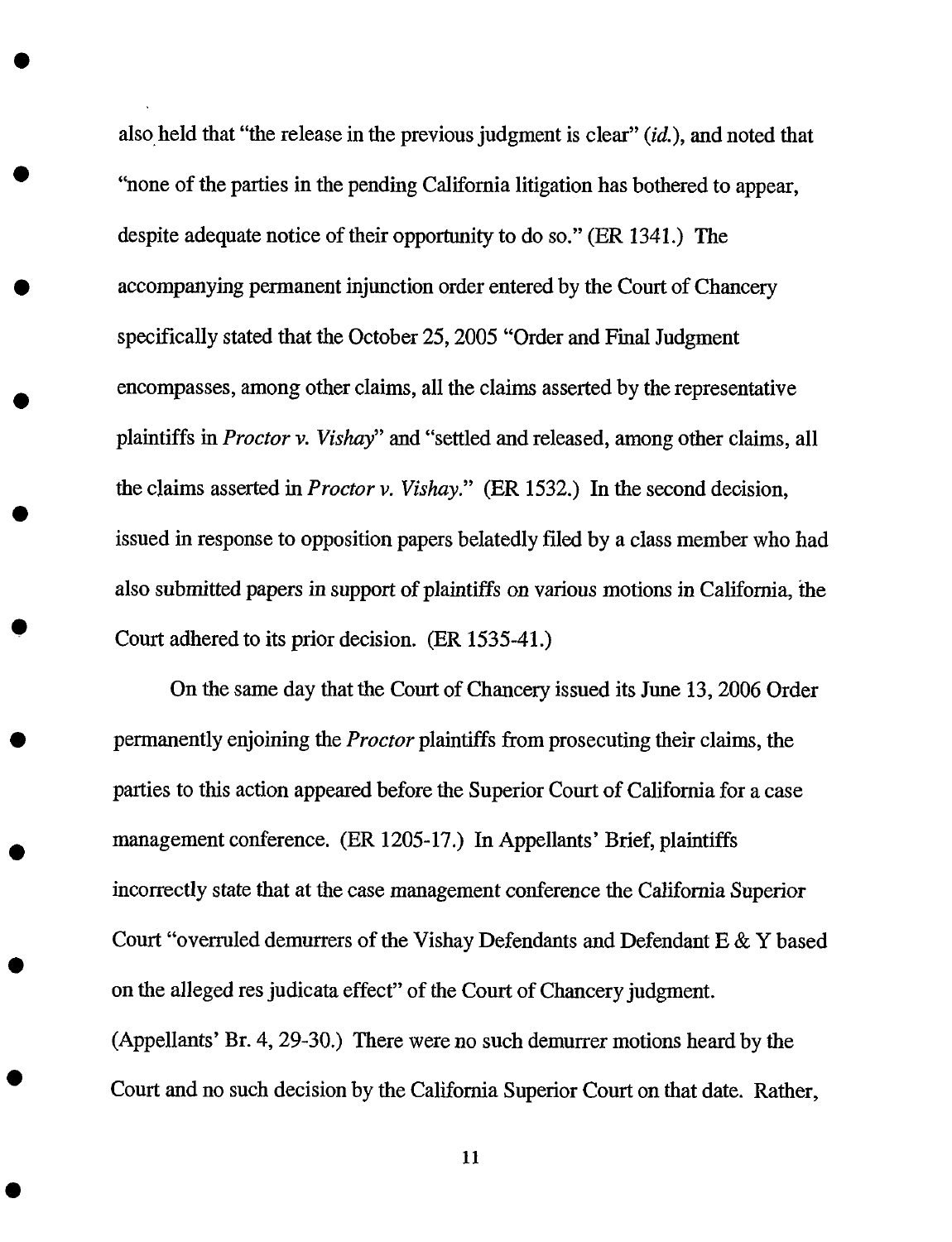also held that "the release in the previous judgment is clear" (*id.*), and noted that "none of the parties in the pending California litigation has bothered to appear, despite adequate notice of their opportunity to do so." (ER 1341.) The accompanying permanent injunction order entered by the Court of Chancery specifically stated that the October 25, 2005 "Order and Final Judgment encompasses, among other claims, all the claims asserted by the representative plaintiffs in *Proctor v. Vishay*" and "settled and released, among other claims, all the claims asserted in *Proctor v. Vishay.*" (ER 1532.) In the second decision, issued in response to opposition papers belatedly filed by a class member who had also submitted papers in support of plaintiffs on various motions in California, the Court adhered to its prior decision. (ER 1535-41.)

On the same day that the Court of Chancery issued its June 13, 2006 Order permanently enjoining the *Proctor* plaintiffs from prosecuting their claims, the parties to this action appeared before the Superior Court of California for a case management conference. (ER 1205-17.) In Appellants' Brief, plaintiffs incorrectly state that at the case management conference the California Superior Court "overruled demurrers of the Vishay Defendants and Defendant E & Y based on the alleged res judicata effect" of the Court of Chancery judgment. (Appellants' Br. 4, 29-30.) There were no such demurrer motions heard by the Court and no such decision by the California Superior Court on that date. Rather,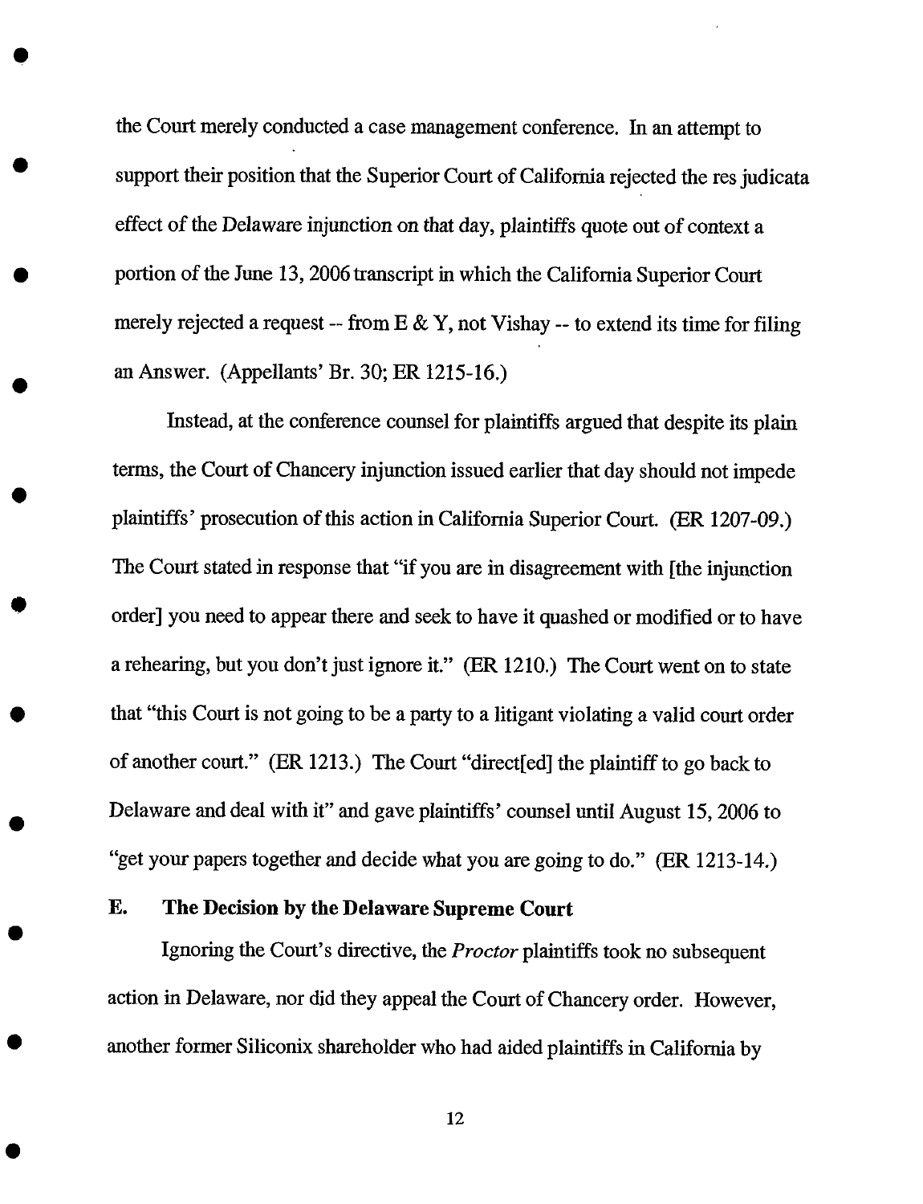the Court merely conducted a case management conference. In an attempt to support their position that the Superior Court of California rejected the res judicata effect of the Delaware injunction on that day, plaintiffs quote out of context a portion of the June 13, 2006 transcript in which the California Superior Court merely rejected a request -- from E & Y, not Vishay -- to extend its time for filing an Answer. (Appellants' Br. 30; ER 1215-16.)

Instead, at the conference counsel for plaintiffs argued that despite its plain terms, the Court of Chancery injunction issued earlier that day should not impede plaintiffs' prosecution of this action in California Superior Court. (ER 1207-09.) The Court stated in response that "if you are in disagreement with [the injunction order] you need to appear there and seek to have it quashed or modified or to have a rehearing, but you don't just ignore it." (ER 1210.) The Court went on to state that "this Court is not going to be a party to a litigant violating a valid court order of another court." (ER 1213.) The Court "direct[ed] the plaintiff to go back to Delaware and deal with it" and gave plaintiffs' counsel until August 15, 2006 to "get your papers together and decide what you are going to do." (ER 1213-14.)

### E. The Decision by the Delaware Supreme Court

Ignoring the Court's directive, the *Proctor* plaintiffs took no subsequent action in Delaware, nor did they appeal the Court of Chancery order. However, another former Siliconix shareholder who had aided plaintiffs in California by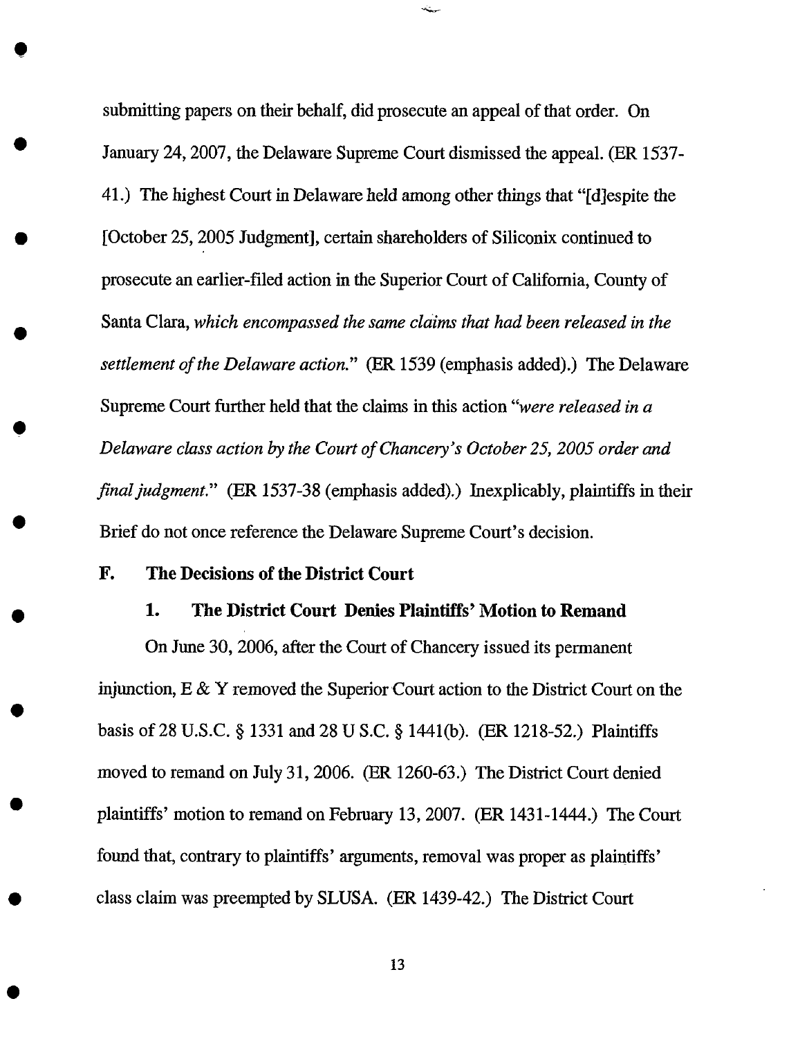submitting papers on their behalf, did prosecute an appeal of that order. On January 24, 2007, the Delaware Supreme Court dismissed the appeal. (ER 1537-41.) The highest Court in Delaware held among other things that "[d]espite the [October 25, 2005 Judgment], certain shareholders of Siliconix continued to prosecute an earlier-filed action in the Superior Court of California, County of Santa Clara, *which encompassed the same claims that had been released in the settlement of the Delaware action.*" (ER 1539 (emphasis added).) The Delaware Supreme Court further held that the claims in this action "*were released in a Delaware class action by the Court of Chancery's October 25, 2005 order and final judgment.*" (ER 1537-38 (emphasis added).) Inexplicably, plaintiffs in their Brief do not once reference the Delaware Supreme Court's decision.

### F. The Decisions of the District Court

#### 1. The District Court Denies Plaintiffs' Motion to Remand

On June 30, 2006, after the Court of Chancery issued its permanent injunction, E & Y removed the Superior Court action to the District Court on the basis of 28 U.S.C. § 1331 and 28 U S.C. § 1441(b). (ER 1218-52.) Plaintiffs moved to remand on July 31, 2006. (ER 1260-63.) The District Court denied plaintiffs' motion to remand on February 13, 2007. (ER 1431-1444.) The Court found that, contrary to plaintiffs' arguments, removal was proper as plaintiffs' class claim was preempted by SLUSA. (ER 1439-42.) The District Court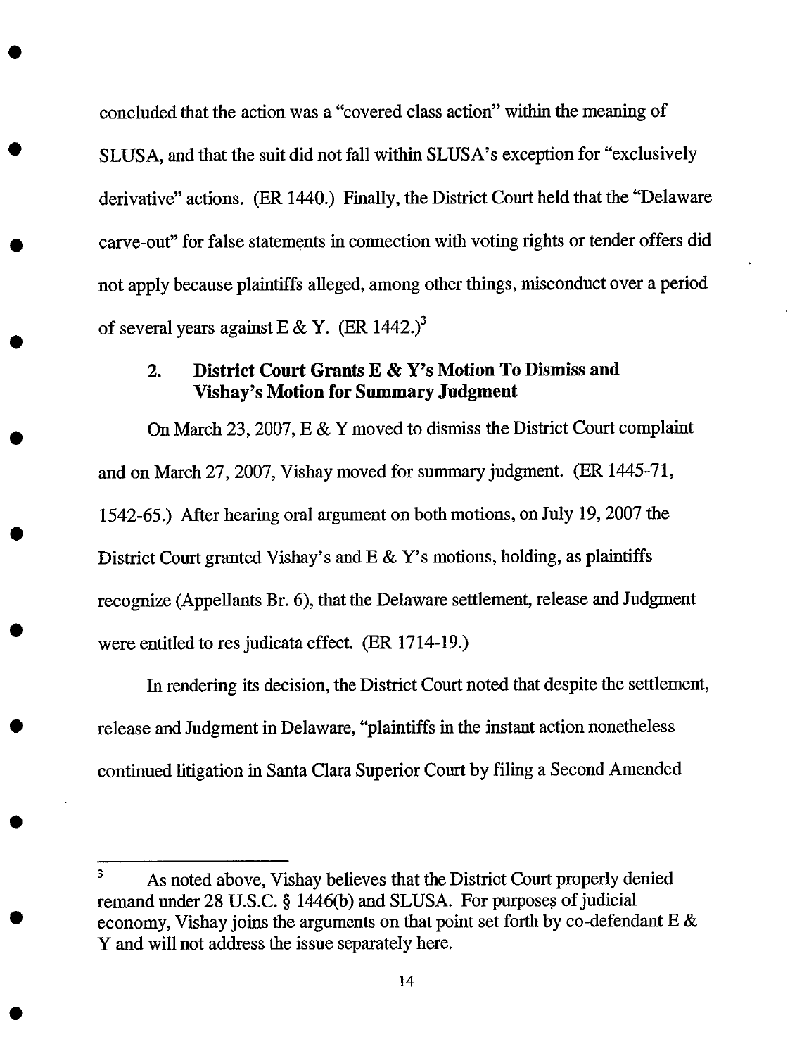concluded that the action was a "covered class action" within the meaning of SLUSA, and that the suit did not fall within SLUSA's exception for "exclusively derivative" actions. (ER 1440.) Finally, the District Court held that the "Delaware carve-out" for false statements in connection with voting rights or tender offers did not apply because plaintiffs alleged, among other things, misconduct over a period of several years against E & Y. (ER 1442.)[3]

### 2. District Court Grants E & Y's Motion To Dismiss and Vishay's Motion for Summary Judgment

On March 23, 2007, E & Y moved to dismiss the District Court complaint and on March 27, 2007, Vishay moved for summary judgment. (ER 1445-71, 1542-65.) After hearing oral argument on both motions, on July 19, 2007 the District Court granted Vishay's and E & Y's motions, holding, as plaintiffs recognize (Appellants Br. 6), that the Delaware settlement, release and Judgment were entitled to res judicata effect. (ER 1714-19.)

In rendering its decision, the District Court noted that despite the settlement, release and Judgment in Delaware, "plaintiffs in the instant action nonetheless continued litigation in Santa Clara Superior Court by filing a Second Amended

---

[3] As noted above, Vishay believes that the District Court properly denied remand under 28 U.S.C. § 1446(b) and SLUSA. For purposes of judicial economy, Vishay joins the arguments on that point set forth by co-defendant E & Y and will not address the issue separately here.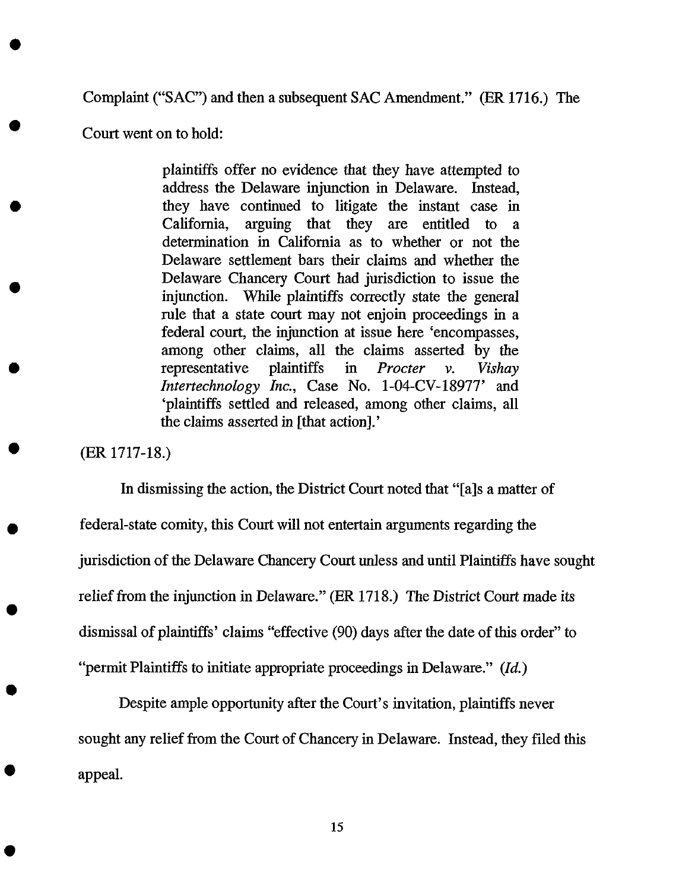Complaint ("SAC") and then a subsequent SAC Amendment." (ER 1716.) The Court went on to hold:

> plaintiffs offer no evidence that they have attempted to address the Delaware injunction in Delaware. Instead, they have continued to litigate the instant case in California, arguing that they are entitled to a determination in California as to whether or not the Delaware settlement bars their claims and whether the Delaware Chancery Court had jurisdiction to issue the injunction. While plaintiffs correctly state the general rule that a state court may not enjoin proceedings in a federal court, the injunction at issue here 'encompasses, among other claims, all the claims asserted by the representative plaintiffs in *Procter v. Vishay Intertechnology Inc.*, Case No. 1-04-CV-18977' and 'plaintiffs settled and released, among other claims, all the claims asserted in [that action].'

(ER 1717-18.)

In dismissing the action, the District Court noted that "[a]s a matter of federal-state comity, this Court will not entertain arguments regarding the jurisdiction of the Delaware Chancery Court unless and until Plaintiffs have sought relief from the injunction in Delaware." (ER 1718.) The District Court made its dismissal of plaintiffs' claims "effective (90) days after the date of this order" to "permit Plaintiffs to initiate appropriate proceedings in Delaware." (*Id.*)

Despite ample opportunity after the Court's invitation, plaintiffs never sought any relief from the Court of Chancery in Delaware. Instead, they filed this appeal.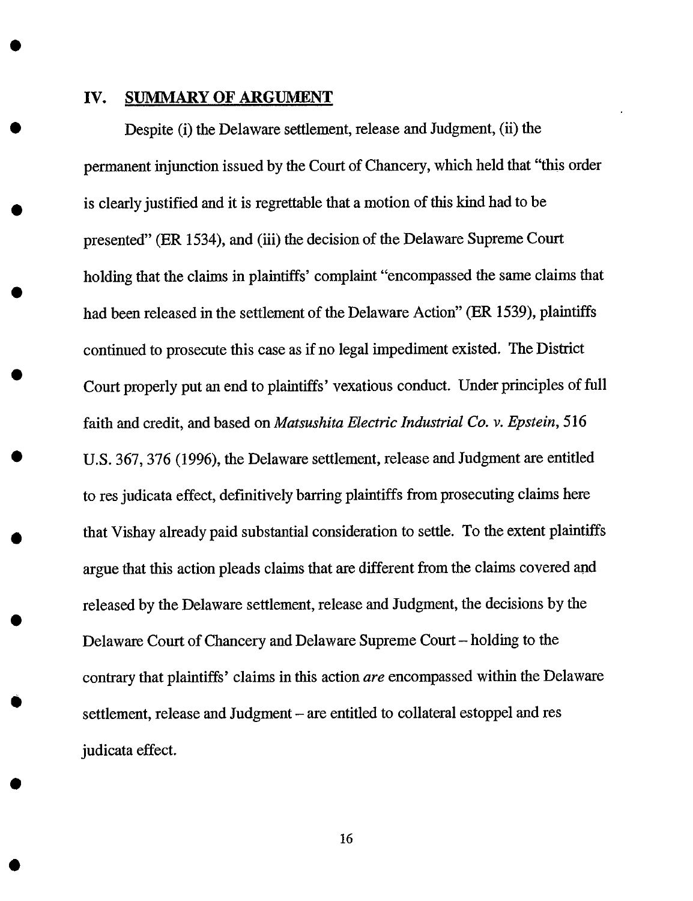## IV. SUMMARY OF ARGUMENT

Despite (i) the Delaware settlement, release and Judgment, (ii) the permanent injunction issued by the Court of Chancery, which held that "this order is clearly justified and it is regrettable that a motion of this kind had to be presented" (ER 1534), and (iii) the decision of the Delaware Supreme Court holding that the claims in plaintiffs' complaint "encompassed the same claims that had been released in the settlement of the Delaware Action" (ER 1539), plaintiffs continued to prosecute this case as if no legal impediment existed. The District Court properly put an end to plaintiffs' vexatious conduct. Under principles of full faith and credit, and based on *Matsushita Electric Industrial Co. v. Epstein*, 516 U.S. 367, 376 (1996), the Delaware settlement, release and Judgment are entitled to res judicata effect, definitively barring plaintiffs from prosecuting claims here that Vishay already paid substantial consideration to settle. To the extent plaintiffs argue that this action pleads claims that are different from the claims covered and released by the Delaware settlement, release and Judgment, the decisions by the Delaware Court of Chancery and Delaware Supreme Court – holding to the contrary that plaintiffs' claims in this action *are* encompassed within the Delaware settlement, release and Judgment – are entitled to collateral estoppel and res judicata effect.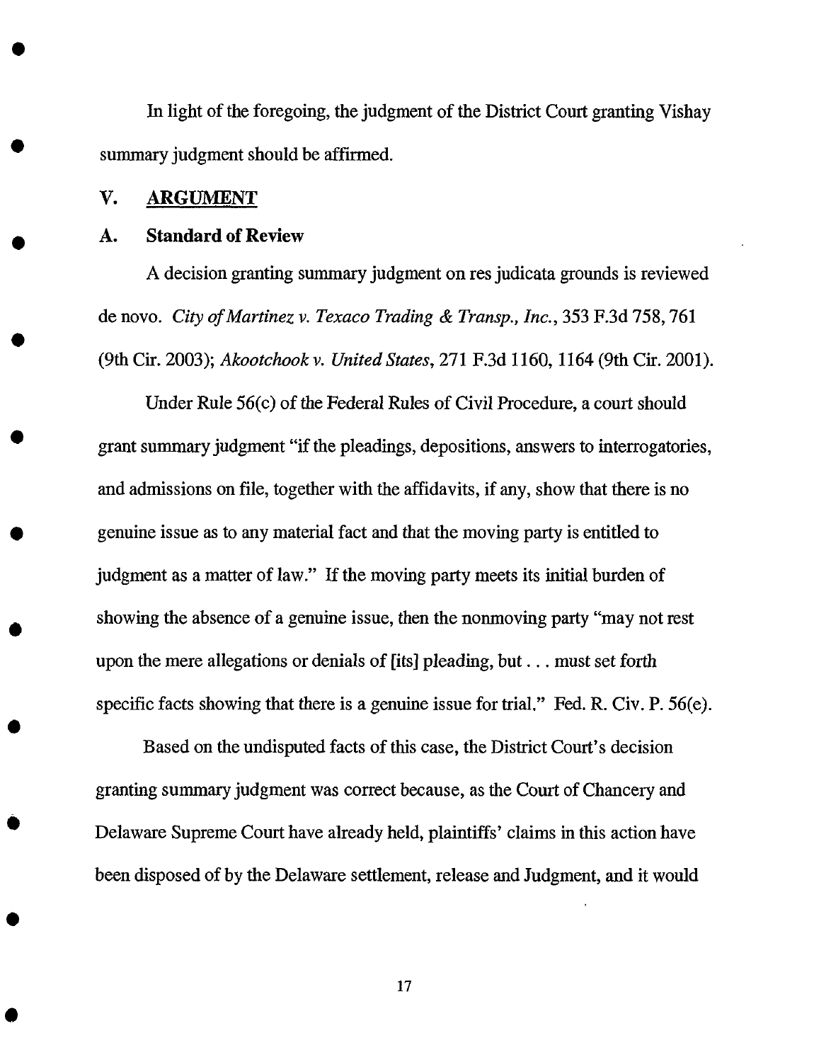In light of the foregoing, the judgment of the District Court granting Vishay summary judgment should be affirmed.

## V. ARGUMENT

### A. Standard of Review

A decision granting summary judgment on res judicata grounds is reviewed de novo. *City of Martinez v. Texaco Trading & Transp., Inc.*, 353 F.3d 758, 761 (9th Cir. 2003); *Akootchook v. United States*, 271 F.3d 1160, 1164 (9th Cir. 2001).

Under Rule 56(c) of the Federal Rules of Civil Procedure, a court should grant summary judgment "if the pleadings, depositions, answers to interrogatories, and admissions on file, together with the affidavits, if any, show that there is no genuine issue as to any material fact and that the moving party is entitled to judgment as a matter of law." If the moving party meets its initial burden of showing the absence of a genuine issue, then the nonmoving party "may not rest upon the mere allegations or denials of [its] pleading, but . . . must set forth specific facts showing that there is a genuine issue for trial." Fed. R. Civ. P. 56(e).

Based on the undisputed facts of this case, the District Court's decision granting summary judgment was correct because, as the Court of Chancery and Delaware Supreme Court have already held, plaintiffs' claims in this action have been disposed of by the Delaware settlement, release and Judgment, and it would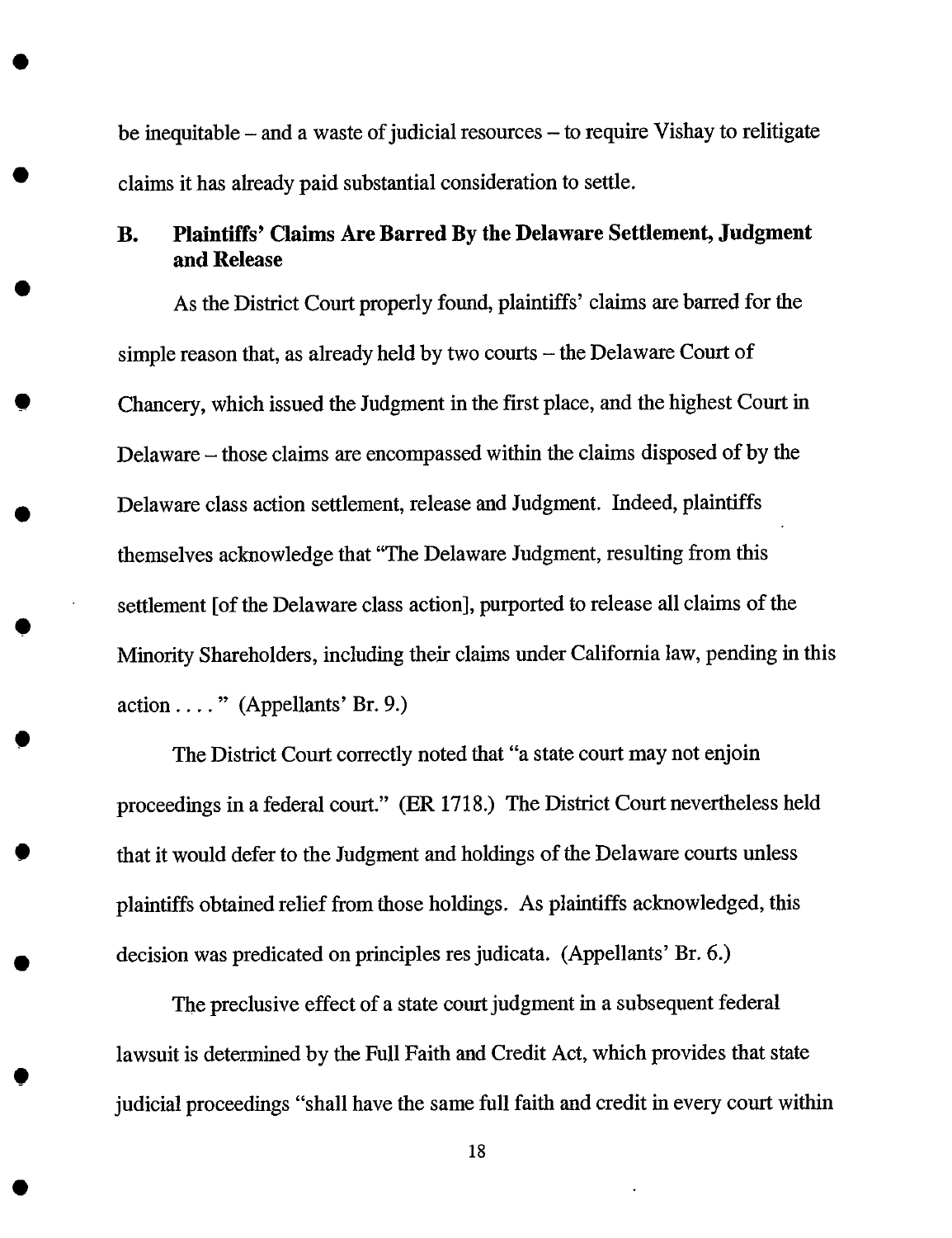be inequitable – and a waste of judicial resources – to require Vishay to relitigate claims it has already paid substantial consideration to settle.

### B. Plaintiffs' Claims Are Barred By the Delaware Settlement, Judgment and Release

As the District Court properly found, plaintiffs' claims are barred for the simple reason that, as already held by two courts – the Delaware Court of Chancery, which issued the Judgment in the first place, and the highest Court in Delaware – those claims are encompassed within the claims disposed of by the Delaware class action settlement, release and Judgment. Indeed, plaintiffs themselves acknowledge that "The Delaware Judgment, resulting from this settlement [of the Delaware class action], purported to release all claims of the Minority Shareholders, including their claims under California law, pending in this action . . . . " (Appellants' Br. 9.)

The District Court correctly noted that "a state court may not enjoin proceedings in a federal court." (ER 1718.) The District Court nevertheless held that it would defer to the Judgment and holdings of the Delaware courts unless plaintiffs obtained relief from those holdings. As plaintiffs acknowledged, this decision was predicated on principles res judicata. (Appellants' Br. 6.)

The preclusive effect of a state court judgment in a subsequent federal lawsuit is determined by the Full Faith and Credit Act, which provides that state judicial proceedings "shall have the same full faith and credit in every court within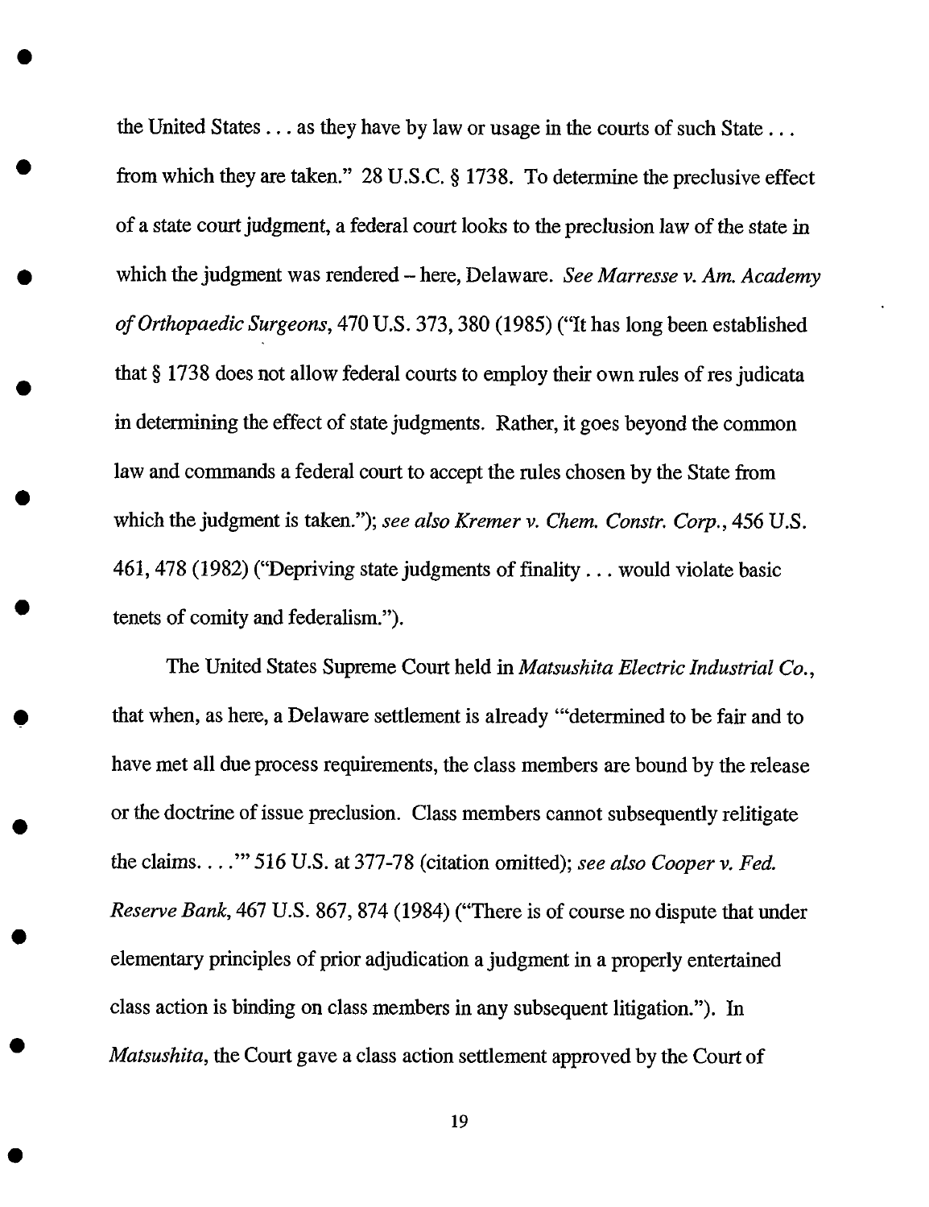the United States . . . as they have by law or usage in the courts of such State . . . from which they are taken." 28 U.S.C. § 1738. To determine the preclusive effect of a state court judgment, a federal court looks to the preclusion law of the state in which the judgment was rendered – here, Delaware. *See Marresse v. Am. Academy of Orthopaedic Surgeons*, 470 U.S. 373, 380 (1985) ("It has long been established that § 1738 does not allow federal courts to employ their own rules of res judicata in determining the effect of state judgments. Rather, it goes beyond the common law and commands a federal court to accept the rules chosen by the State from which the judgment is taken."); *see also Kremer v. Chem. Constr. Corp.*, 456 U.S. 461, 478 (1982) ("Depriving state judgments of finality . . . would violate basic tenets of comity and federalism.").

The United States Supreme Court held in *Matsushita Electric Industrial Co.*, that when, as here, a Delaware settlement is already '"determined to be fair and to have met all due process requirements, the class members are bound by the release or the doctrine of issue preclusion. Class members cannot subsequently relitigate the claims. . . .'" 516 U.S. at 377-78 (citation omitted); *see also Cooper v. Fed. Reserve Bank*, 467 U.S. 867, 874 (1984) ("There is of course no dispute that under elementary principles of prior adjudication a judgment in a properly entertained class action is binding on class members in any subsequent litigation."). In *Matsushita*, the Court gave a class action settlement approved by the Court of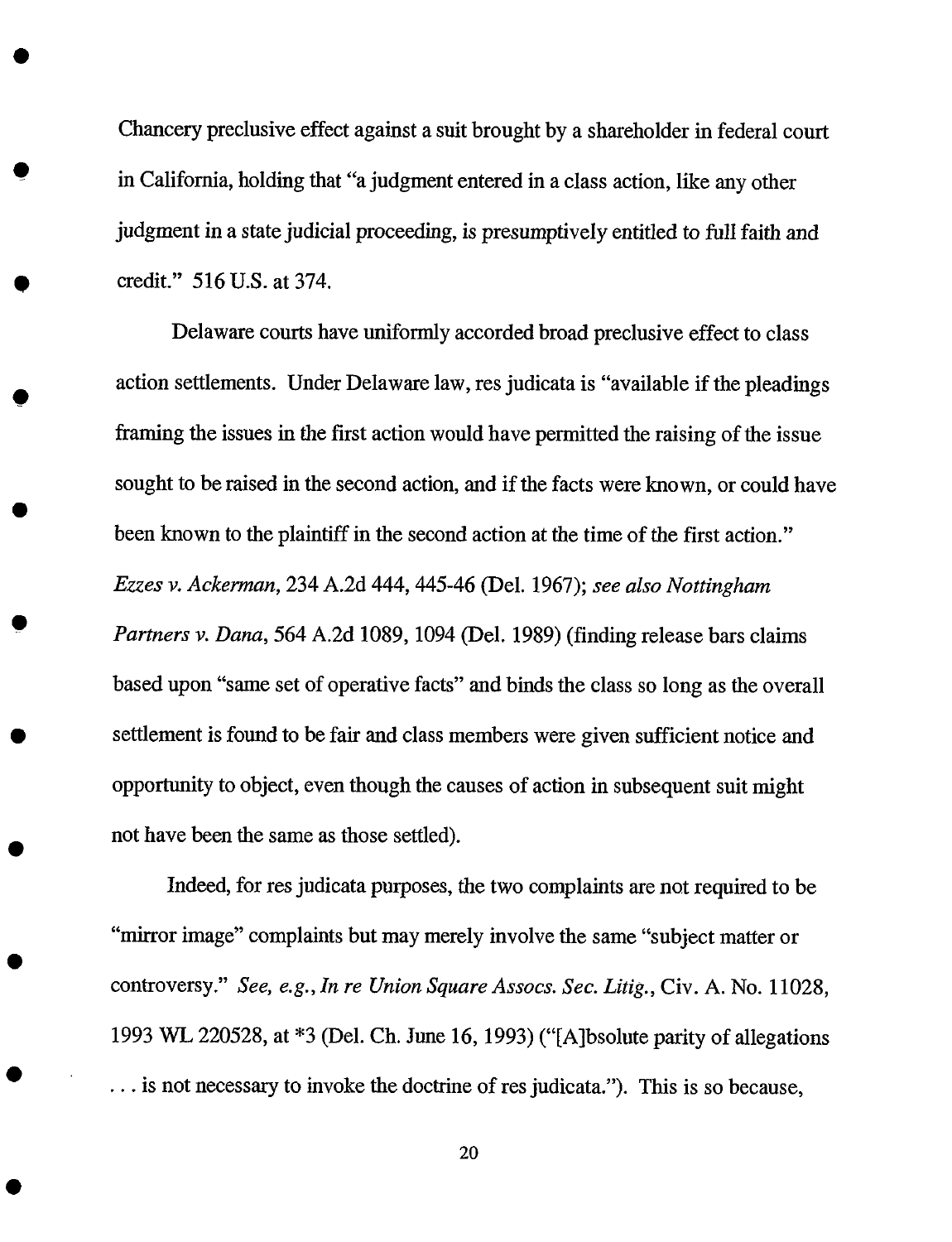Chancery preclusive effect against a suit brought by a shareholder in federal court in California, holding that "a judgment entered in a class action, like any other judgment in a state judicial proceeding, is presumptively entitled to full faith and credit." 516 U.S. at 374.

Delaware courts have uniformly accorded broad preclusive effect to class action settlements. Under Delaware law, res judicata is "available if the pleadings framing the issues in the first action would have permitted the raising of the issue sought to be raised in the second action, and if the facts were known, or could have been known to the plaintiff in the second action at the time of the first action." *Ezzes v. Ackerman*, 234 A.2d 444, 445-46 (Del. 1967); *see also Nottingham Partners v. Dana*, 564 A.2d 1089, 1094 (Del. 1989) (finding release bars claims based upon "same set of operative facts" and binds the class so long as the overall settlement is found to be fair and class members were given sufficient notice and opportunity to object, even though the causes of action in subsequent suit might not have been the same as those settled).

Indeed, for res judicata purposes, the two complaints are not required to be "mirror image" complaints but may merely involve the same "subject matter or controversy." *See, e.g., In re Union Square Assocs. Sec. Litig.*, Civ. A. No. 11028, 1993 WL 220528, at *3 (Del. Ch. June 16, 1993) ("[A]bsolute parity of allegations . . . is not necessary to invoke the doctrine of res judicata."). This is so because,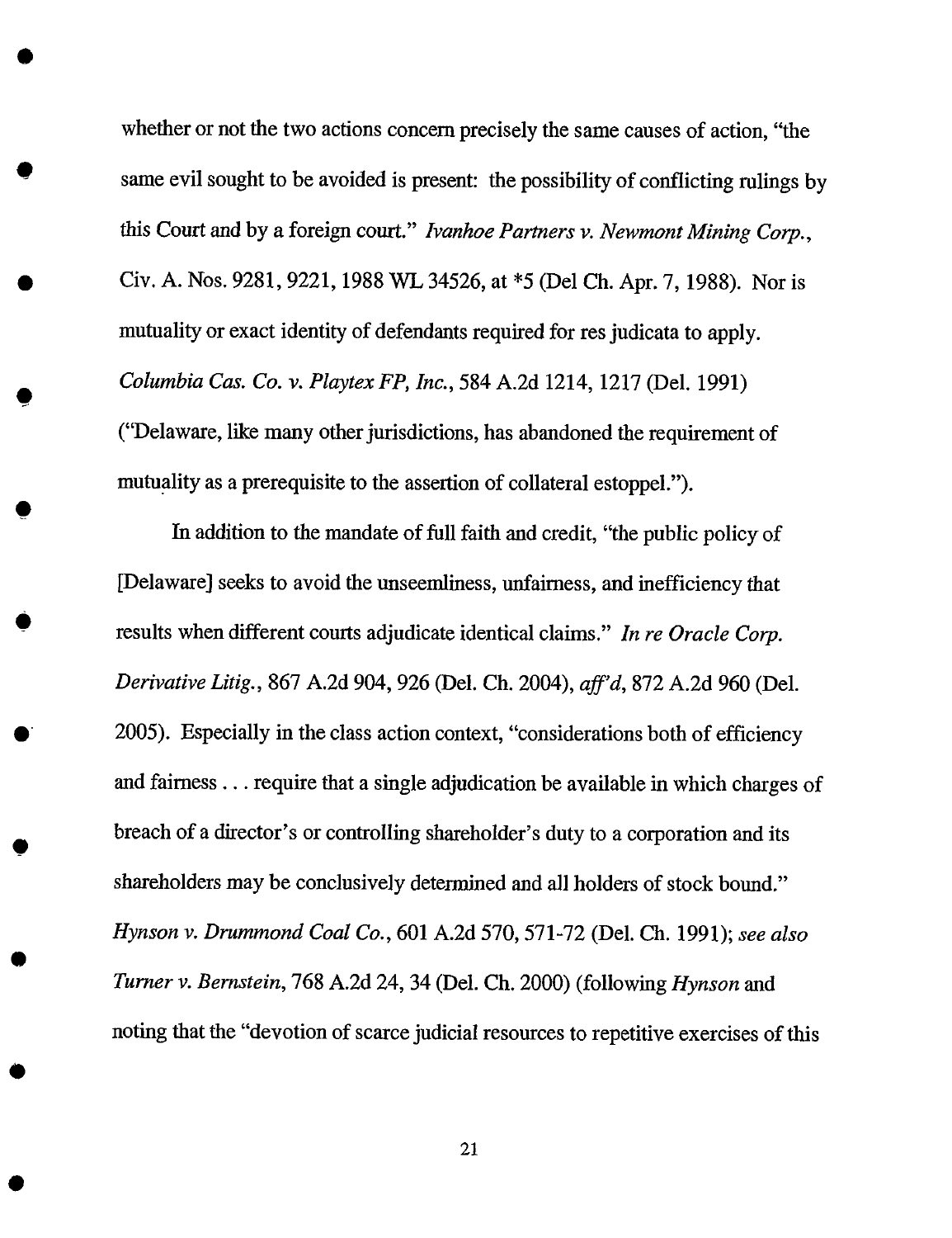whether or not the two actions concern precisely the same causes of action, "the same evil sought to be avoided is present: the possibility of conflicting rulings by this Court and by a foreign court." *Ivanhoe Partners v. Newmont Mining Corp.*, Civ. A. Nos. 9281, 9221, 1988 WL 34526, at *5 (Del Ch. Apr. 7, 1988). Nor is mutuality or exact identity of defendants required for res judicata to apply. *Columbia Cas. Co. v. Playtex FP, Inc.*, 584 A.2d 1214, 1217 (Del. 1991) ("Delaware, like many other jurisdictions, has abandoned the requirement of mutuality as a prerequisite to the assertion of collateral estoppel.").

In addition to the mandate of full faith and credit, "the public policy of [Delaware] seeks to avoid the unseemliness, unfairness, and inefficiency that results when different courts adjudicate identical claims." *In re Oracle Corp. Derivative Litig.*, 867 A.2d 904, 926 (Del. Ch. 2004), *aff'd*, 872 A.2d 960 (Del. 2005). Especially in the class action context, "considerations both of efficiency and fairness . . . require that a single adjudication be available in which charges of breach of a director's or controlling shareholder's duty to a corporation and its shareholders may be conclusively determined and all holders of stock bound." *Hynson v. Drummond Coal Co.*, 601 A.2d 570, 571-72 (Del. Ch. 1991); *see also Turner v. Bernstein*, 768 A.2d 24, 34 (Del. Ch. 2000) (following *Hynson* and noting that the "devotion of scarce judicial resources to repetitive exercises of this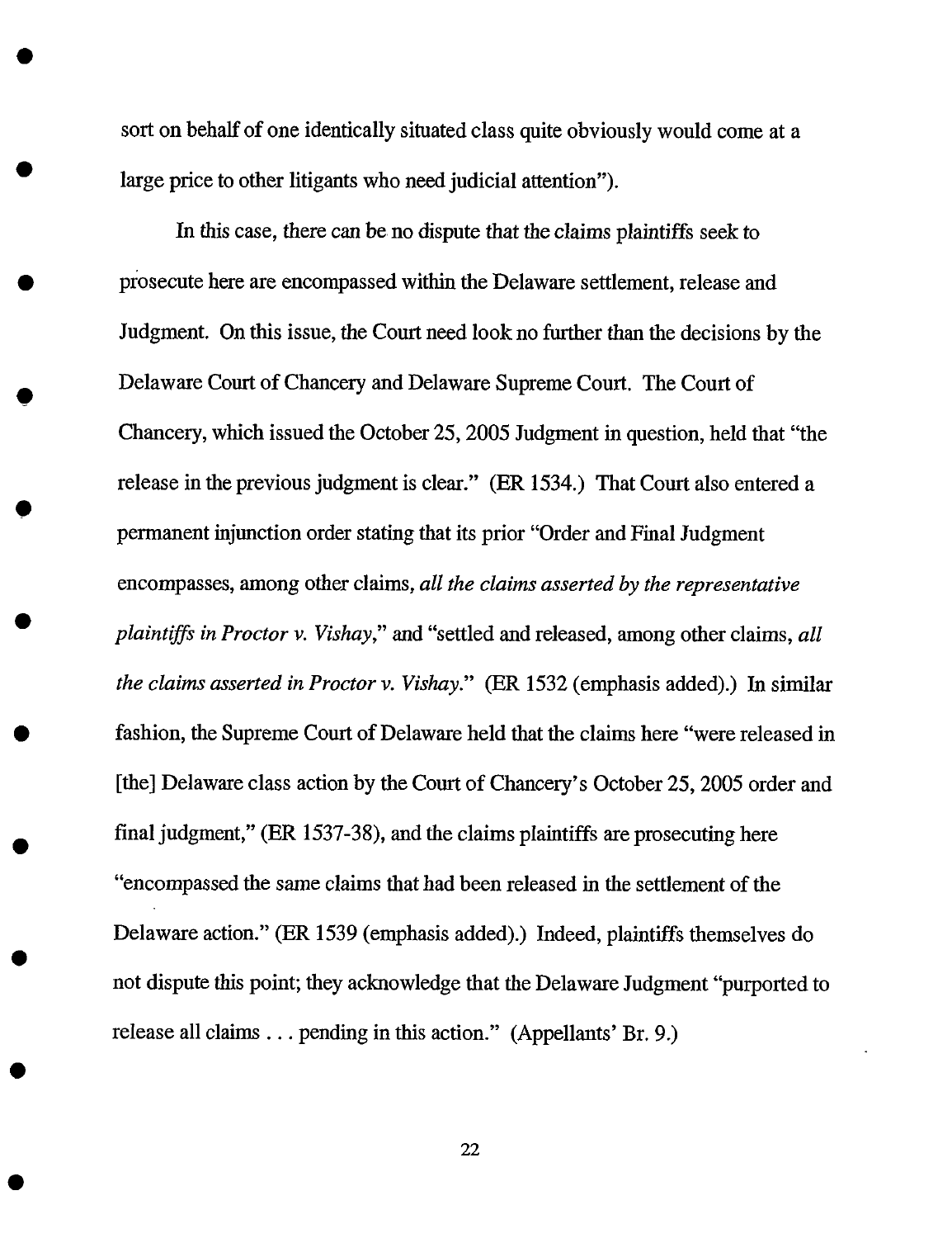sort on behalf of one identically situated class quite obviously would come at a large price to other litigants who need judicial attention").

In this case, there can be no dispute that the claims plaintiffs seek to prosecute here are encompassed within the Delaware settlement, release and Judgment. On this issue, the Court need look no further than the decisions by the Delaware Court of Chancery and Delaware Supreme Court. The Court of Chancery, which issued the October 25, 2005 Judgment in question, held that "the release in the previous judgment is clear." (ER 1534.) That Court also entered a permanent injunction order stating that its prior "Order and Final Judgment encompasses, among other claims, *all the claims asserted by the representative plaintiffs in Proctor v. Vishay*," and "settled and released, among other claims, *all the claims asserted in Proctor v. Vishay*." (ER 1532 (emphasis added).) In similar fashion, the Supreme Court of Delaware held that the claims here "were released in [the] Delaware class action by the Court of Chancery's October 25, 2005 order and final judgment," (ER 1537-38), and the claims plaintiffs are prosecuting here "encompassed the same claims that had been released in the settlement of the Delaware action." (ER 1539 (emphasis added).) Indeed, plaintiffs themselves do not dispute this point; they acknowledge that the Delaware Judgment "purported to release all claims . . . pending in this action." (Appellants' Br. 9.)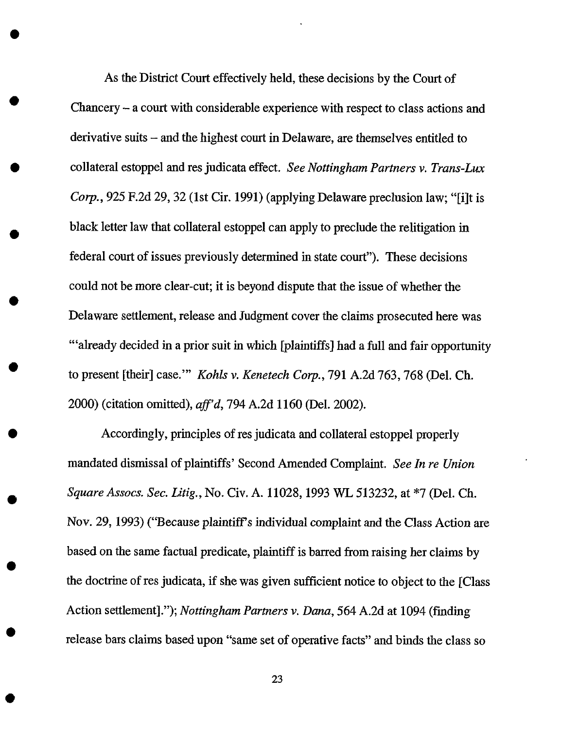As the District Court effectively held, these decisions by the Court of Chancery – a court with considerable experience with respect to class actions and derivative suits – and the highest court in Delaware, are themselves entitled to collateral estoppel and res judicata effect. *See Nottingham Partners v. Trans-Lux Corp.*, 925 F.2d 29, 32 (1st Cir. 1991) (applying Delaware preclusion law; "[i]t is black letter law that collateral estoppel can apply to preclude the relitigation in federal court of issues previously determined in state court"). These decisions could not be more clear-cut; it is beyond dispute that the issue of whether the Delaware settlement, release and Judgment cover the claims prosecuted here was "'already decided in a prior suit in which [plaintiffs] had a full and fair opportunity to present [their] case.'" *Kohls v. Kenetech Corp.*, 791 A.2d 763, 768 (Del. Ch. 2000) (citation omitted), *aff'd*, 794 A.2d 1160 (Del. 2002).

Accordingly, principles of res judicata and collateral estoppel properly mandated dismissal of plaintiffs' Second Amended Complaint. *See In re Union Square Assocs. Sec. Litig.*, No. Civ. A. 11028, 1993 WL 513232, at *7 (Del. Ch. Nov. 29, 1993) ("Because plaintiff's individual complaint and the Class Action are based on the same factual predicate, plaintiff is barred from raising her claims by the doctrine of res judicata, if she was given sufficient notice to object to the [Class Action settlement]."); *Nottingham Partners v. Dana*, 564 A.2d at 1094 (finding release bars claims based upon "same set of operative facts" and binds the class so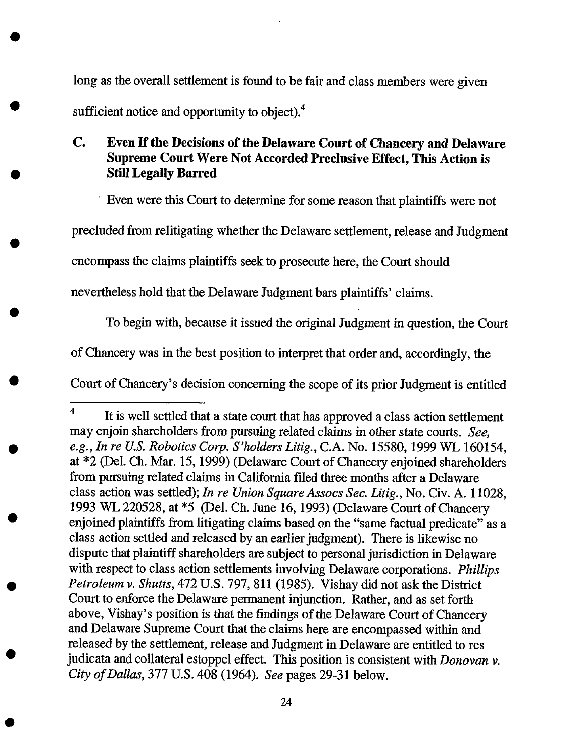long as the overall settlement is found to be fair and class members were given sufficient notice and opportunity to object).[4]

### C. Even If the Decisions of the Delaware Court of Chancery and Delaware Supreme Court Were Not Accorded Preclusive Effect, This Action is Still Legally Barred

Even were this Court to determine for some reason that plaintiffs were not precluded from relitigating whether the Delaware settlement, release and Judgment encompass the claims plaintiffs seek to prosecute here, the Court should nevertheless hold that the Delaware Judgment bars plaintiffs' claims.

To begin with, because it issued the original Judgment in question, the Court of Chancery was in the best position to interpret that order and, accordingly, the Court of Chancery's decision concerning the scope of its prior Judgment is entitled

---

[4] It is well settled that a state court that has approved a class action settlement may enjoin shareholders from pursuing related claims in other state courts. *See, e.g.*, *In re U.S. Robotics Corp. S'holders Litig.*, C.A. No. 15580, 1999 WL 160154, at *2 (Del. Ch. Mar. 15, 1999) (Delaware Court of Chancery enjoined shareholders from pursuing related claims in California filed three months after a Delaware class action was settled); *In re Union Square Assocs Sec. Litig.*, No. Civ. A. 11028, 1993 WL 220528, at *5 (Del. Ch. June 16, 1993) (Delaware Court of Chancery enjoined plaintiffs from litigating claims based on the "same factual predicate" as a class action settled and released by an earlier judgment). There is likewise no dispute that plaintiff shareholders are subject to personal jurisdiction in Delaware with respect to class action settlements involving Delaware corporations. *Phillips Petroleum v. Shutts*, 472 U.S. 797, 811 (1985). Vishay did not ask the District Court to enforce the Delaware permanent injunction. Rather, and as set forth above, Vishay's position is that the findings of the Delaware Court of Chancery and Delaware Supreme Court that the claims here are encompassed within and released by the settlement, release and Judgment in Delaware are entitled to res judicata and collateral estoppel effect. This position is consistent with *Donovan v. City of Dallas*, 377 U.S. 408 (1964). *See* pages 29-31 below.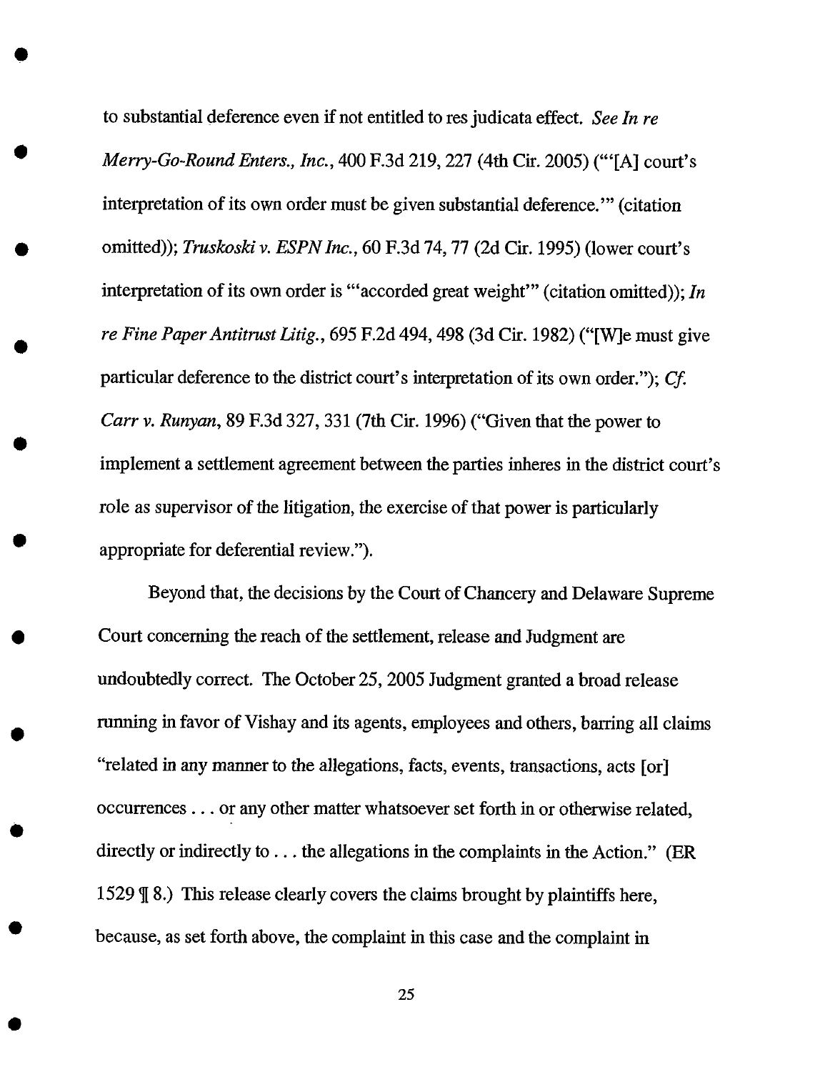to substantial deference even if not entitled to res judicata effect. *See In re Merry-Go-Round Enters., Inc.*, 400 F.3d 219, 227 (4th Cir. 2005) ("'[A] court's interpretation of its own order must be given substantial deference.'" (citation omitted)); *Truskoski v. ESPN Inc.*, 60 F.3d 74, 77 (2d Cir. 1995) (lower court's interpretation of its own order is "'accorded great weight'" (citation omitted)); *In re Fine Paper Antitrust Litig.*, 695 F.2d 494, 498 (3d Cir. 1982) ("[W]e must give particular deference to the district court's interpretation of its own order."); *Cf. Carr v. Runyan*, 89 F.3d 327, 331 (7th Cir. 1996) ("Given that the power to implement a settlement agreement between the parties inheres in the district court's role as supervisor of the litigation, the exercise of that power is particularly appropriate for deferential review.").

Beyond that, the decisions by the Court of Chancery and Delaware Supreme Court concerning the reach of the settlement, release and Judgment are undoubtedly correct. The October 25, 2005 Judgment granted a broad release running in favor of Vishay and its agents, employees and others, barring all claims "related in any manner to the allegations, facts, events, transactions, acts [or] occurrences . . . or any other matter whatsoever set forth in or otherwise related, directly or indirectly to . . . the allegations in the complaints in the Action." (ER 1529 ¶ 8.) This release clearly covers the claims brought by plaintiffs here, because, as set forth above, the complaint in this case and the complaint in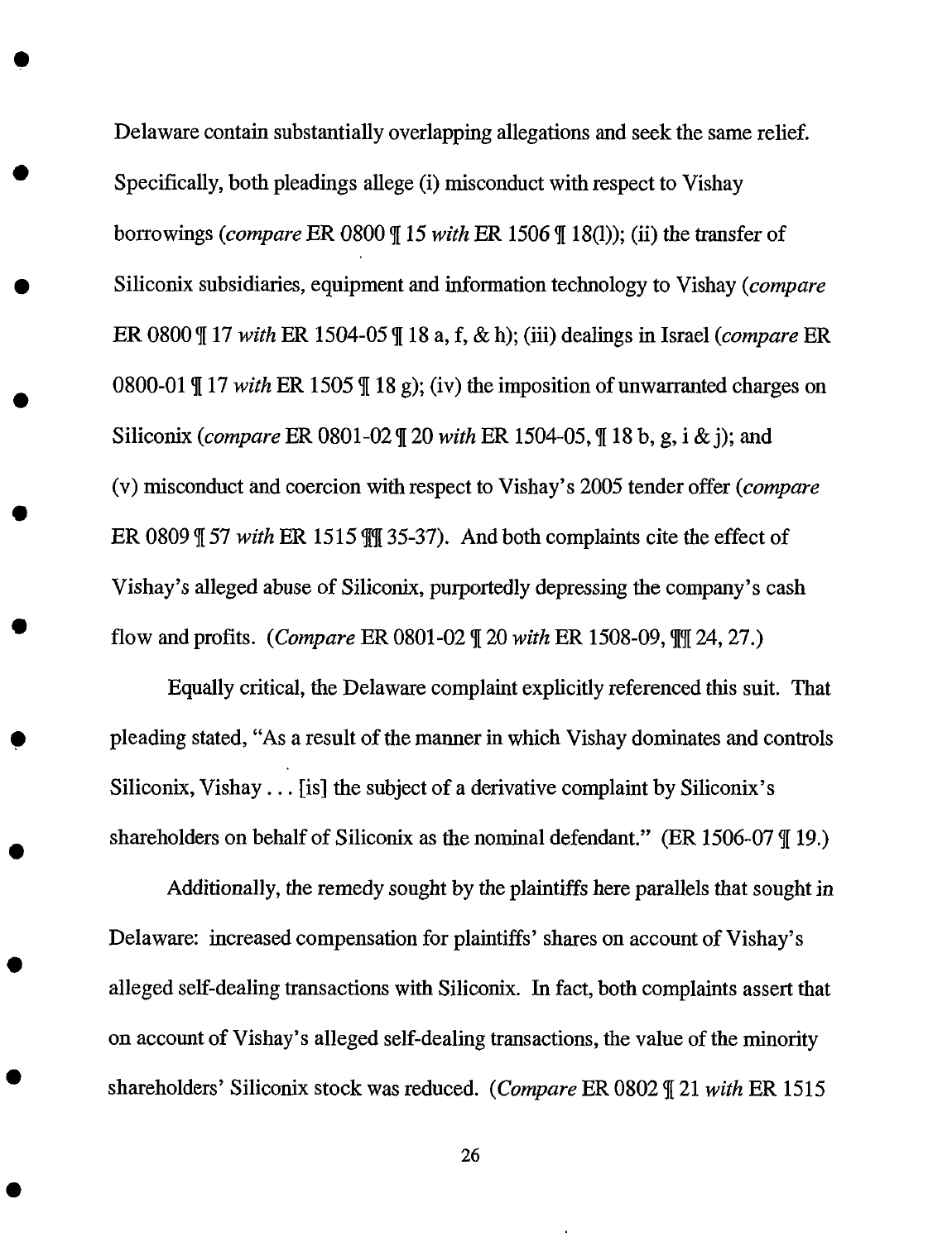Delaware contain substantially overlapping allegations and seek the same relief. Specifically, both pleadings allege (i) misconduct with respect to Vishay borrowings (*compare* ER 0800 ¶ 15 *with* ER 1506 ¶ 18(l)); (ii) the transfer of Siliconix subsidiaries, equipment and information technology to Vishay (*compare* ER 0800 ¶ 17 *with* ER 1504-05 ¶ 18 a, f, & h); (iii) dealings in Israel (*compare* ER 0800-01 ¶ 17 *with* ER 1505 ¶ 18 g); (iv) the imposition of unwarranted charges on Siliconix (*compare* ER 0801-02 ¶ 20 *with* ER 1504-05, ¶ 18 b, g, i & j); and (v) misconduct and coercion with respect to Vishay's 2005 tender offer (*compare* ER 0809 ¶ 57 *with* ER 1515 ¶¶ 35-37). And both complaints cite the effect of Vishay's alleged abuse of Siliconix, purportedly depressing the company's cash flow and profits. (*Compare* ER 0801-02 ¶ 20 *with* ER 1508-09, ¶¶ 24, 27.)

Equally critical, the Delaware complaint explicitly referenced this suit. That pleading stated, "As a result of the manner in which Vishay dominates and controls Siliconix, Vishay . . . [is] the subject of a derivative complaint by Siliconix's shareholders on behalf of Siliconix as the nominal defendant." (ER 1506-07 ¶ 19.)

Additionally, the remedy sought by the plaintiffs here parallels that sought in Delaware: increased compensation for plaintiffs' shares on account of Vishay's alleged self-dealing transactions with Siliconix. In fact, both complaints assert that on account of Vishay's alleged self-dealing transactions, the value of the minority shareholders' Siliconix stock was reduced. (*Compare* ER 0802 ¶ 21 *with* ER 1515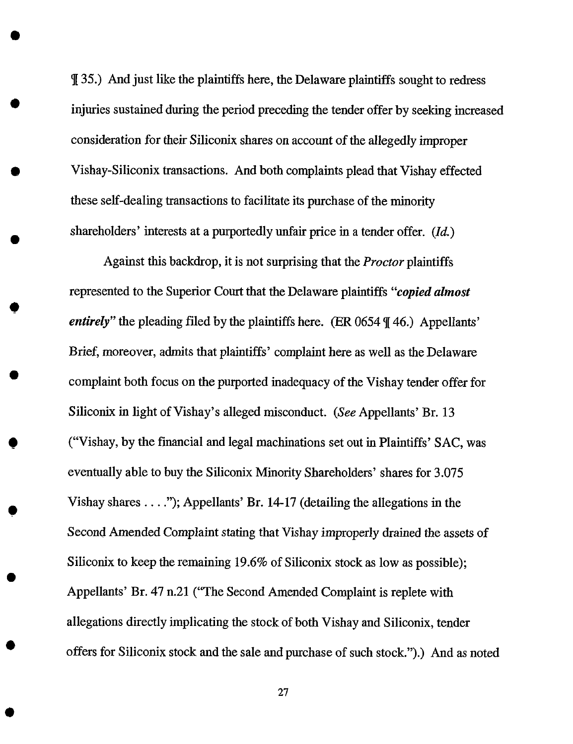¶ 35.) And just like the plaintiffs here, the Delaware plaintiffs sought to redress injuries sustained during the period preceding the tender offer by seeking increased consideration for their Siliconix shares on account of the allegedly improper Vishay-Siliconix transactions. And both complaints plead that Vishay effected these self-dealing transactions to facilitate its purchase of the minority shareholders' interests at a purportedly unfair price in a tender offer. (*Id.*)

Against this backdrop, it is not surprising that the *Proctor* plaintiffs represented to the Superior Court that the Delaware plaintiffs "***copied almost entirely***" the pleading filed by the plaintiffs here. (ER 0654 ¶ 46.) Appellants' Brief, moreover, admits that plaintiffs' complaint here as well as the Delaware complaint both focus on the purported inadequacy of the Vishay tender offer for Siliconix in light of Vishay's alleged misconduct. (*See* Appellants' Br. 13 ("Vishay, by the financial and legal machinations set out in Plaintiffs' SAC, was eventually able to buy the Siliconix Minority Shareholders' shares for 3.075 Vishay shares . . . ."); Appellants' Br. 14-17 (detailing the allegations in the Second Amended Complaint stating that Vishay improperly drained the assets of Siliconix to keep the remaining 19.6% of Siliconix stock as low as possible); Appellants' Br. 47 n.21 ("The Second Amended Complaint is replete with allegations directly implicating the stock of both Vishay and Siliconix, tender offers for Siliconix stock and the sale and purchase of such stock.").) And as noted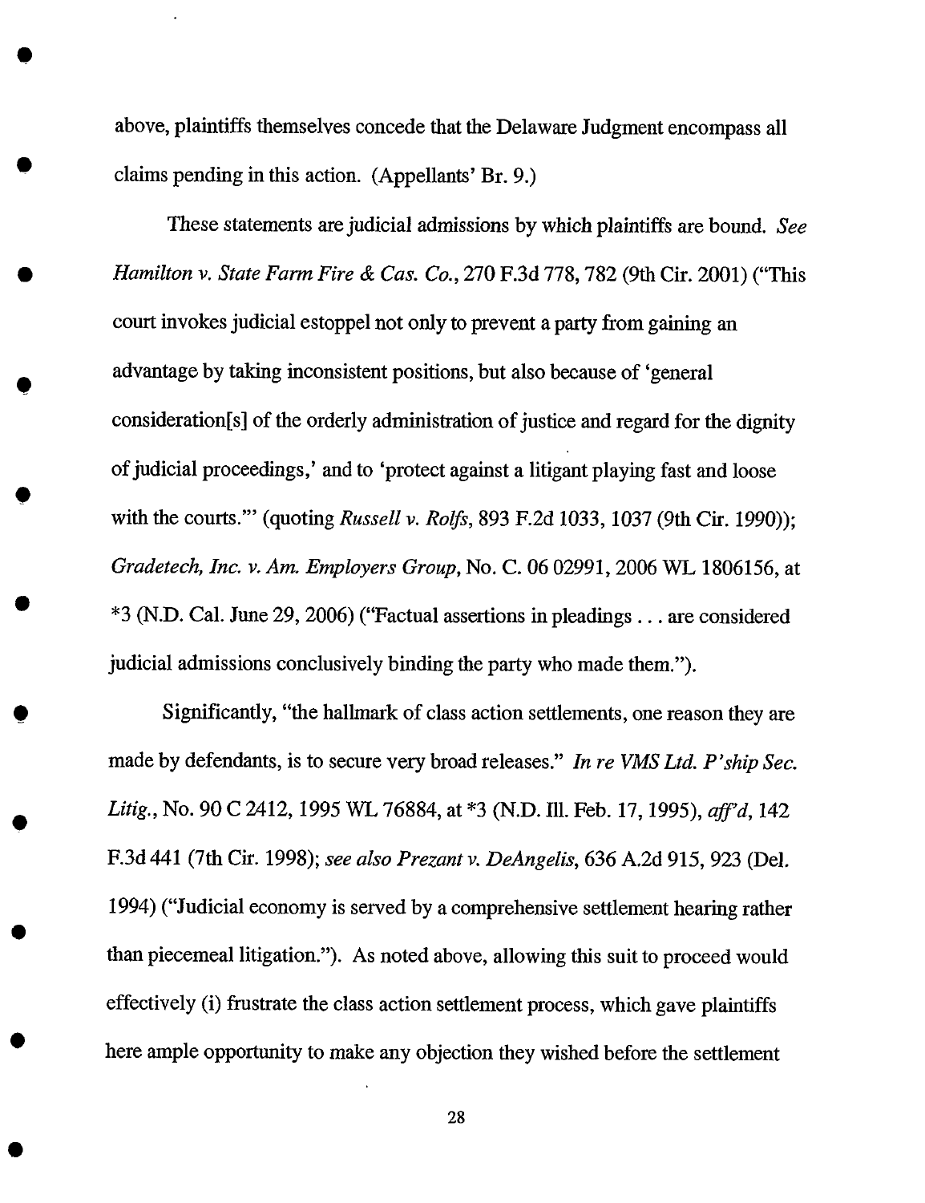above, plaintiffs themselves concede that the Delaware Judgment encompass all claims pending in this action. (Appellants' Br. 9.)

These statements are judicial admissions by which plaintiffs are bound. *See Hamilton v. State Farm Fire & Cas. Co.*, 270 F.3d 778, 782 (9th Cir. 2001) ("This court invokes judicial estoppel not only to prevent a party from gaining an advantage by taking inconsistent positions, but also because of 'general consideration[s] of the orderly administration of justice and regard for the dignity of judicial proceedings,' and to 'protect against a litigant playing fast and loose with the courts.'" (quoting *Russell v. Rolfs*, 893 F.2d 1033, 1037 (9th Cir. 1990)); *Gradetech, Inc. v. Am. Employers Group*, No. C. 06 02991, 2006 WL 1806156, at *3 (N.D. Cal. June 29, 2006) ("Factual assertions in pleadings . . . are considered judicial admissions conclusively binding the party who made them.").

Significantly, "the hallmark of class action settlements, one reason they are made by defendants, is to secure very broad releases." *In re VMS Ltd. P'ship Sec. Litig.*, No. 90 C 2412, 1995 WL 76884, at *3 (N.D. Ill. Feb. 17, 1995), *aff'd*, 142 F.3d 441 (7th Cir. 1998); *see also Prezant v. DeAngelis*, 636 A.2d 915, 923 (Del. 1994) ("Judicial economy is served by a comprehensive settlement hearing rather than piecemeal litigation."). As noted above, allowing this suit to proceed would effectively (i) frustrate the class action settlement process, which gave plaintiffs here ample opportunity to make any objection they wished before the settlement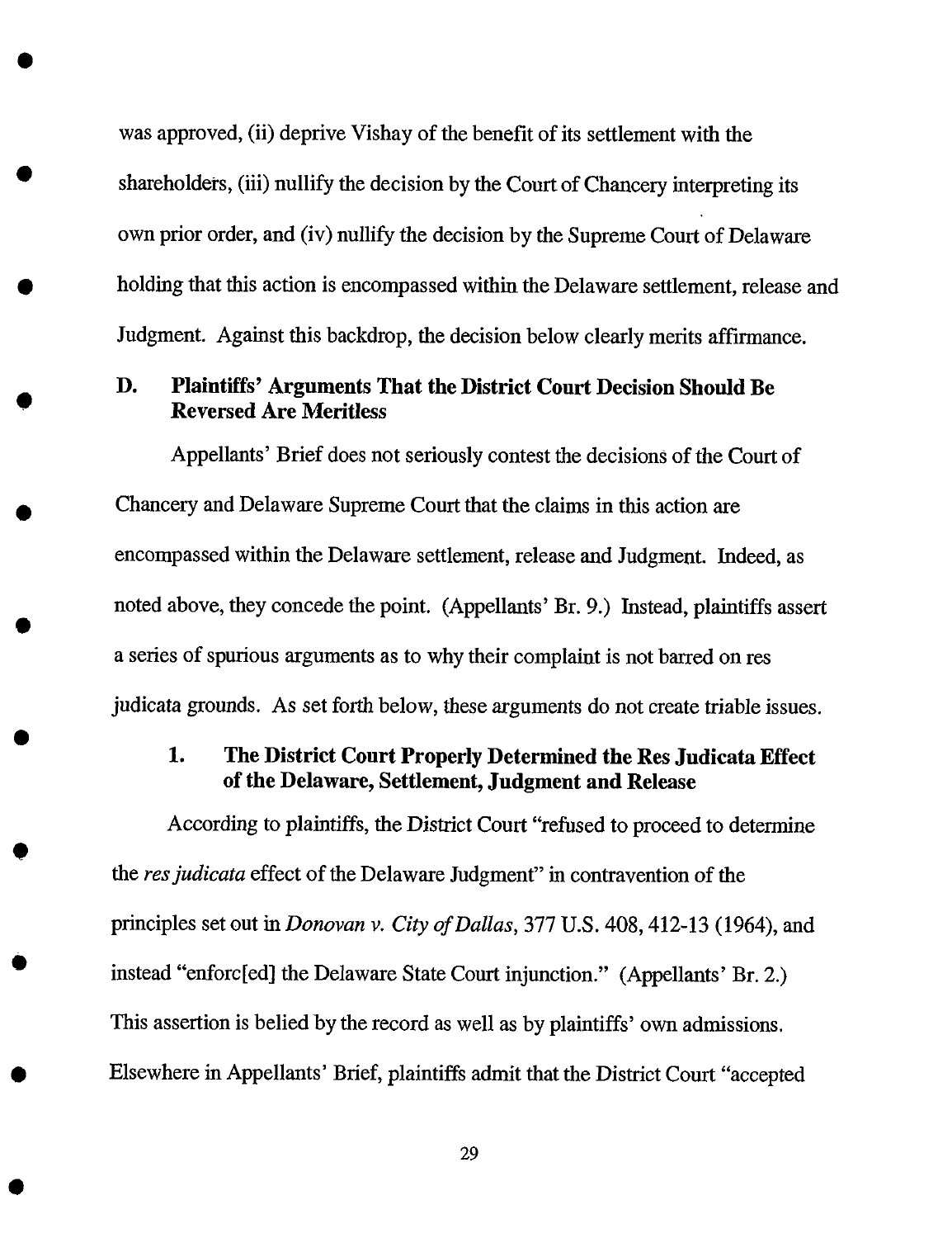was approved, (ii) deprive Vishay of the benefit of its settlement with the shareholders, (iii) nullify the decision by the Court of Chancery interpreting its own prior order, and (iv) nullify the decision by the Supreme Court of Delaware holding that this action is encompassed within the Delaware settlement, release and Judgment. Against this backdrop, the decision below clearly merits affirmance.

### D. Plaintiffs' Arguments That the District Court Decision Should Be Reversed Are Meritless

Appellants' Brief does not seriously contest the decisions of the Court of Chancery and Delaware Supreme Court that the claims in this action are encompassed within the Delaware settlement, release and Judgment. Indeed, as noted above, they concede the point. (Appellants' Br. 9.) Instead, plaintiffs assert a series of spurious arguments as to why their complaint is not barred on res judicata grounds. As set forth below, these arguments do not create triable issues.

#### 1. The District Court Properly Determined the Res Judicata Effect of the Delaware, Settlement, Judgment and Release

According to plaintiffs, the District Court "refused to proceed to determine the *res judicata* effect of the Delaware Judgment" in contravention of the principles set out in *Donovan v. City of Dallas*, 377 U.S. 408, 412-13 (1964), and instead "enforc[ed] the Delaware State Court injunction." (Appellants' Br. 2.) This assertion is belied by the record as well as by plaintiffs' own admissions. Elsewhere in Appellants' Brief, plaintiffs admit that the District Court "accepted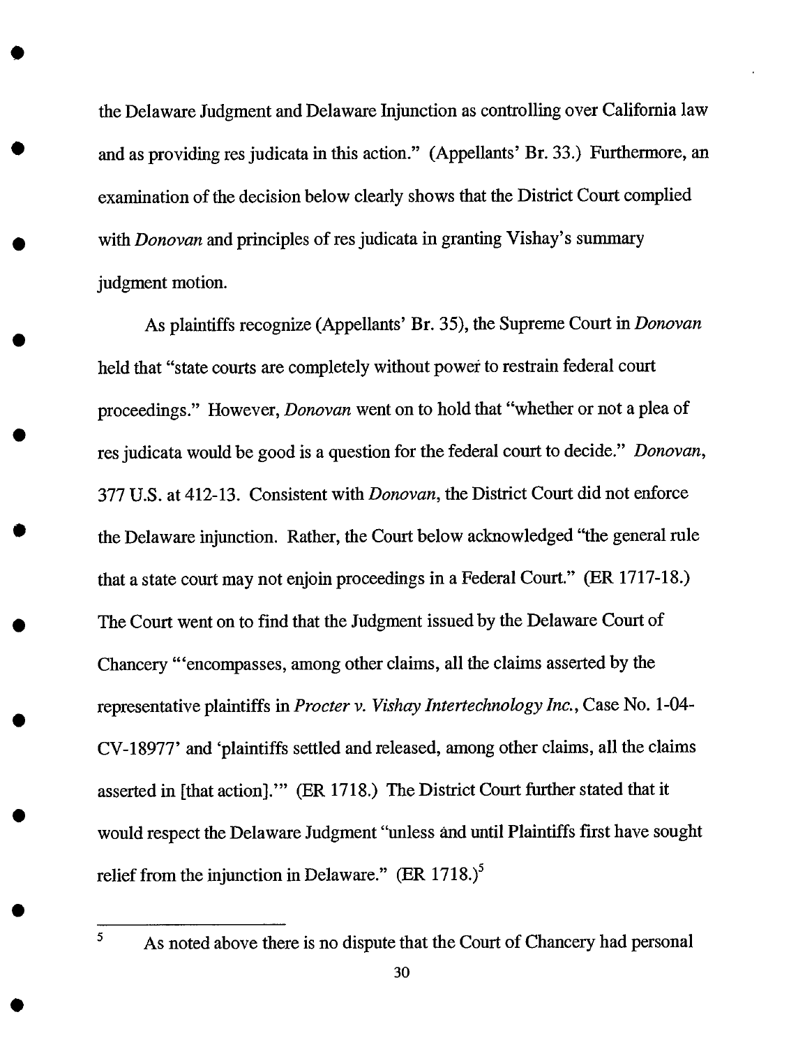the Delaware Judgment and Delaware Injunction as controlling over California law and as providing res judicata in this action." (Appellants' Br. 33.) Furthermore, an examination of the decision below clearly shows that the District Court complied with *Donovan* and principles of res judicata in granting Vishay's summary judgment motion.

As plaintiffs recognize (Appellants' Br. 35), the Supreme Court in *Donovan* held that "state courts are completely without power to restrain federal court proceedings." However, *Donovan* went on to hold that "whether or not a plea of res judicata would be good is a question for the federal court to decide." *Donovan*, 377 U.S. at 412-13. Consistent with *Donovan*, the District Court did not enforce the Delaware injunction. Rather, the Court below acknowledged "the general rule that a state court may not enjoin proceedings in a Federal Court." (ER 1717-18.) The Court went on to find that the Judgment issued by the Delaware Court of Chancery "'encompasses, among other claims, all the claims asserted by the representative plaintiffs in *Procter v. Vishay Intertechnology Inc.*, Case No. 1-04-CV-18977' and 'plaintiffs settled and released, among other claims, all the claims asserted in [that action].'" (ER 1718.) The District Court further stated that it would respect the Delaware Judgment "unless and until Plaintiffs first have sought relief from the injunction in Delaware." (ER 1718.)[5]

[5] As noted above there is no dispute that the Court of Chancery had personal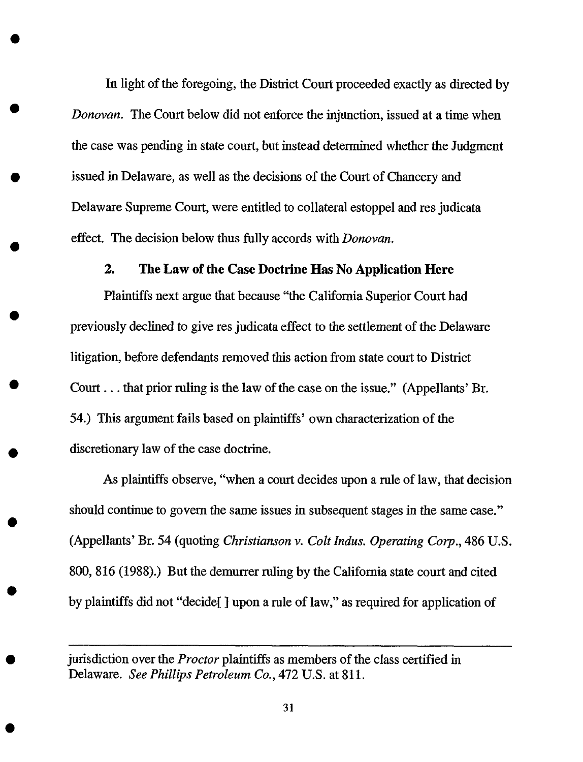In light of the foregoing, the District Court proceeded exactly as directed by *Donovan*. The Court below did not enforce the injunction, issued at a time when the case was pending in state court, but instead determined whether the Judgment issued in Delaware, as well as the decisions of the Court of Chancery and Delaware Supreme Court, were entitled to collateral estoppel and res judicata effect. The decision below thus fully accords with *Donovan*.

### 2. The Law of the Case Doctrine Has No Application Here

Plaintiffs next argue that because "the California Superior Court had previously declined to give res judicata effect to the settlement of the Delaware litigation, before defendants removed this action from state court to District Court . . . that prior ruling is the law of the case on the issue." (Appellants' Br. 54.) This argument fails based on plaintiffs' own characterization of the discretionary law of the case doctrine.

As plaintiffs observe, "when a court decides upon a rule of law, that decision should continue to govern the same issues in subsequent stages in the same case." (Appellants' Br. 54 (quoting *Christianson v. Colt Indus. Operating Corp.*, 486 U.S. 800, 816 (1988).) But the demurrer ruling by the California state court and cited by plaintiffs did not "decide[ ] upon a rule of law," as required for application of

---

jurisdiction over the *Proctor* plaintiffs as members of the class certified in Delaware. *See Phillips Petroleum Co.*, 472 U.S. at 811.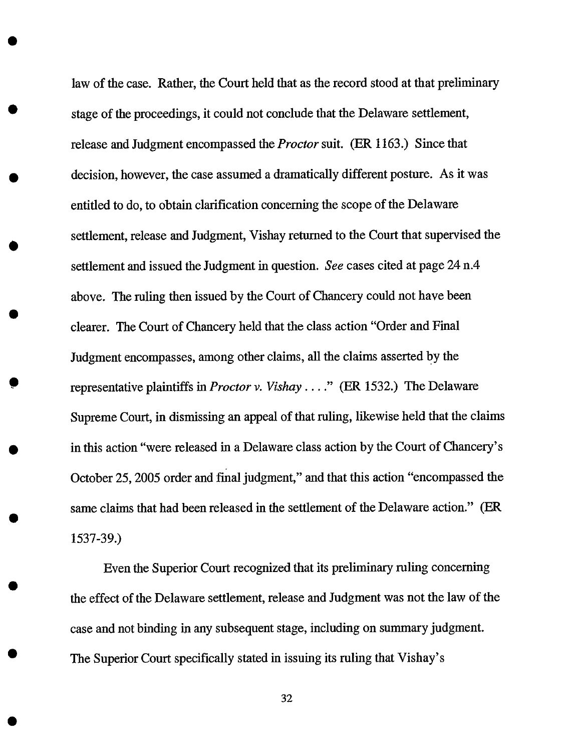law of the case. Rather, the Court held that as the record stood at that preliminary stage of the proceedings, it could not conclude that the Delaware settlement, release and Judgment encompassed the *Proctor* suit. (ER 1163.) Since that decision, however, the case assumed a dramatically different posture. As it was entitled to do, to obtain clarification concerning the scope of the Delaware settlement, release and Judgment, Vishay returned to the Court that supervised the settlement and issued the Judgment in question. *See* cases cited at page 24 n.4 above. The ruling then issued by the Court of Chancery could not have been clearer. The Court of Chancery held that the class action "Order and Final Judgment encompasses, among other claims, all the claims asserted by the representative plaintiffs in *Proctor v. Vishay* . . . ." (ER 1532.) The Delaware Supreme Court, in dismissing an appeal of that ruling, likewise held that the claims in this action "were released in a Delaware class action by the Court of Chancery's October 25, 2005 order and final judgment," and that this action "encompassed the same claims that had been released in the settlement of the Delaware action." (ER 1537-39.)

Even the Superior Court recognized that its preliminary ruling concerning the effect of the Delaware settlement, release and Judgment was not the law of the case and not binding in any subsequent stage, including on summary judgment. The Superior Court specifically stated in issuing its ruling that Vishay's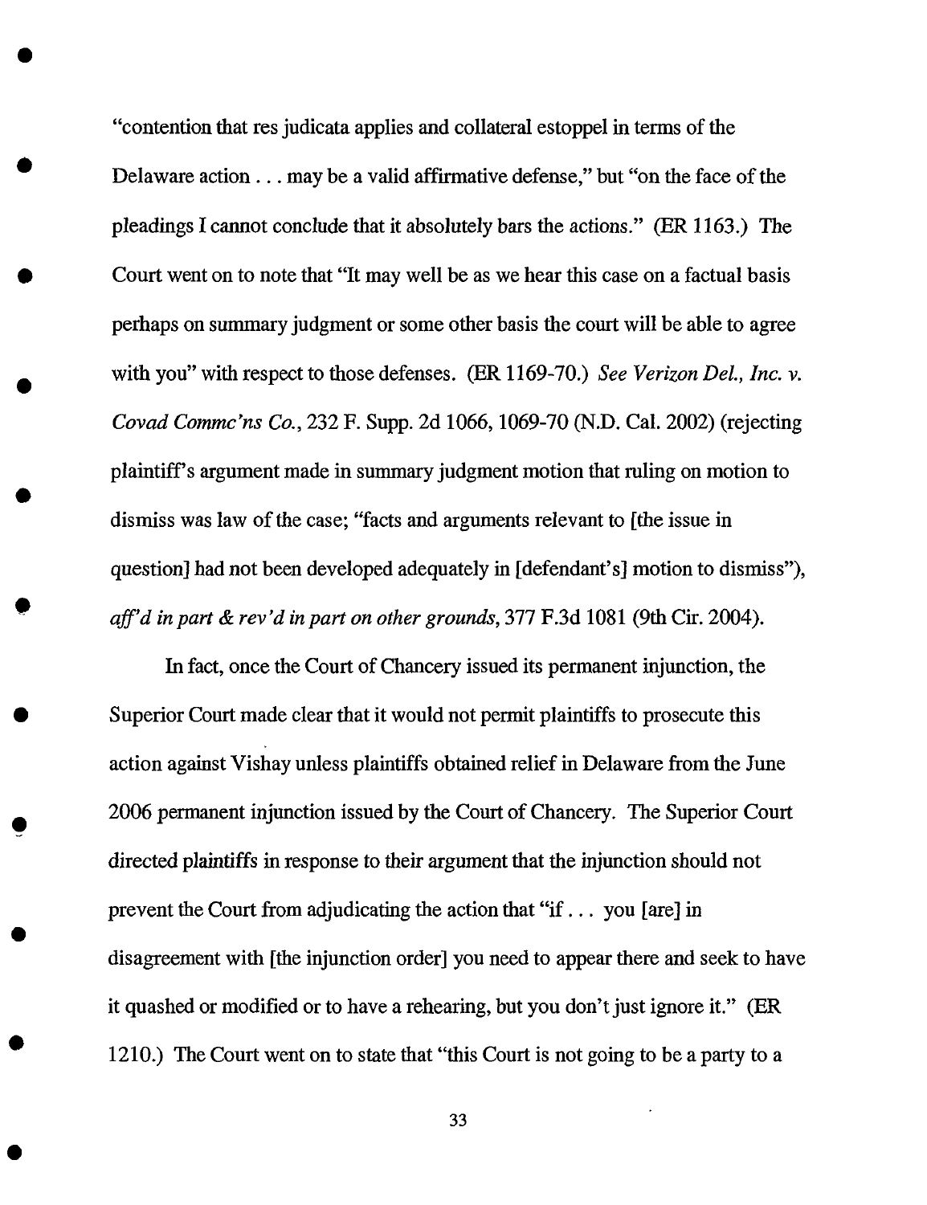"contention that res judicata applies and collateral estoppel in terms of the Delaware action . . . may be a valid affirmative defense," but "on the face of the pleadings I cannot conclude that it absolutely bars the actions." (ER 1163.) The Court went on to note that "It may well be as we hear this case on a factual basis perhaps on summary judgment or some other basis the court will be able to agree with you" with respect to those defenses. (ER 1169-70.) *See Verizon Del., Inc. v. Covad Commc'ns Co.*, 232 F. Supp. 2d 1066, 1069-70 (N.D. Cal. 2002) (rejecting plaintiff's argument made in summary judgment motion that ruling on motion to dismiss was law of the case; "facts and arguments relevant to [the issue in question] had not been developed adequately in [defendant's] motion to dismiss"), *aff'd in part & rev'd in part on other grounds*, 377 F.3d 1081 (9th Cir. 2004).

In fact, once the Court of Chancery issued its permanent injunction, the Superior Court made clear that it would not permit plaintiffs to prosecute this action against Vishay unless plaintiffs obtained relief in Delaware from the June 2006 permanent injunction issued by the Court of Chancery. The Superior Court directed plaintiffs in response to their argument that the injunction should not prevent the Court from adjudicating the action that "if . . . you [are] in disagreement with [the injunction order] you need to appear there and seek to have it quashed or modified or to have a rehearing, but you don't just ignore it." (ER 1210.) The Court went on to state that "this Court is not going to be a party to a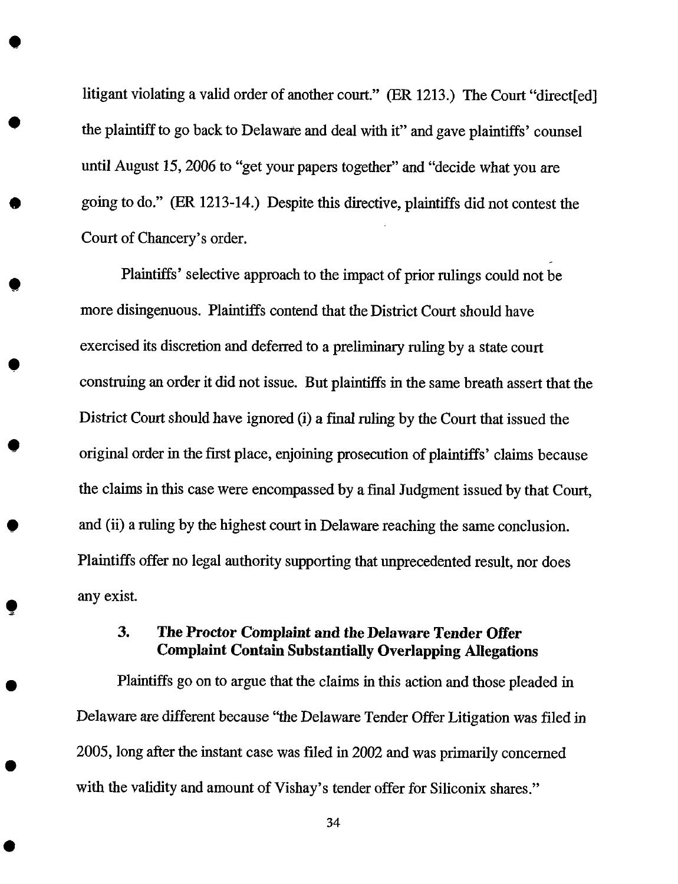litigant violating a valid order of another court." (ER 1213.) The Court "direct[ed] the plaintiff to go back to Delaware and deal with it" and gave plaintiffs' counsel until August 15, 2006 to "get your papers together" and "decide what you are going to do." (ER 1213-14.) Despite this directive, plaintiffs did not contest the Court of Chancery's order.

Plaintiffs' selective approach to the impact of prior rulings could not be more disingenuous. Plaintiffs contend that the District Court should have exercised its discretion and deferred to a preliminary ruling by a state court construing an order it did not issue. But plaintiffs in the same breath assert that the District Court should have ignored (i) a final ruling by the Court that issued the original order in the first place, enjoining prosecution of plaintiffs' claims because the claims in this case were encompassed by a final Judgment issued by that Court, and (ii) a ruling by the highest court in Delaware reaching the same conclusion. Plaintiffs offer no legal authority supporting that unprecedented result, nor does any exist.

### 3. The Proctor Complaint and the Delaware Tender Offer Complaint Contain Substantially Overlapping Allegations

Plaintiffs go on to argue that the claims in this action and those pleaded in Delaware are different because "the Delaware Tender Offer Litigation was filed in 2005, long after the instant case was filed in 2002 and was primarily concerned with the validity and amount of Vishay's tender offer for Siliconix shares."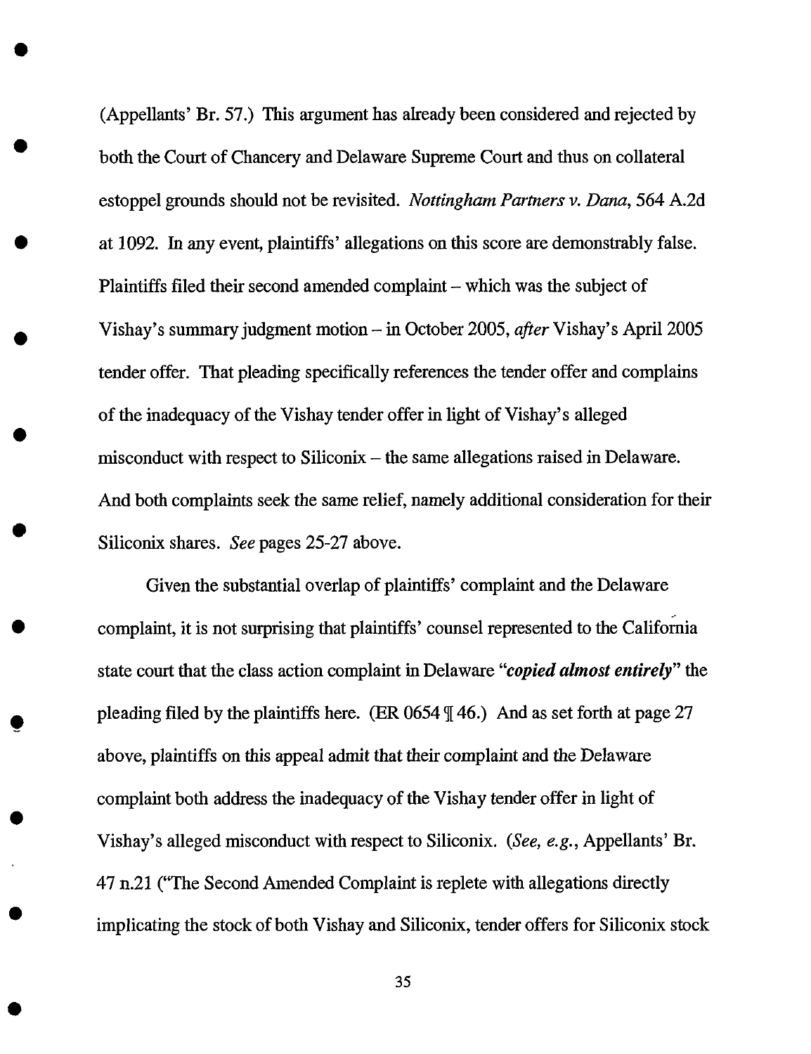(Appellants' Br. 57.) This argument has already been considered and rejected by both the Court of Chancery and Delaware Supreme Court and thus on collateral estoppel grounds should not be revisited. *Nottingham Partners v. Dana*, 564 A.2d at 1092. In any event, plaintiffs' allegations on this score are demonstrably false. Plaintiffs filed their second amended complaint – which was the subject of Vishay's summary judgment motion – in October 2005, *after* Vishay's April 2005 tender offer. That pleading specifically references the tender offer and complains of the inadequacy of the Vishay tender offer in light of Vishay's alleged misconduct with respect to Siliconix – the same allegations raised in Delaware. And both complaints seek the same relief, namely additional consideration for their Siliconix shares. *See* pages 25-27 above.

Given the substantial overlap of plaintiffs' complaint and the Delaware complaint, it is not surprising that plaintiffs' counsel represented to the California state court that the class action complaint in Delaware "***copied almost entirely***" the pleading filed by the plaintiffs here. (ER 0654 ¶ 46.) And as set forth at page 27 above, plaintiffs on this appeal admit that their complaint and the Delaware complaint both address the inadequacy of the Vishay tender offer in light of Vishay's alleged misconduct with respect to Siliconix. (*See, e.g.*, Appellants' Br. 47 n.21 ("The Second Amended Complaint is replete with allegations directly implicating the stock of both Vishay and Siliconix, tender offers for Siliconix stock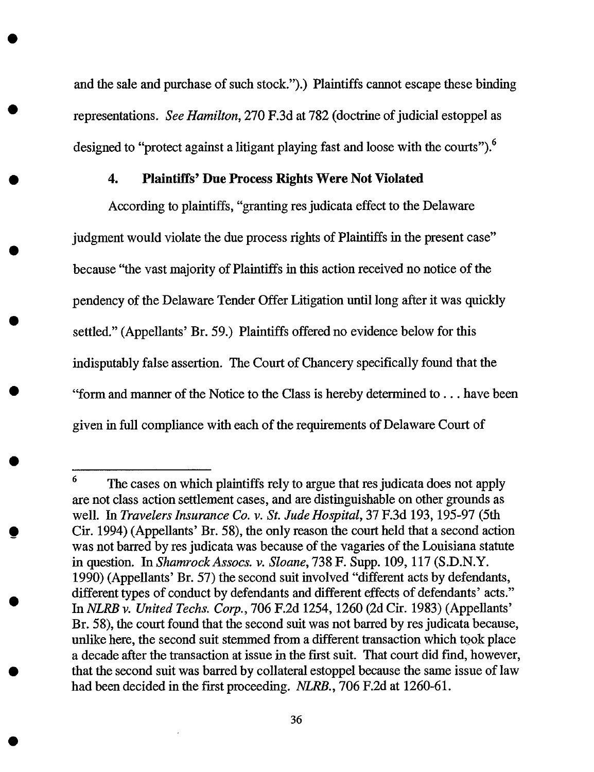and the sale and purchase of such stock.").) Plaintiffs cannot escape these binding representations. *See Hamilton*, 270 F.3d at 782 (doctrine of judicial estoppel as designed to "protect against a litigant playing fast and loose with the courts").[6]

#### 4. Plaintiffs' Due Process Rights Were Not Violated

According to plaintiffs, "granting res judicata effect to the Delaware judgment would violate the due process rights of Plaintiffs in the present case" because "the vast majority of Plaintiffs in this action received no notice of the pendency of the Delaware Tender Offer Litigation until long after it was quickly settled." (Appellants' Br. 59.) Plaintiffs offered no evidence below for this indisputably false assertion. The Court of Chancery specifically found that the "form and manner of the Notice to the Class is hereby determined to . . . have been given in full compliance with each of the requirements of Delaware Court of

---

[6] The cases on which plaintiffs rely to argue that res judicata does not apply are not class action settlement cases, and are distinguishable on other grounds as well. In *Travelers Insurance Co. v. St. Jude Hospital*, 37 F.3d 193, 195-97 (5th Cir. 1994) (Appellants' Br. 58), the only reason the court held that a second action was not barred by res judicata was because of the vagaries of the Louisiana statute in question. In *Shamrock Assocs. v. Sloane*, 738 F. Supp. 109, 117 (S.D.N.Y. 1990) (Appellants' Br. 57) the second suit involved "different acts by defendants, different types of conduct by defendants and different effects of defendants' acts." In *NLRB v. United Techs. Corp.*, 706 F.2d 1254, 1260 (2d Cir. 1983) (Appellants' Br. 58), the court found that the second suit was not barred by res judicata because, unlike here, the second suit stemmed from a different transaction which took place a decade after the transaction at issue in the first suit. That court did find, however, that the second suit was barred by collateral estoppel because the same issue of law had been decided in the first proceeding. *NLRB.*, 706 F.2d at 1260-61.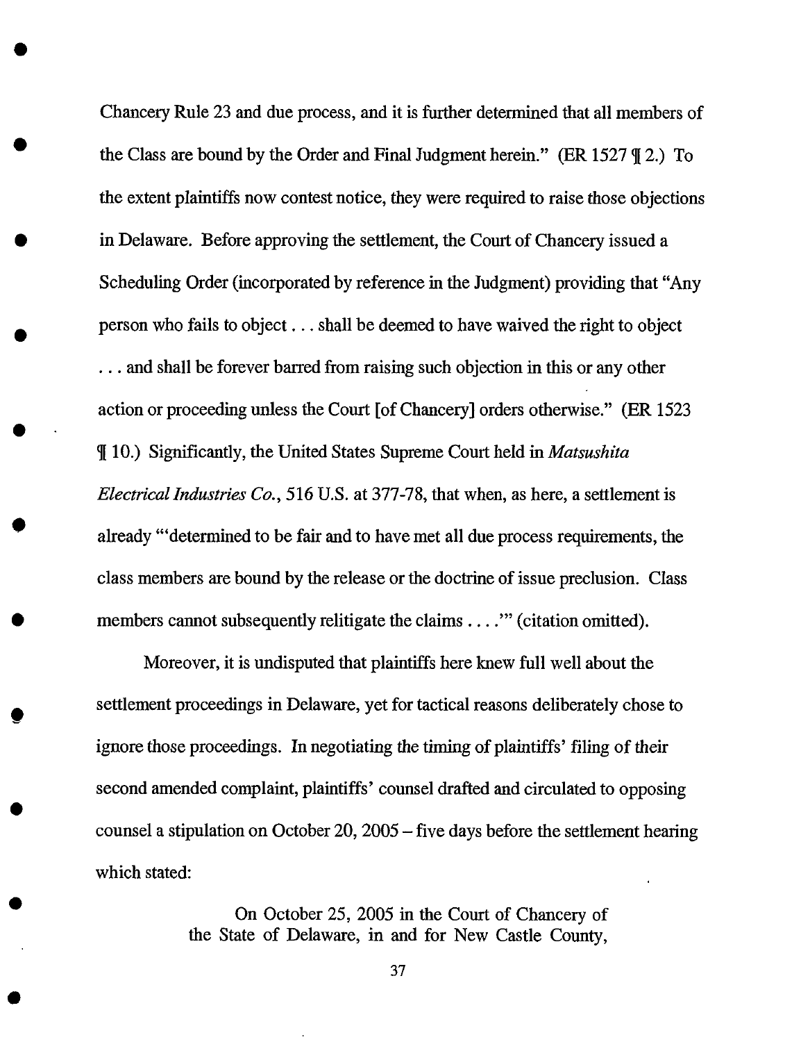Chancery Rule 23 and due process, and it is further determined that all members of the Class are bound by the Order and Final Judgment herein." (ER 1527 ¶ 2.) To the extent plaintiffs now contest notice, they were required to raise those objections in Delaware. Before approving the settlement, the Court of Chancery issued a Scheduling Order (incorporated by reference in the Judgment) providing that "Any person who fails to object . . . shall be deemed to have waived the right to object . . . and shall be forever barred from raising such objection in this or any other action or proceeding unless the Court [of Chancery] orders otherwise." (ER 1523 ¶ 10.) Significantly, the United States Supreme Court held in *Matsushita Electrical Industries Co.*, 516 U.S. at 377-78, that when, as here, a settlement is already "'determined to be fair and to have met all due process requirements, the class members are bound by the release or the doctrine of issue preclusion. Class members cannot subsequently relitigate the claims . . . .'" (citation omitted).

Moreover, it is undisputed that plaintiffs here knew full well about the settlement proceedings in Delaware, yet for tactical reasons deliberately chose to ignore those proceedings. In negotiating the timing of plaintiffs' filing of their second amended complaint, plaintiffs' counsel drafted and circulated to opposing counsel a stipulation on October 20, 2005 – five days before the settlement hearing which stated:

> On October 25, 2005 in the Court of Chancery of the State of Delaware, in and for New Castle County,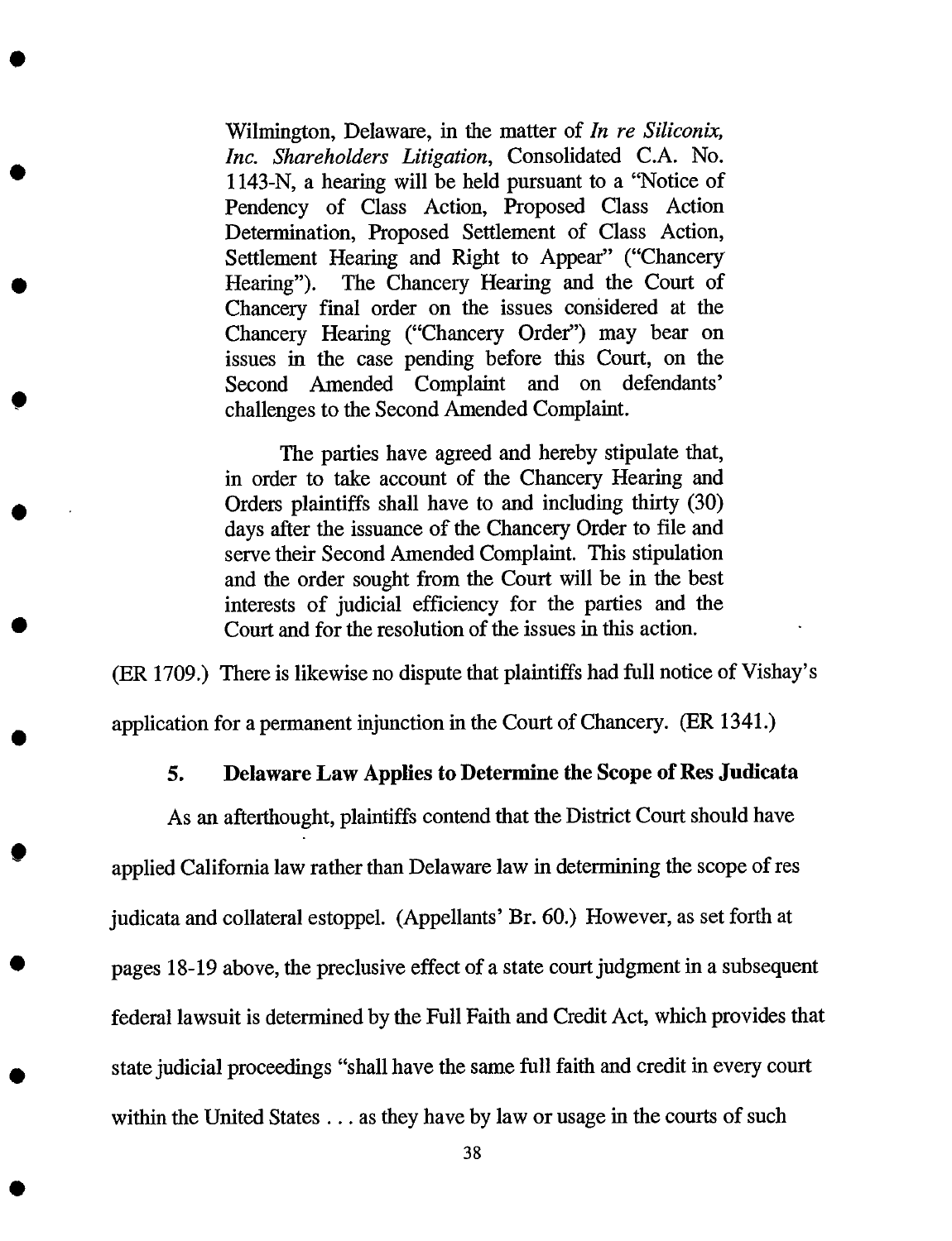> Wilmington, Delaware, in the matter of *In re Siliconix, Inc. Shareholders Litigation*, Consolidated C.A. No. 1143-N, a hearing will be held pursuant to a "Notice of Pendency of Class Action, Proposed Class Action Determination, Proposed Settlement of Class Action, Settlement Hearing and Right to Appear" ("Chancery Hearing"). The Chancery Hearing and the Court of Chancery final order on the issues considered at the Chancery Hearing ("Chancery Order") may bear on issues in the case pending before this Court, on the Second Amended Complaint and on defendants' challenges to the Second Amended Complaint.
>
> The parties have agreed and hereby stipulate that, in order to take account of the Chancery Hearing and Orders plaintiffs shall have to and including thirty (30) days after the issuance of the Chancery Order to file and serve their Second Amended Complaint. This stipulation and the order sought from the Court will be in the best interests of judicial efficiency for the parties and the Court and for the resolution of the issues in this action.

(ER 1709.) There is likewise no dispute that plaintiffs had full notice of Vishay's application for a permanent injunction in the Court of Chancery. (ER 1341.)

### 5. Delaware Law Applies to Determine the Scope of Res Judicata

As an afterthought, plaintiffs contend that the District Court should have applied California law rather than Delaware law in determining the scope of res judicata and collateral estoppel. (Appellants' Br. 60.) However, as set forth at pages 18-19 above, the preclusive effect of a state court judgment in a subsequent federal lawsuit is determined by the Full Faith and Credit Act, which provides that state judicial proceedings "shall have the same full faith and credit in every court within the United States . . . as they have by law or usage in the courts of such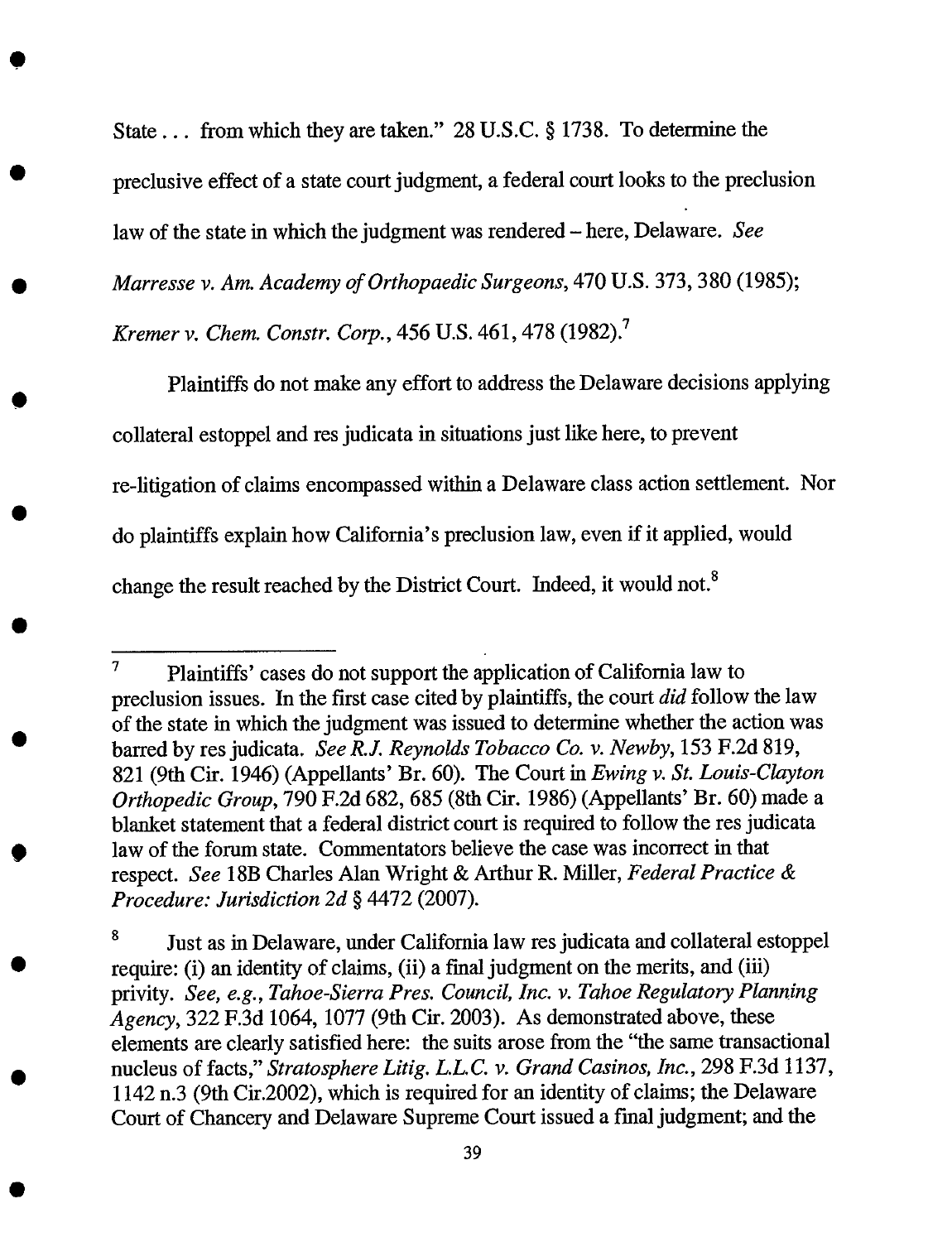State . . . from which they are taken." 28 U.S.C. § 1738. To determine the preclusive effect of a state court judgment, a federal court looks to the preclusion law of the state in which the judgment was rendered – here, Delaware. *See Marresse v. Am. Academy of Orthopaedic Surgeons*, 470 U.S. 373, 380 (1985); *Kremer v. Chem. Constr. Corp.*, 456 U.S. 461, 478 (1982).[7]

Plaintiffs do not make any effort to address the Delaware decisions applying collateral estoppel and res judicata in situations just like here, to prevent re-litigation of claims encompassed within a Delaware class action settlement. Nor do plaintiffs explain how California's preclusion law, even if it applied, would change the result reached by the District Court. Indeed, it would not.[8]

---

[7] Plaintiffs' cases do not support the application of California law to preclusion issues. In the first case cited by plaintiffs, the court *did* follow the law of the state in which the judgment was issued to determine whether the action was barred by res judicata. *See R.J. Reynolds Tobacco Co. v. Newby*, 153 F.2d 819, 821 (9th Cir. 1946) (Appellants' Br. 60). The Court in *Ewing v. St. Louis-Clayton Orthopedic Group*, 790 F.2d 682, 685 (8th Cir. 1986) (Appellants' Br. 60) made a blanket statement that a federal district court is required to follow the res judicata law of the forum state. Commentators believe the case was incorrect in that respect. *See* 18B Charles Alan Wright & Arthur R. Miller, *Federal Practice & Procedure: Jurisdiction 2d* § 4472 (2007).

[8] Just as in Delaware, under California law res judicata and collateral estoppel require: (i) an identity of claims, (ii) a final judgment on the merits, and (iii) privity. *See, e.g., Tahoe-Sierra Pres. Council, Inc. v. Tahoe Regulatory Planning Agency*, 322 F.3d 1064, 1077 (9th Cir. 2003). As demonstrated above, these elements are clearly satisfied here: the suits arose from the "the same transactional nucleus of facts," *Stratosphere Litig. L.L.C. v. Grand Casinos, Inc.*, 298 F.3d 1137, 1142 n.3 (9th Cir.2002), which is required for an identity of claims; the Delaware Court of Chancery and Delaware Supreme Court issued a final judgment; and the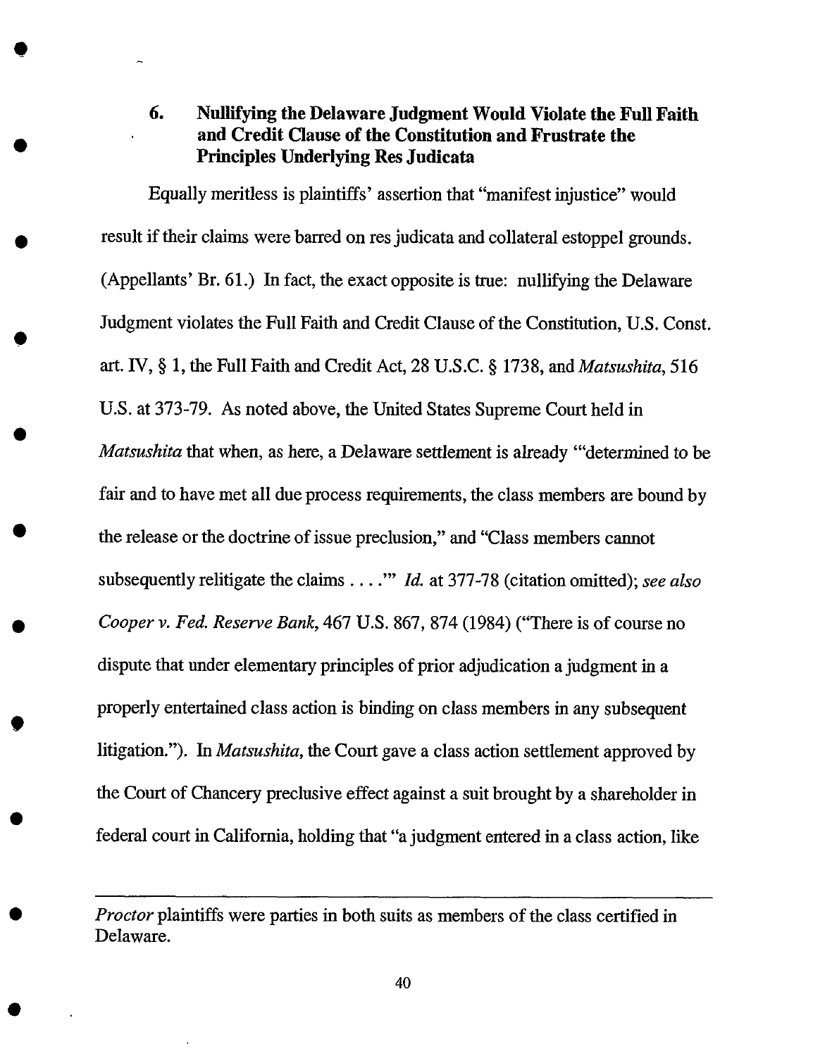### 6. Nullifying the Delaware Judgment Would Violate the Full Faith and Credit Clause of the Constitution and Frustrate the Principles Underlying Res Judicata

Equally meritless is plaintiffs' assertion that "manifest injustice" would result if their claims were barred on res judicata and collateral estoppel grounds. (Appellants' Br. 61.) In fact, the exact opposite is true: nullifying the Delaware Judgment violates the Full Faith and Credit Clause of the Constitution, U.S. Const. art. IV, § 1, the Full Faith and Credit Act, 28 U.S.C. § 1738, and *Matsushita*, 516 U.S. at 373-79. As noted above, the United States Supreme Court held in *Matsushita* that when, as here, a Delaware settlement is already "'determined to be fair and to have met all due process requirements, the class members are bound by the release or the doctrine of issue preclusion," and "Class members cannot subsequently relitigate the claims . . . .'" *Id.* at 377-78 (citation omitted); *see also Cooper v. Fed. Reserve Bank*, 467 U.S. 867, 874 (1984) ("There is of course no dispute that under elementary principles of prior adjudication a judgment in a properly entertained class action is binding on class members in any subsequent litigation."). In *Matsushita*, the Court gave a class action settlement approved by the Court of Chancery preclusive effect against a suit brought by a shareholder in federal court in California, holding that "a judgment entered in a class action, like

---

*Proctor* plaintiffs were parties in both suits as members of the class certified in Delaware.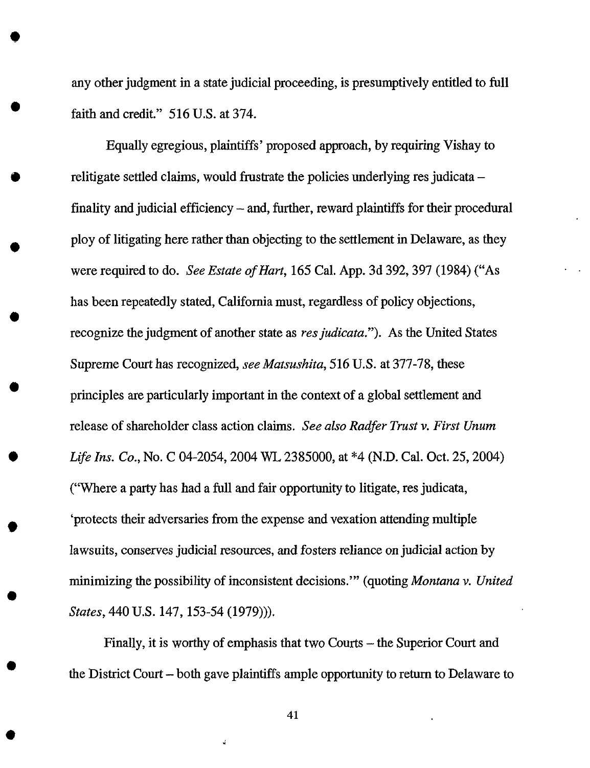any other judgment in a state judicial proceeding, is presumptively entitled to full faith and credit." 516 U.S. at 374.

Equally egregious, plaintiffs' proposed approach, by requiring Vishay to relitigate settled claims, would frustrate the policies underlying res judicata – finality and judicial efficiency – and, further, reward plaintiffs for their procedural ploy of litigating here rather than objecting to the settlement in Delaware, as they were required to do. *See Estate of Hart*, 165 Cal. App. 3d 392, 397 (1984) ("As has been repeatedly stated, California must, regardless of policy objections, recognize the judgment of another state as *res judicata*."). As the United States Supreme Court has recognized, *see Matsushita*, 516 U.S. at 377-78, these principles are particularly important in the context of a global settlement and release of shareholder class action claims. *See also Radfer Trust v. First Unum Life Ins. Co.*, No. C 04-2054, 2004 WL 2385000, at *4 (N.D. Cal. Oct. 25, 2004) ("Where a party has had a full and fair opportunity to litigate, res judicata, 'protects their adversaries from the expense and vexation attending multiple lawsuits, conserves judicial resources, and fosters reliance on judicial action by minimizing the possibility of inconsistent decisions.'" (quoting *Montana v. United States*, 440 U.S. 147, 153-54 (1979))).

Finally, it is worthy of emphasis that two Courts – the Superior Court and the District Court – both gave plaintiffs ample opportunity to return to Delaware to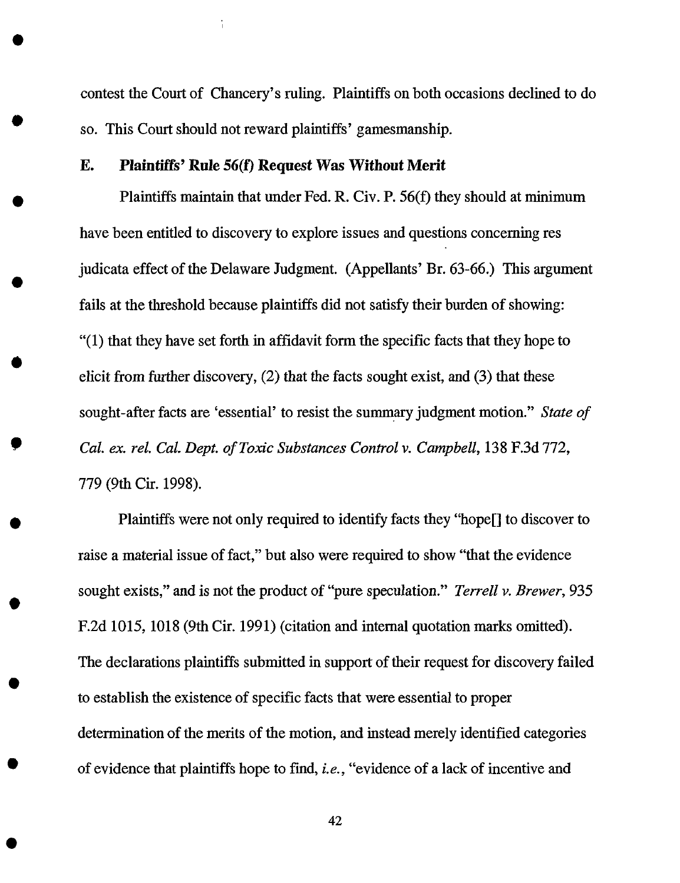contest the Court of Chancery's ruling. Plaintiffs on both occasions declined to do so. This Court should not reward plaintiffs' gamesmanship.

### E. Plaintiffs' Rule 56(f) Request Was Without Merit

Plaintiffs maintain that under Fed. R. Civ. P. 56(f) they should at minimum have been entitled to discovery to explore issues and questions concerning res judicata effect of the Delaware Judgment. (Appellants' Br. 63-66.) This argument fails at the threshold because plaintiffs did not satisfy their burden of showing: "(1) that they have set forth in affidavit form the specific facts that they hope to elicit from further discovery, (2) that the facts sought exist, and (3) that these sought-after facts are 'essential' to resist the summary judgment motion." *State of Cal. ex. rel. Cal. Dept. of Toxic Substances Control v. Campbell*, 138 F.3d 772, 779 (9th Cir. 1998).

Plaintiffs were not only required to identify facts they "hope[] to discover to raise a material issue of fact," but also were required to show "that the evidence sought exists," and is not the product of "pure speculation." *Terrell v. Brewer*, 935 F.2d 1015, 1018 (9th Cir. 1991) (citation and internal quotation marks omitted). The declarations plaintiffs submitted in support of their request for discovery failed to establish the existence of specific facts that were essential to proper determination of the merits of the motion, and instead merely identified categories of evidence that plaintiffs hope to find, *i.e.*, "evidence of a lack of incentive and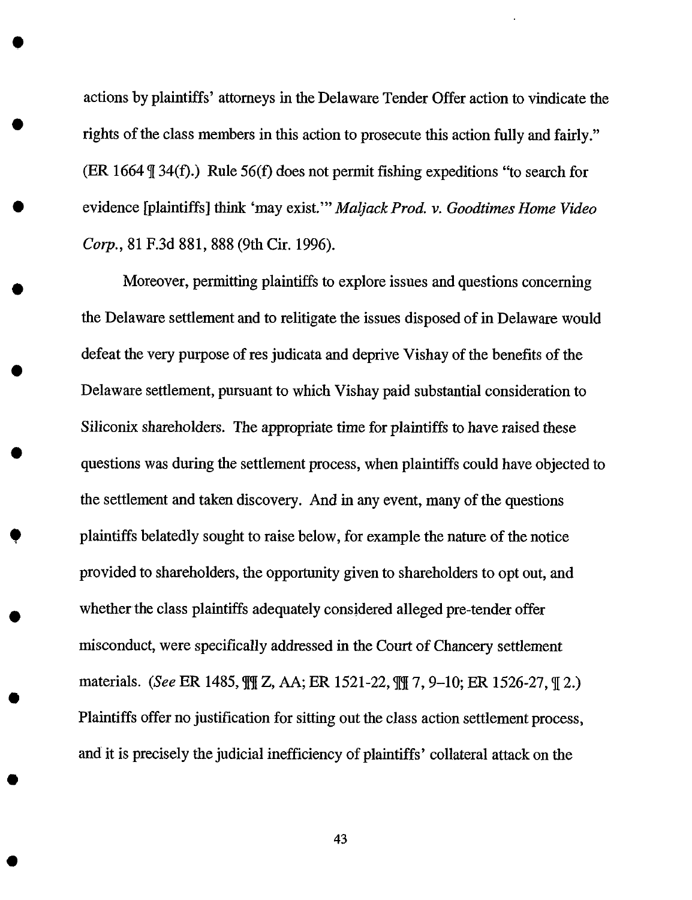actions by plaintiffs' attorneys in the Delaware Tender Offer action to vindicate the rights of the class members in this action to prosecute this action fully and fairly." (ER 1664 ¶ 34(f).) Rule 56(f) does not permit fishing expeditions "to search for evidence [plaintiffs] think 'may exist.'" *Maljack Prod. v. Goodtimes Home Video Corp.*, 81 F.3d 881, 888 (9th Cir. 1996).

Moreover, permitting plaintiffs to explore issues and questions concerning the Delaware settlement and to relitigate the issues disposed of in Delaware would defeat the very purpose of res judicata and deprive Vishay of the benefits of the Delaware settlement, pursuant to which Vishay paid substantial consideration to Siliconix shareholders. The appropriate time for plaintiffs to have raised these questions was during the settlement process, when plaintiffs could have objected to the settlement and taken discovery. And in any event, many of the questions plaintiffs belatedly sought to raise below, for example the nature of the notice provided to shareholders, the opportunity given to shareholders to opt out, and whether the class plaintiffs adequately considered alleged pre-tender offer misconduct, were specifically addressed in the Court of Chancery settlement materials. (*See* ER 1485, ¶¶ Z, AA; ER 1521-22, ¶¶ 7, 9–10; ER 1526-27, ¶ 2.) Plaintiffs offer no justification for sitting out the class action settlement process, and it is precisely the judicial inefficiency of plaintiffs' collateral attack on the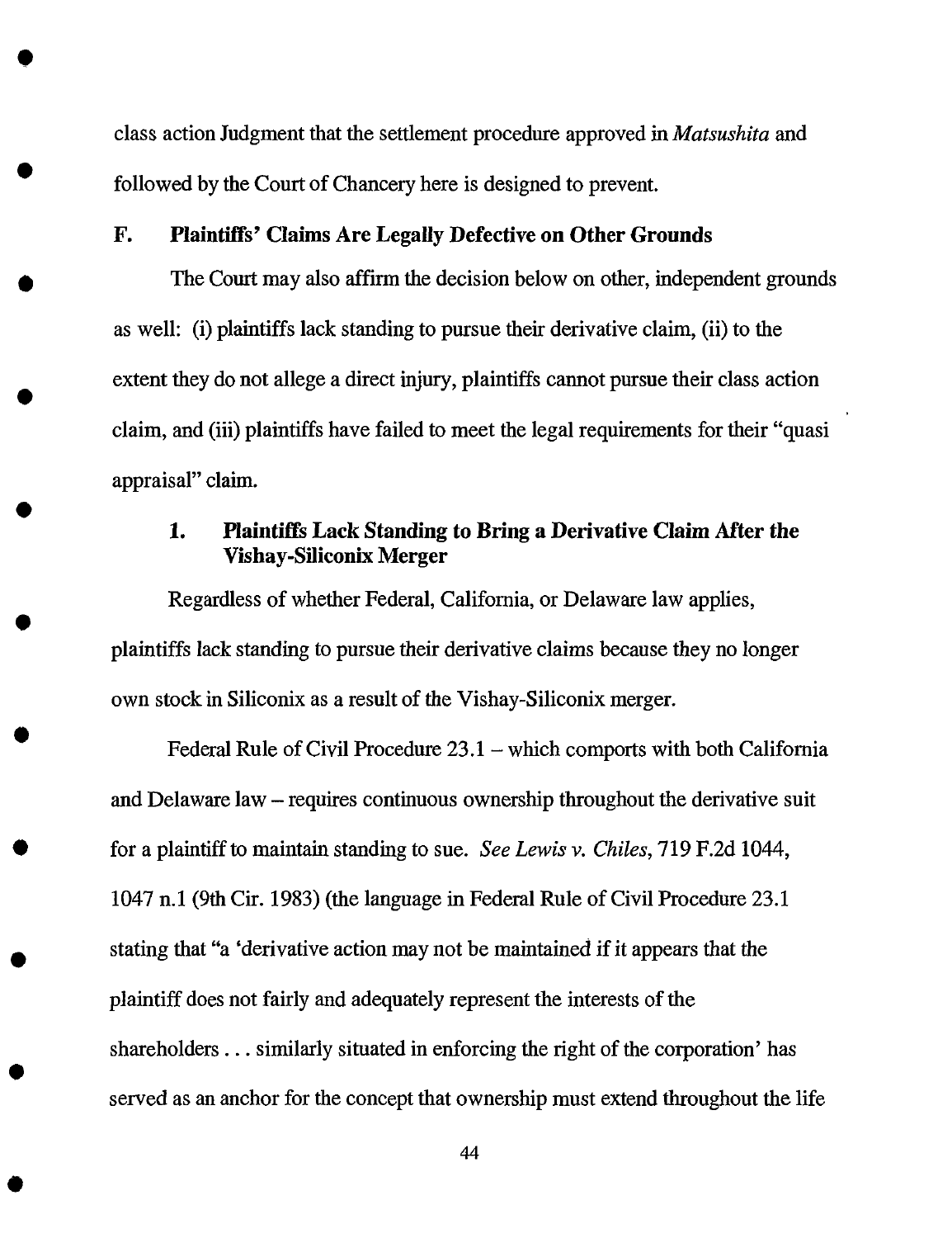class action Judgment that the settlement procedure approved in *Matsushita* and followed by the Court of Chancery here is designed to prevent.

### F. Plaintiffs' Claims Are Legally Defective on Other Grounds

The Court may also affirm the decision below on other, independent grounds as well: (i) plaintiffs lack standing to pursue their derivative claim, (ii) to the extent they do not allege a direct injury, plaintiffs cannot pursue their class action claim, and (iii) plaintiffs have failed to meet the legal requirements for their "quasi appraisal" claim.

#### 1. Plaintiffs Lack Standing to Bring a Derivative Claim After the Vishay-Siliconix Merger

Regardless of whether Federal, California, or Delaware law applies, plaintiffs lack standing to pursue their derivative claims because they no longer own stock in Siliconix as a result of the Vishay-Siliconix merger.

Federal Rule of Civil Procedure 23.1 – which comports with both California and Delaware law – requires continuous ownership throughout the derivative suit for a plaintiff to maintain standing to sue. *See Lewis v. Chiles*, 719 F.2d 1044, 1047 n.1 (9th Cir. 1983) (the language in Federal Rule of Civil Procedure 23.1 stating that "a 'derivative action may not be maintained if it appears that the plaintiff does not fairly and adequately represent the interests of the shareholders . . . similarly situated in enforcing the right of the corporation' has served as an anchor for the concept that ownership must extend throughout the life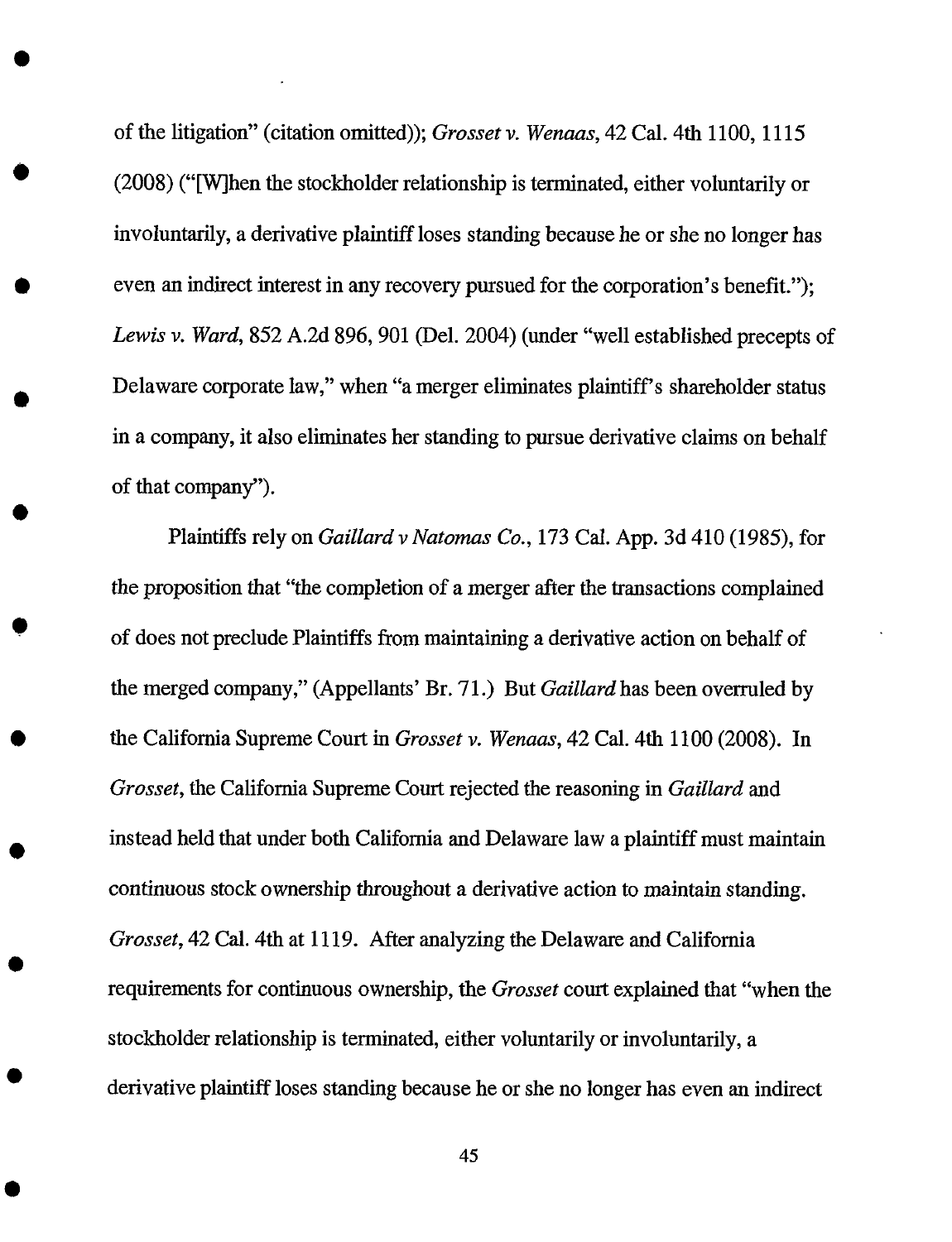of the litigation" (citation omitted)); *Grosset v. Wenaas*, 42 Cal. 4th 1100, 1115 (2008) ("[W]hen the stockholder relationship is terminated, either voluntarily or involuntarily, a derivative plaintiff loses standing because he or she no longer has even an indirect interest in any recovery pursued for the corporation's benefit."); *Lewis v. Ward*, 852 A.2d 896, 901 (Del. 2004) (under "well established precepts of Delaware corporate law," when "a merger eliminates plaintiff's shareholder status in a company, it also eliminates her standing to pursue derivative claims on behalf of that company").

Plaintiffs rely on *Gaillard v Natomas Co.*, 173 Cal. App. 3d 410 (1985), for the proposition that "the completion of a merger after the transactions complained of does not preclude Plaintiffs from maintaining a derivative action on behalf of the merged company," (Appellants' Br. 71.) But *Gaillard* has been overruled by the California Supreme Court in *Grosset v. Wenaas*, 42 Cal. 4th 1100 (2008). In *Grosset*, the California Supreme Court rejected the reasoning in *Gaillard* and instead held that under both California and Delaware law a plaintiff must maintain continuous stock ownership throughout a derivative action to maintain standing. *Grosset*, 42 Cal. 4th at 1119. After analyzing the Delaware and California requirements for continuous ownership, the *Grosset* court explained that "when the stockholder relationship is terminated, either voluntarily or involuntarily, a derivative plaintiff loses standing because he or she no longer has even an indirect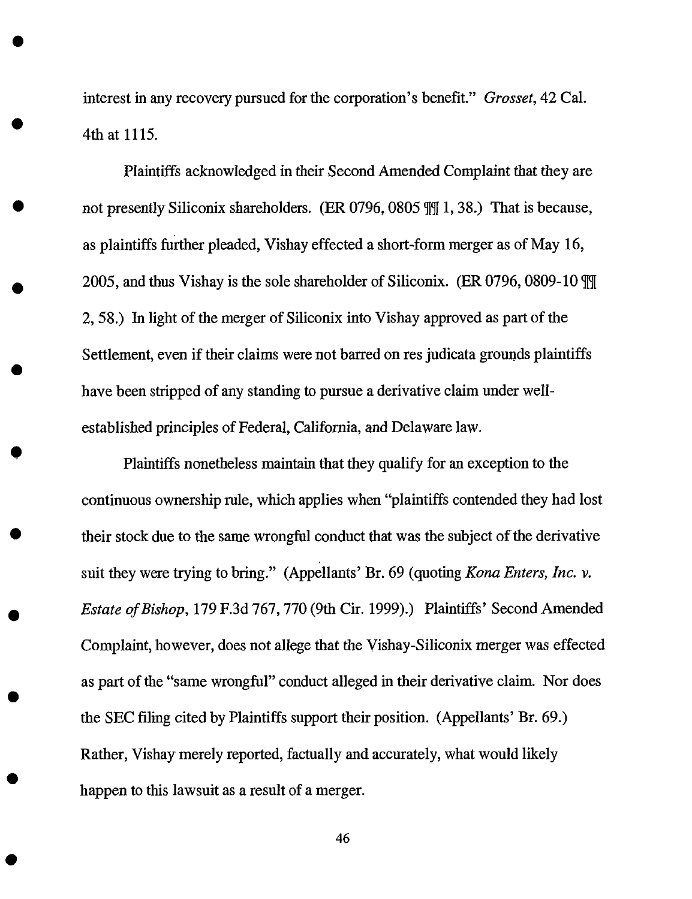interest in any recovery pursued for the corporation's benefit." *Grosset*, 42 Cal. 4th at 1115.

Plaintiffs acknowledged in their Second Amended Complaint that they are not presently Siliconix shareholders. (ER 0796, 0805 ¶¶ 1, 38.) That is because, as plaintiffs further pleaded, Vishay effected a short-form merger as of May 16, 2005, and thus Vishay is the sole shareholder of Siliconix. (ER 0796, 0809-10 ¶¶ 2, 58.) In light of the merger of Siliconix into Vishay approved as part of the Settlement, even if their claims were not barred on res judicata grounds plaintiffs have been stripped of any standing to pursue a derivative claim under well-established principles of Federal, California, and Delaware law.

Plaintiffs nonetheless maintain that they qualify for an exception to the continuous ownership rule, which applies when "plaintiffs contended they had lost their stock due to the same wrongful conduct that was the subject of the derivative suit they were trying to bring." (Appellants' Br. 69 (quoting *Kona Enters, Inc. v. Estate of Bishop*, 179 F.3d 767, 770 (9th Cir. 1999).) Plaintiffs' Second Amended Complaint, however, does not allege that the Vishay-Siliconix merger was effected as part of the "same wrongful" conduct alleged in their derivative claim. Nor does the SEC filing cited by Plaintiffs support their position. (Appellants' Br. 69.) Rather, Vishay merely reported, factually and accurately, what would likely happen to this lawsuit as a result of a merger.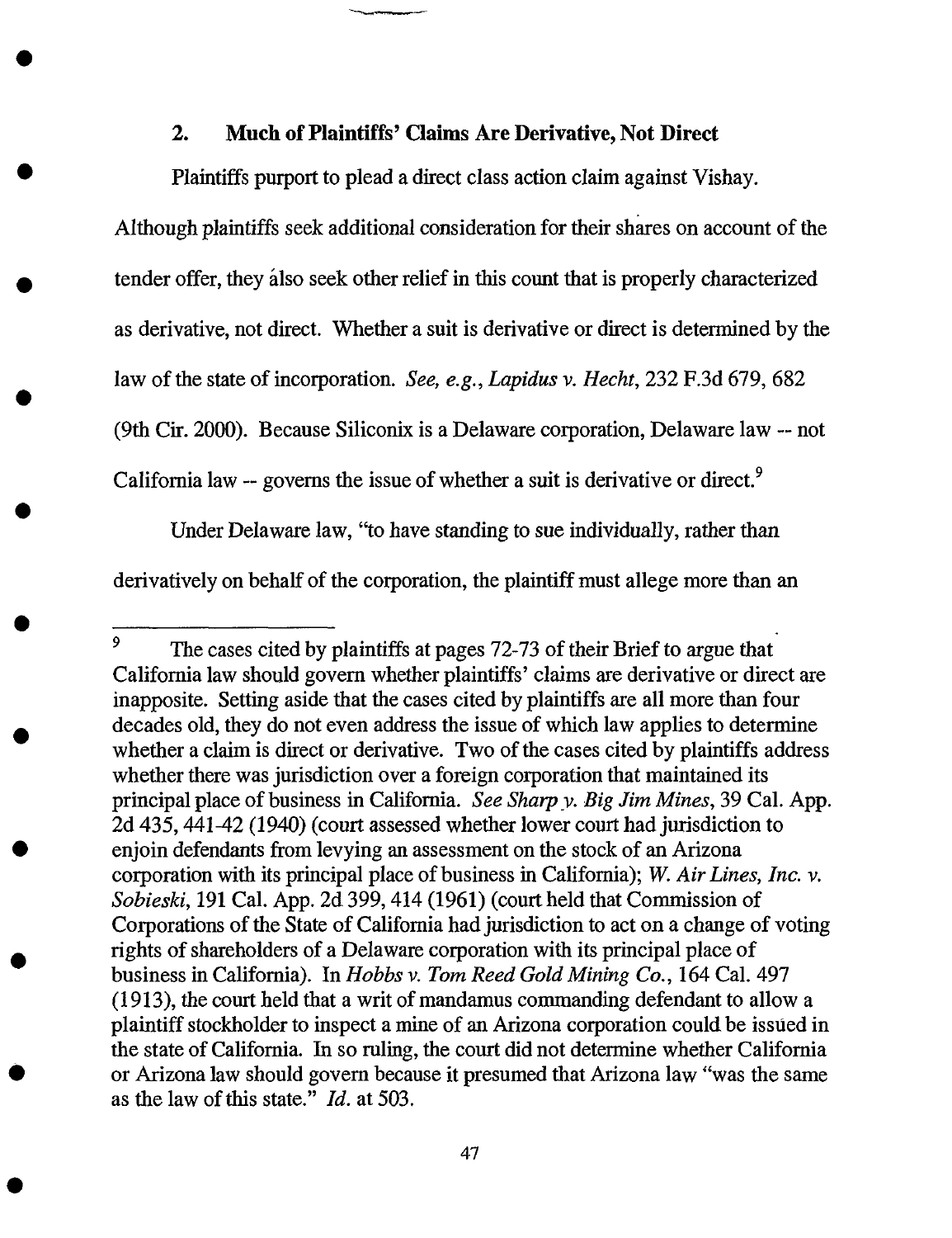### 2. **Much of Plaintiffs' Claims Are Derivative, Not Direct**

Plaintiffs purport to plead a direct class action claim against Vishay. Although plaintiffs seek additional consideration for their shares on account of the tender offer, they also seek other relief in this count that is properly characterized as derivative, not direct. Whether a suit is derivative or direct is determined by the law of the state of incorporation. *See, e.g., Lapidus v. Hecht*, 232 F.3d 679, 682 (9th Cir. 2000). Because Siliconix is a Delaware corporation, Delaware law -- not California law -- governs the issue of whether a suit is derivative or direct.[9]

Under Delaware law, "to have standing to sue individually, rather than derivatively on behalf of the corporation, the plaintiff must allege more than an

---

[9] The cases cited by plaintiffs at pages 72-73 of their Brief to argue that California law should govern whether plaintiffs' claims are derivative or direct are inapposite. Setting aside that the cases cited by plaintiffs are all more than four decades old, they do not even address the issue of which law applies to determine whether a claim is direct or derivative. Two of the cases cited by plaintiffs address whether there was jurisdiction over a foreign corporation that maintained its principal place of business in California. *See Sharp v. Big Jim Mines*, 39 Cal. App. 2d 435, 441-42 (1940) (court assessed whether lower court had jurisdiction to enjoin defendants from levying an assessment on the stock of an Arizona corporation with its principal place of business in California); *W. Air Lines, Inc. v. Sobieski*, 191 Cal. App. 2d 399, 414 (1961) (court held that Commission of Corporations of the State of California had jurisdiction to act on a change of voting rights of shareholders of a Delaware corporation with its principal place of business in California). In *Hobbs v. Tom Reed Gold Mining Co.*, 164 Cal. 497 (1913), the court held that a writ of mandamus commanding defendant to allow a plaintiff stockholder to inspect a mine of an Arizona corporation could be issued in the state of California. In so ruling, the court did not determine whether California or Arizona law should govern because it presumed that Arizona law "was the same as the law of this state." *Id.* at 503.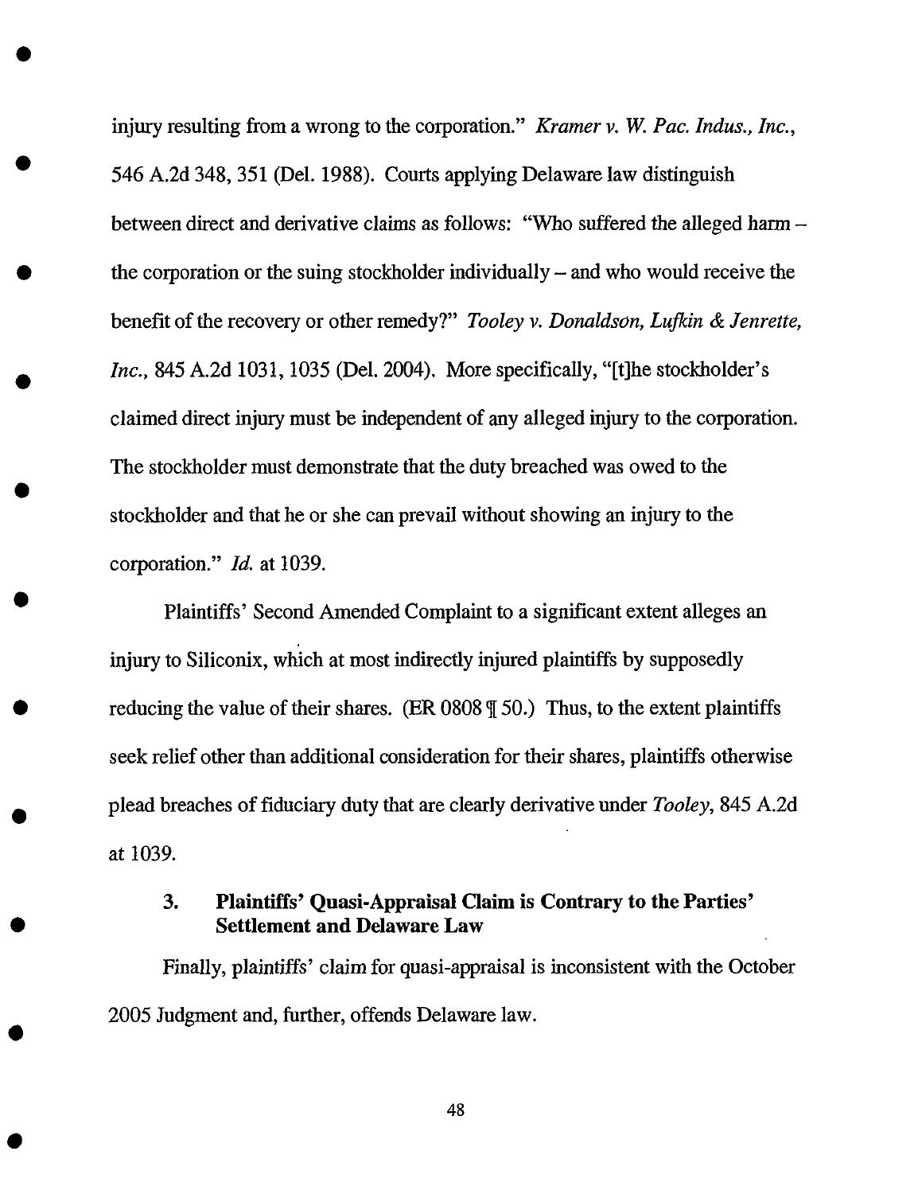injury resulting from a wrong to the corporation." *Kramer v. W. Pac. Indus., Inc.*, 546 A.2d 348, 351 (Del. 1988). Courts applying Delaware law distinguish between direct and derivative claims as follows: "Who suffered the alleged harm – the corporation or the suing stockholder individually – and who would receive the benefit of the recovery or other remedy?" *Tooley v. Donaldson, Lufkin & Jenrette, Inc.*, 845 A.2d 1031, 1035 (Del. 2004). More specifically, "[t]he stockholder's claimed direct injury must be independent of any alleged injury to the corporation. The stockholder must demonstrate that the duty breached was owed to the stockholder and that he or she can prevail without showing an injury to the corporation." *Id.* at 1039.

Plaintiffs' Second Amended Complaint to a significant extent alleges an injury to Siliconix, which at most indirectly injured plaintiffs by supposedly reducing the value of their shares. (ER 0808 ¶ 50.) Thus, to the extent plaintiffs seek relief other than additional consideration for their shares, plaintiffs otherwise plead breaches of fiduciary duty that are clearly derivative under *Tooley*, 845 A.2d at 1039.

### 3. Plaintiffs' Quasi-Appraisal Claim is Contrary to the Parties' Settlement and Delaware Law

Finally, plaintiffs' claim for quasi-appraisal is inconsistent with the October 2005 Judgment and, further, offends Delaware law.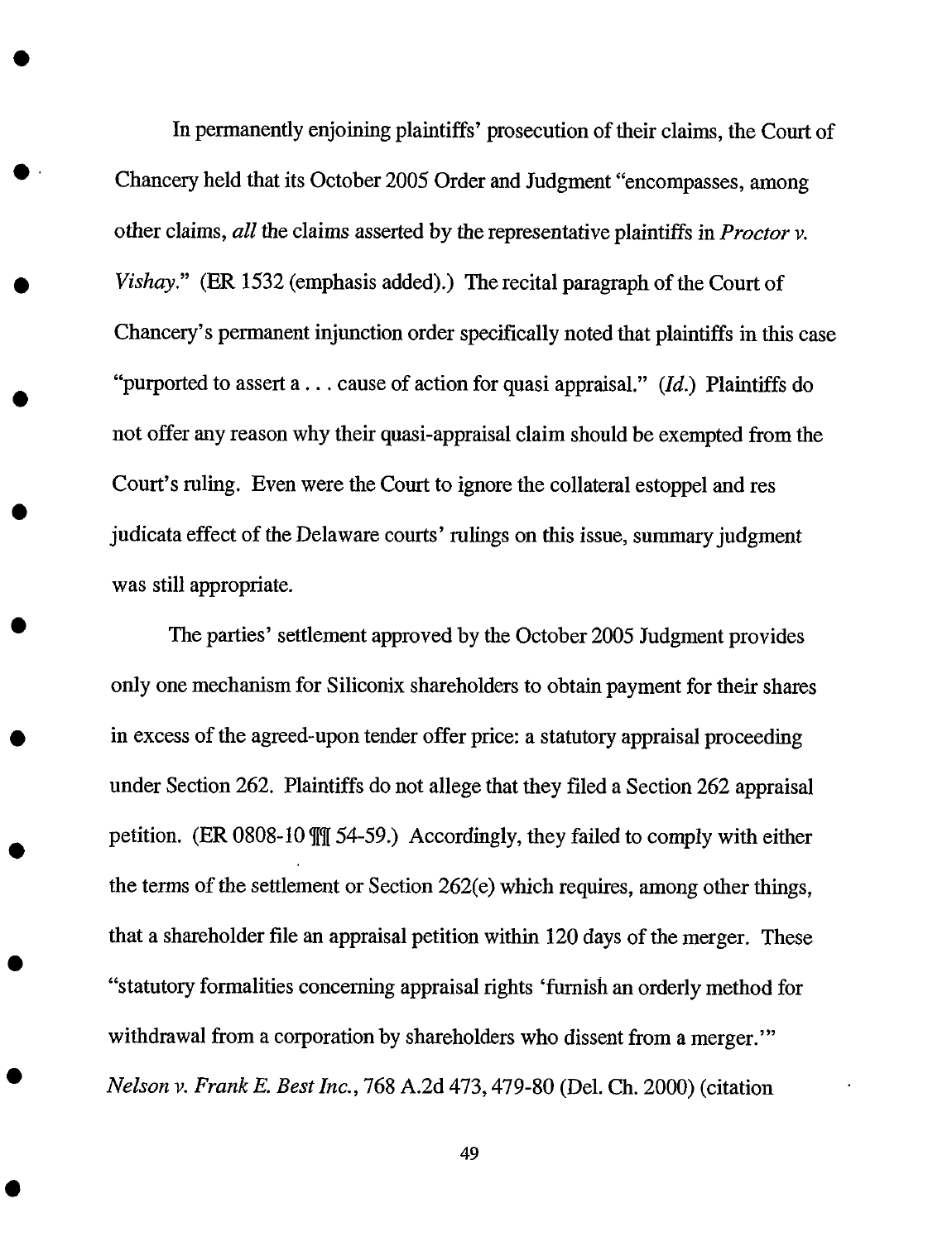In permanently enjoining plaintiffs' prosecution of their claims, the Court of Chancery held that its October 2005 Order and Judgment "encompasses, among other claims, *all* the claims asserted by the representative plaintiffs in *Proctor v. Vishay*." (ER 1532 (emphasis added).) The recital paragraph of the Court of Chancery's permanent injunction order specifically noted that plaintiffs in this case "purported to assert a . . . cause of action for quasi appraisal." (*Id.*) Plaintiffs do not offer any reason why their quasi-appraisal claim should be exempted from the Court's ruling. Even were the Court to ignore the collateral estoppel and res judicata effect of the Delaware courts' rulings on this issue, summary judgment was still appropriate.

The parties' settlement approved by the October 2005 Judgment provides only one mechanism for Siliconix shareholders to obtain payment for their shares in excess of the agreed-upon tender offer price: a statutory appraisal proceeding under Section 262. Plaintiffs do not allege that they filed a Section 262 appraisal petition. (ER 0808-10 ¶¶ 54-59.) Accordingly, they failed to comply with either the terms of the settlement or Section 262(e) which requires, among other things, that a shareholder file an appraisal petition within 120 days of the merger. These "statutory formalities concerning appraisal rights 'furnish an orderly method for withdrawal from a corporation by shareholders who dissent from a merger.'" *Nelson v. Frank E. Best Inc.*, 768 A.2d 473, 479-80 (Del. Ch. 2000) (citation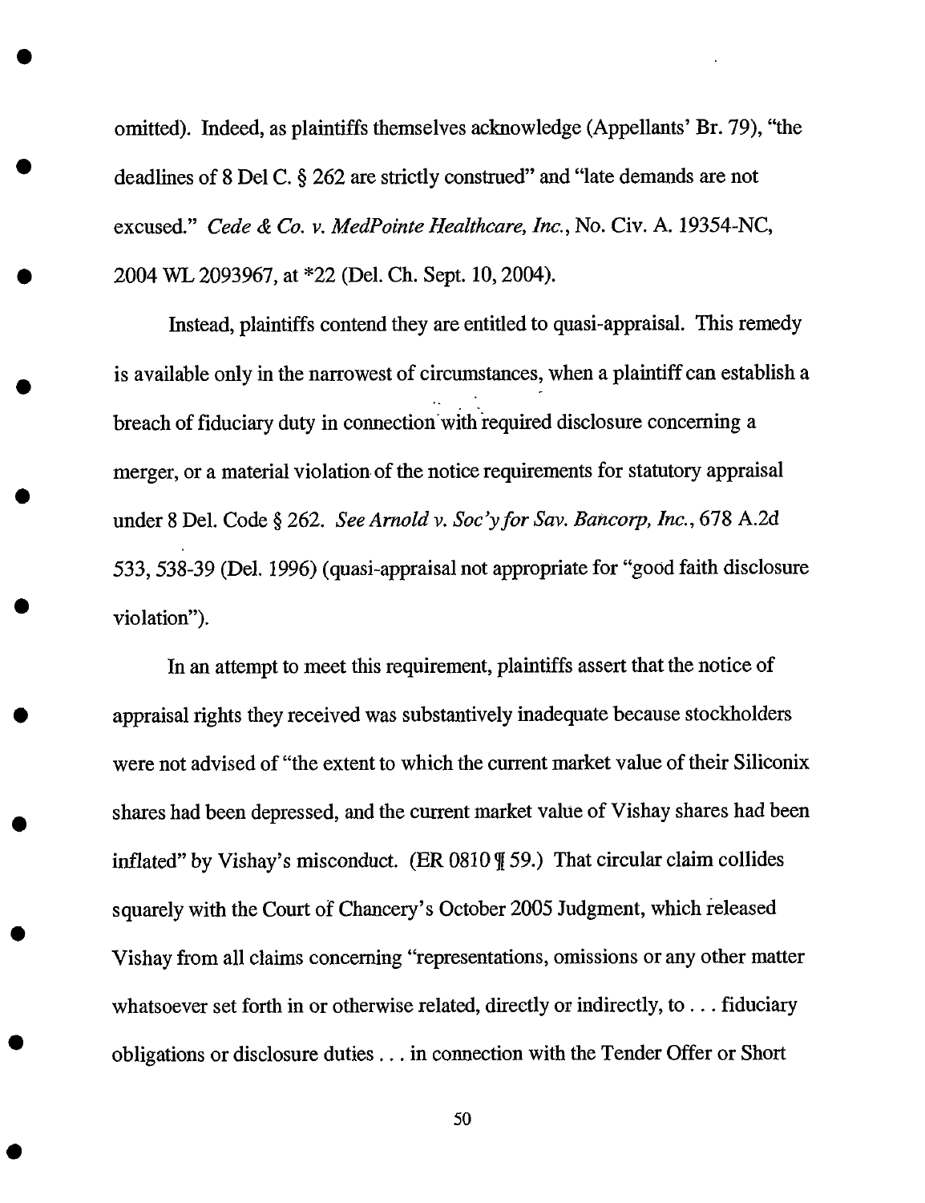omitted). Indeed, as plaintiffs themselves acknowledge (Appellants' Br. 79), "the deadlines of 8 Del C. § 262 are strictly construed" and "late demands are not excused." *Cede & Co. v. MedPointe Healthcare, Inc.*, No. Civ. A. 19354-NC, 2004 WL 2093967, at *22 (Del. Ch. Sept. 10, 2004).

Instead, plaintiffs contend they are entitled to quasi-appraisal. This remedy is available only in the narrowest of circumstances, when a plaintiff can establish a breach of fiduciary duty in connection with required disclosure concerning a merger, or a material violation of the notice requirements for statutory appraisal under 8 Del. Code § 262. *See Arnold v. Soc'y for Sav. Bancorp, Inc.*, 678 A.2d 533, 538-39 (Del. 1996) (quasi-appraisal not appropriate for "good faith disclosure violation").

In an attempt to meet this requirement, plaintiffs assert that the notice of appraisal rights they received was substantively inadequate because stockholders were not advised of "the extent to which the current market value of their Siliconix shares had been depressed, and the current market value of Vishay shares had been inflated" by Vishay's misconduct. (ER 0810 ¶ 59.) That circular claim collides squarely with the Court of Chancery's October 2005 Judgment, which released Vishay from all claims concerning "representations, omissions or any other matter whatsoever set forth in or otherwise related, directly or indirectly, to . . . fiduciary obligations or disclosure duties . . . in connection with the Tender Offer or Short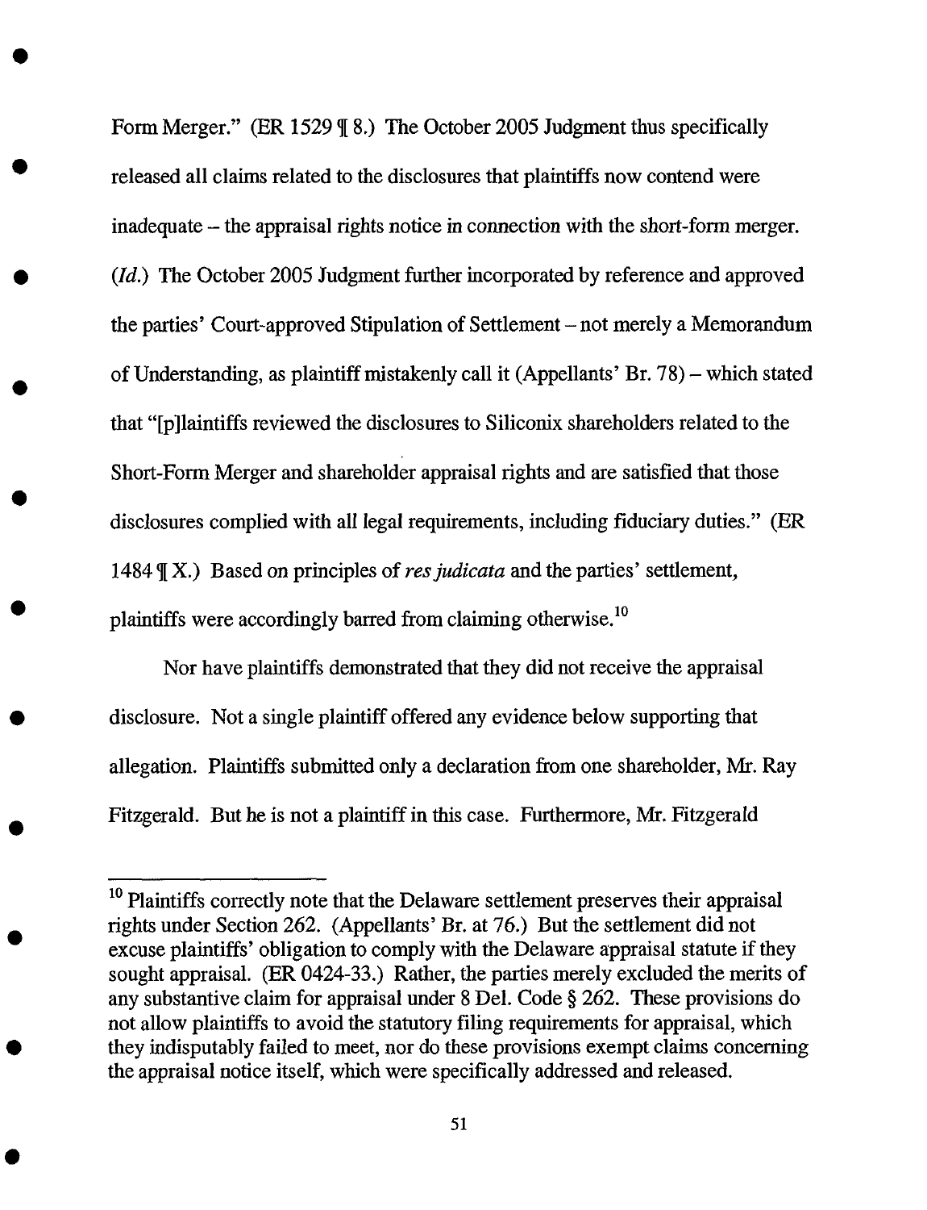Form Merger." (ER 1529 ¶ 8.) The October 2005 Judgment thus specifically released all claims related to the disclosures that plaintiffs now contend were inadequate – the appraisal rights notice in connection with the short-form merger. (*Id.*) The October 2005 Judgment further incorporated by reference and approved the parties' Court-approved Stipulation of Settlement – not merely a Memorandum of Understanding, as plaintiff mistakenly call it (Appellants' Br. 78) – which stated that "[p]laintiffs reviewed the disclosures to Siliconix shareholders related to the Short-Form Merger and shareholder appraisal rights and are satisfied that those disclosures complied with all legal requirements, including fiduciary duties." (ER 1484 ¶ X.) Based on principles of *res judicata* and the parties' settlement, plaintiffs were accordingly barred from claiming otherwise.[10]

Nor have plaintiffs demonstrated that they did not receive the appraisal disclosure. Not a single plaintiff offered any evidence below supporting that allegation. Plaintiffs submitted only a declaration from one shareholder, Mr. Ray Fitzgerald. But he is not a plaintiff in this case. Furthermore, Mr. Fitzgerald

---

[10] Plaintiffs correctly note that the Delaware settlement preserves their appraisal rights under Section 262. (Appellants' Br. at 76.) But the settlement did not excuse plaintiffs' obligation to comply with the Delaware appraisal statute if they sought appraisal. (ER 0424-33.) Rather, the parties merely excluded the merits of any substantive claim for appraisal under 8 Del. Code § 262. These provisions do not allow plaintiffs to avoid the statutory filing requirements for appraisal, which they indisputably failed to meet, nor do these provisions exempt claims concerning the appraisal notice itself, which were specifically addressed and released.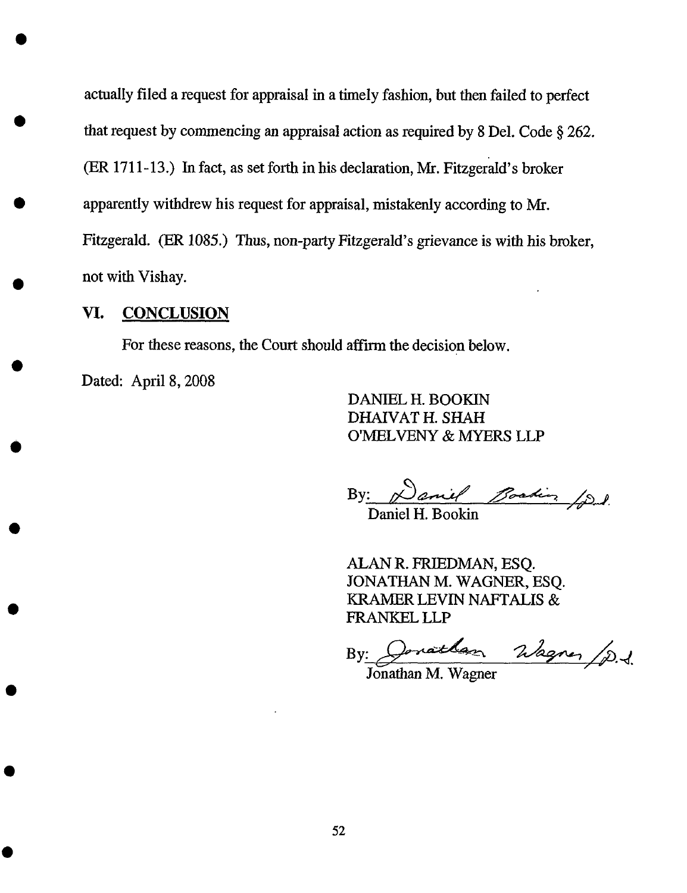actually filed a request for appraisal in a timely fashion, but then failed to perfect that request by commencing an appraisal action as required by 8 Del. Code § 262. (ER 1711-13.) In fact, as set forth in his declaration, Mr. Fitzgerald's broker apparently withdrew his request for appraisal, mistakenly according to Mr. Fitzgerald. (ER 1085.) Thus, non-party Fitzgerald's grievance is with his broker, not with Vishay.

## VI. CONCLUSION

For these reasons, the Court should affirm the decision below.

Dated: April 8, 2008

DANIEL H. BOOKIN
DHAIVAT H. SHAH
O'MELVENY & MYERS LLP

By: Daniel Bookin /D.S.
Daniel H. Bookin

ALAN R. FRIEDMAN, ESQ.
JONATHAN M. WAGNER, ESQ.
KRAMER LEVIN NAFTALIS & FRANKEL LLP

By: Jonathan Wagner /D.S.
Jonathan M. Wagner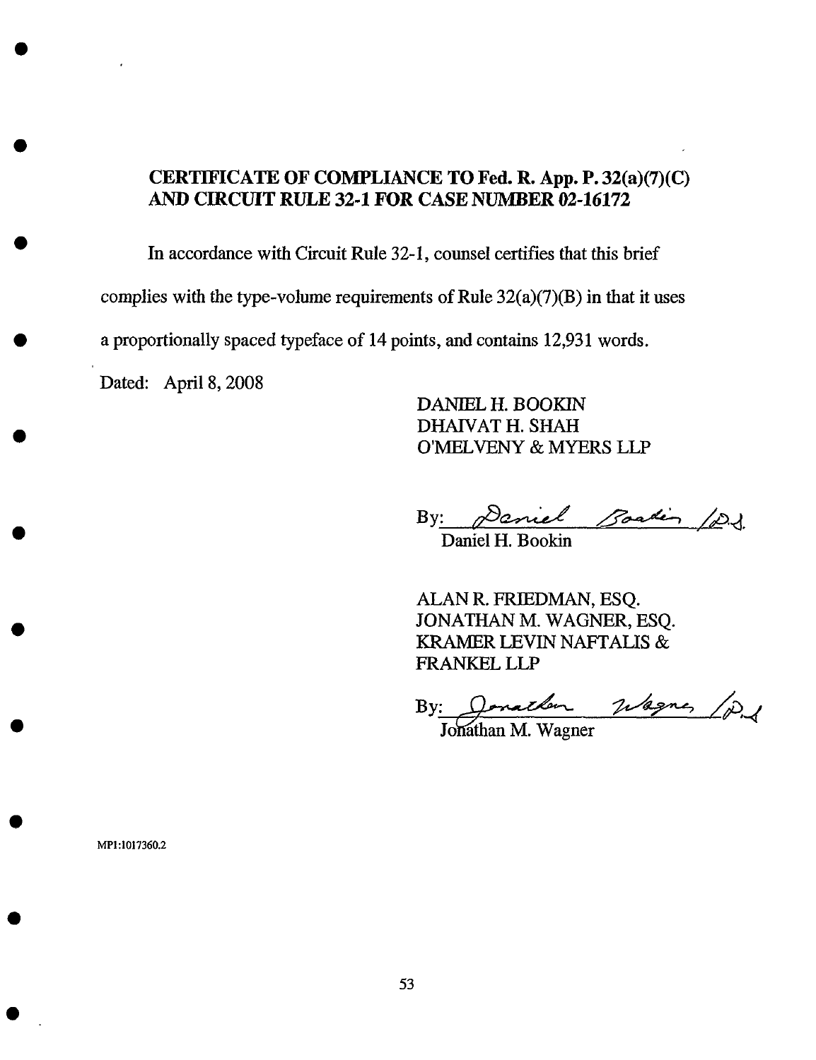**CERTIFICATE OF COMPLIANCE TO Fed. R. App. P. 32(a)(7)(C) AND CIRCUIT RULE 32-1 FOR CASE NUMBER 02-16172**

In accordance with Circuit Rule 32-1, counsel certifies that this brief complies with the type-volume requirements of Rule 32(a)(7)(B) in that it uses a proportionally spaced typeface of 14 points, and contains 12,931 words.

Dated: April 8, 2008

DANIEL H. BOOKIN
DHAIVAT H. SHAH
O'MELVENY & MYERS LLP

By: Daniel Bookin /D.S.
Daniel H. Bookin

ALAN R. FRIEDMAN, ESQ.
JONATHAN M. WAGNER, ESQ.
KRAMER LEVIN NAFTALIS & FRANKEL LLP

By: Jonathan Wagner /D.S.
Jonathan M. Wagner

MP1:1017360.2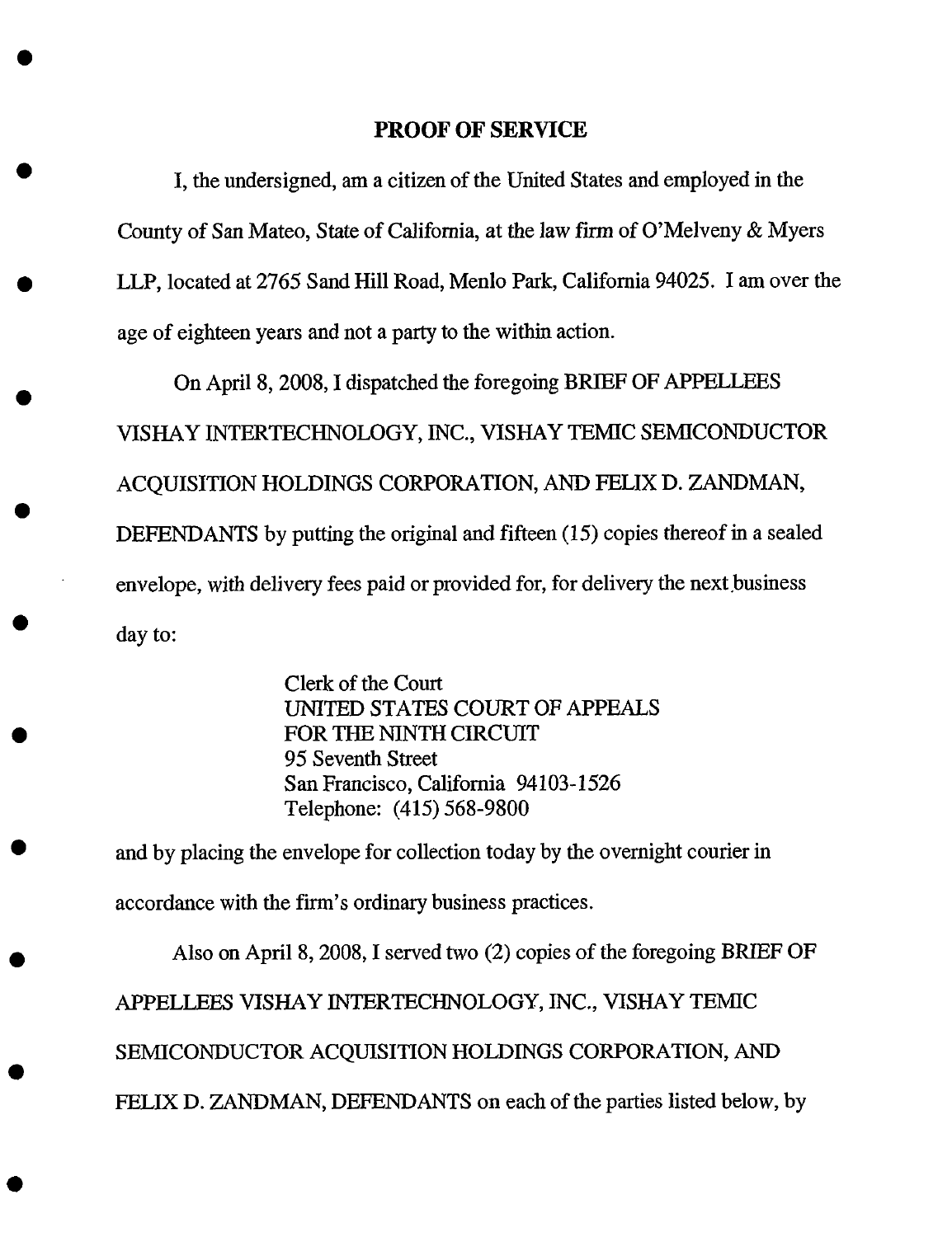## PROOF OF SERVICE

I, the undersigned, am a citizen of the United States and employed in the County of San Mateo, State of California, at the law firm of O'Melveny & Myers LLP, located at 2765 Sand Hill Road, Menlo Park, California 94025. I am over the age of eighteen years and not a party to the within action.

On April 8, 2008, I dispatched the foregoing BRIEF OF APPELLEES VISHAY INTERTECHNOLOGY, INC., VISHAY TEMIC SEMICONDUCTOR ACQUISITION HOLDINGS CORPORATION, AND FELIX D. ZANDMAN, DEFENDANTS by putting the original and fifteen (15) copies thereof in a sealed envelope, with delivery fees paid or provided for, for delivery the next business day to:

> Clerk of the Court
> UNITED STATES COURT OF APPEALS
> FOR THE NINTH CIRCUIT
> 95 Seventh Street
> San Francisco, California 94103-1526
> Telephone: (415) 568-9800

and by placing the envelope for collection today by the overnight courier in accordance with the firm's ordinary business practices.

Also on April 8, 2008, I served two (2) copies of the foregoing BRIEF OF APPELLEES VISHAY INTERTECHNOLOGY, INC., VISHAY TEMIC SEMICONDUCTOR ACQUISITION HOLDINGS CORPORATION, AND FELIX D. ZANDMAN, DEFENDANTS on each of the parties listed below, by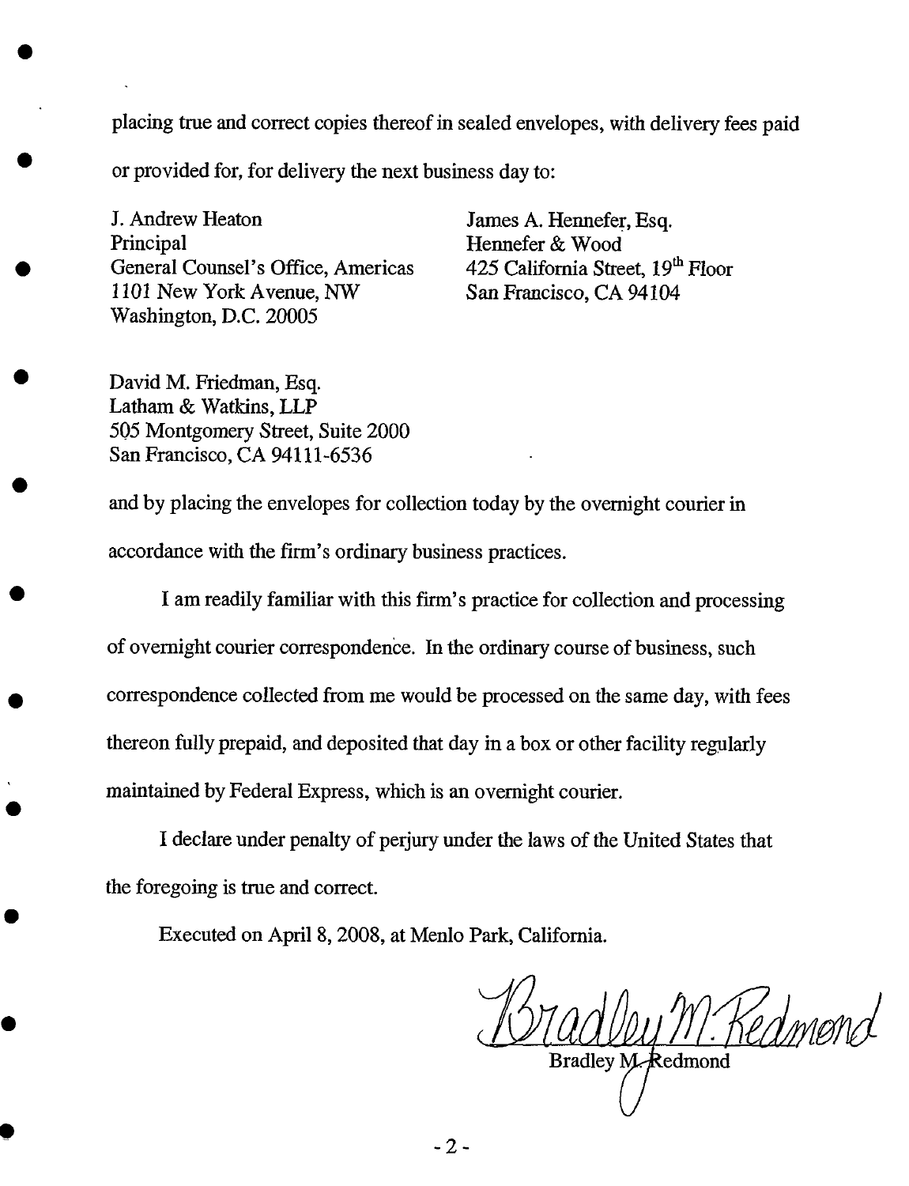placing true and correct copies thereof in sealed envelopes, with delivery fees paid or provided for, for delivery the next business day to:

J. Andrew Heaton
Principal
General Counsel's Office, Americas
1101 New York Avenue, NW
Washington, D.C. 20005

James A. Hennefer, Esq.
Hennefer & Wood
425 California Street, 19th Floor
San Francisco, CA 94104

David M. Friedman, Esq.
Latham & Watkins, LLP
505 Montgomery Street, Suite 2000
San Francisco, CA 94111-6536

and by placing the envelopes for collection today by the overnight courier in accordance with the firm's ordinary business practices.

I am readily familiar with this firm's practice for collection and processing of overnight courier correspondence. In the ordinary course of business, such correspondence collected from me would be processed on the same day, with fees thereon fully prepaid, and deposited that day in a box or other facility regularly maintained by Federal Express, which is an overnight courier.

I declare under penalty of perjury under the laws of the United States that the foregoing is true and correct.

Executed on April 8, 2008, at Menlo Park, California.

Bradley M. Redmond

Bradley M. Redmond